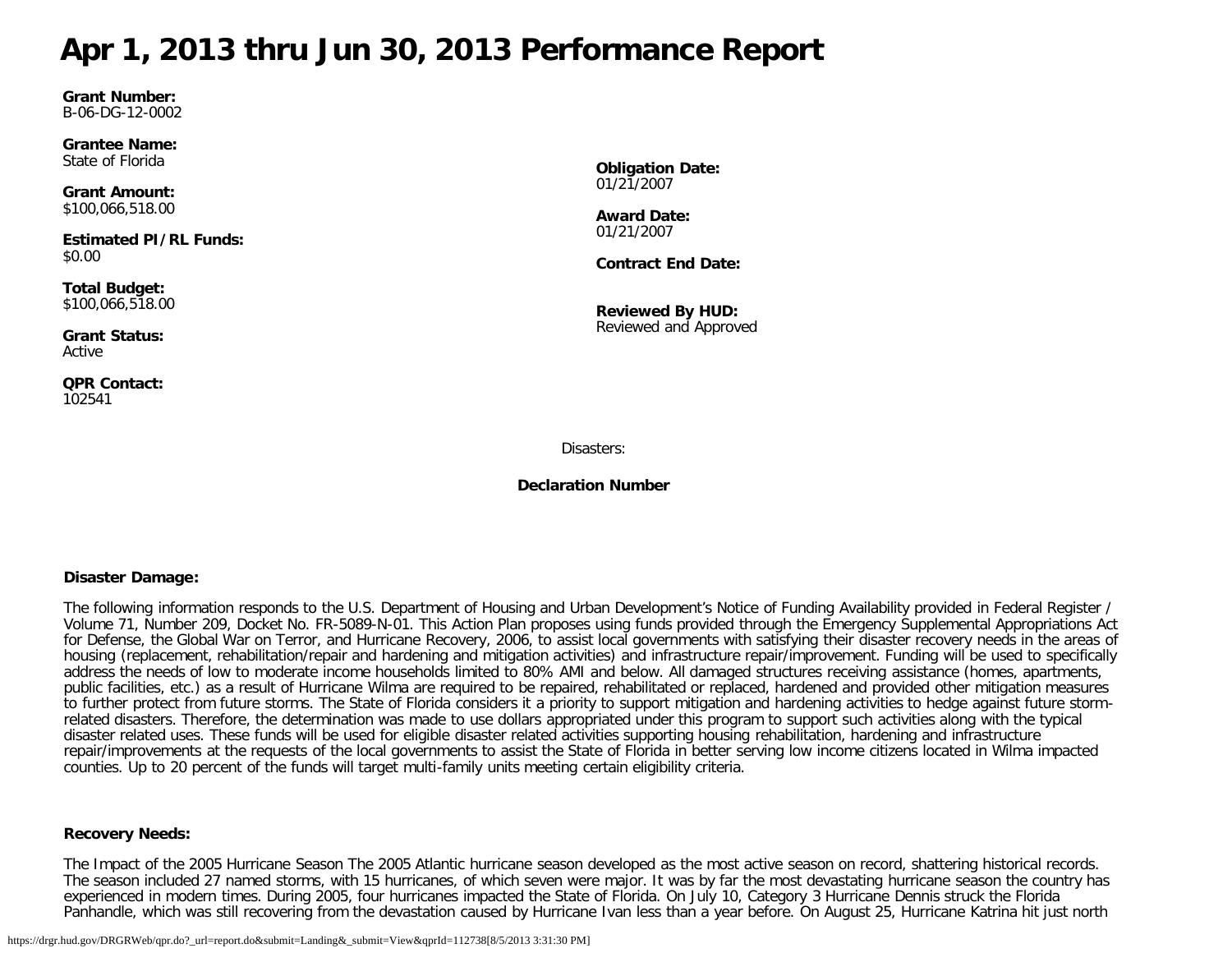# Apr 1, 2013 thru Jun 30, 2013 Performance Report

**Grant Number:**
B-06-DG-12-0002

**Grantee Name:**
State of Florida

**Grant Amount:**
$100,066,518.00

**Estimated PI/RL Funds:**
$0.00

**Total Budget:**
$100,066,518.00

**Grant Status:**
Active

**QPR Contact:**
102541

**Obligation Date:**
01/21/2007

**Award Date:**
01/21/2007

**Contract End Date:**

**Reviewed By HUD:**
Reviewed and Approved

Disasters:

**Declaration Number**

**Disaster Damage:**

The following information responds to the U.S. Department of Housing and Urban Development's Notice of Funding Availability provided in Federal Register / Volume 71, Number 209, Docket No. FR-5089-N-01. This Action Plan proposes using funds provided through the Emergency Supplemental Appropriations Act for Defense, the Global War on Terror, and Hurricane Recovery, 2006, to assist local governments with satisfying their disaster recovery needs in the areas of housing (replacement, rehabilitation/repair and hardening and mitigation activities) and infrastructure repair/improvement. Funding will be used to specifically address the needs of low to moderate income households limited to 80% AMI and below. All damaged structures receiving assistance (homes, apartments, public facilities, etc.) as a result of Hurricane Wilma are required to be repaired, rehabilitated or replaced, hardened and provided other mitigation measures to further protect from future storms. The State of Florida considers it a priority to support mitigation and hardening activities to hedge against future storm-related disasters. Therefore, the determination was made to use dollars appropriated under this program to support such activities along with the typical disaster related uses. These funds will be used for eligible disaster related activities supporting housing rehabilitation, hardening and infrastructure repair/improvements at the requests of the local governments to assist the State of Florida in better serving low income citizens located in Wilma impacted counties. Up to 20 percent of the funds will target multi-family units meeting certain eligibility criteria.

**Recovery Needs:**

The Impact of the 2005 Hurricane Season The 2005 Atlantic hurricane season developed as the most active season on record, shattering historical records. The season included 27 named storms, with 15 hurricanes, of which seven were major. It was by far the most devastating hurricane season the country has experienced in modern times. During 2005, four hurricanes impacted the State of Florida. On July 10, Category 3 Hurricane Dennis struck the Florida Panhandle, which was still recovering from the devastation caused by Hurricane Ivan less than a year before. On August 25, Hurricane Katrina hit just north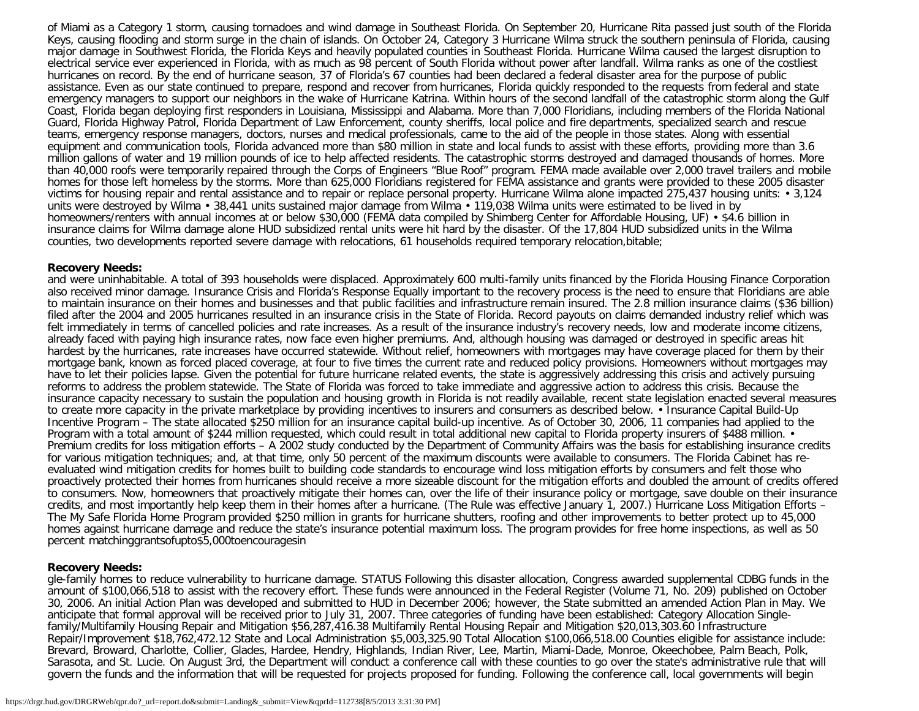of Miami as a Category 1 storm, causing tornadoes and wind damage in Southeast Florida. On September 20, Hurricane Rita passed just south of the Florida Keys, causing flooding and storm surge in the chain of islands. On October 24, Category 3 Hurricane Wilma struck the southern peninsula of Florida, causing major damage in Southwest Florida, the Florida Keys and heavily populated counties in Southeast Florida. Hurricane Wilma caused the largest disruption to electrical service ever experienced in Florida, with as much as 98 percent of South Florida without power after landfall. Wilma ranks as one of the costliest hurricanes on record. By the end of hurricane season, 37 of Florida's 67 counties had been declared a federal disaster area for the purpose of public assistance. Even as our state continued to prepare, respond and recover from hurricanes, Florida quickly responded to the requests from federal and state emergency managers to support our neighbors in the wake of Hurricane Katrina. Within hours of the second landfall of the catastrophic storm along the Gulf Coast, Florida began deploying first responders in Louisiana, Mississippi and Alabama. More than 7,000 Floridians, including members of the Florida National Guard, Florida Highway Patrol, Florida Department of Law Enforcement, county sheriffs, local police and fire departments, specialized search and rescue teams, emergency response managers, doctors, nurses and medical professionals, came to the aid of the people in those states. Along with essential equipment and communication tools, Florida advanced more than $80 million in state and local funds to assist with these efforts, providing more than 3.6 million gallons of water and 19 million pounds of ice to help affected residents. The catastrophic storms destroyed and damaged thousands of homes. More than 40,000 roofs were temporarily repaired through the Corps of Engineers "Blue Roof" program. FEMA made available over 2,000 travel trailers and mobile homes for those left homeless by the storms. More than 625,000 Floridians registered for FEMA assistance and grants were provided to these 2005 disaster victims for housing repair and rental assistance and to repair or replace personal property. Hurricane Wilma alone impacted 275,437 housing units: • 3,124 units were destroyed by Wilma • 38,441 units sustained major damage from Wilma • 119,038 Wilma units were estimated to be lived in by homeowners/renters with annual incomes at or below $30,000 (FEMA data compiled by Shimberg Center for Affordable Housing, UF) • $4.6 billion in insurance claims for Wilma damage alone HUD subsidized rental units were hit hard by the disaster. Of the 17,804 HUD subsidized units in the Wilma counties, two developments reported severe damage with relocations, 61 households required temporary relocation,bitable;

**Recovery Needs:**

and were uninhabitable. A total of 393 households were displaced. Approximately 600 multi-family units financed by the Florida Housing Finance Corporation also received minor damage. Insurance Crisis and Florida's Response Equally important to the recovery process is the need to ensure that Floridians are able to maintain insurance on their homes and businesses and that public facilities and infrastructure remain insured. The 2.8 million insurance claims ($36 billion) filed after the 2004 and 2005 hurricanes resulted in an insurance crisis in the State of Florida. Record payouts on claims demanded industry relief which was felt immediately in terms of cancelled policies and rate increases. As a result of the insurance industry's recovery needs, low and moderate income citizens, already faced with paying high insurance rates, now face even higher premiums. And, although housing was damaged or destroyed in specific areas hit hardest by the hurricanes, rate increases have occurred statewide. Without relief, homeowners with mortgages may have coverage placed for them by their mortgage bank, known as forced placed coverage, at four to five times the current rate and reduced policy provisions. Homeowners without mortgages may have to let their policies lapse. Given the potential for future hurricane related events, the state is aggressively addressing this crisis and actively pursuing reforms to address the problem statewide. The State of Florida was forced to take immediate and aggressive action to address this crisis. Because the insurance capacity necessary to sustain the population and housing growth in Florida is not readily available, recent state legislation enacted several measures to create more capacity in the private marketplace by providing incentives to insurers and consumers as described below. • Insurance Capital Build-Up Incentive Program – The state allocated $250 million for an insurance capital build-up incentive. As of October 30, 2006, 11 companies had applied to the Program with a total amount of $244 million requested, which could result in total additional new capital to Florida property insurers of $488 million. • Premium credits for loss mitigation efforts – A 2002 study conducted by the Department of Community Affairs was the basis for establishing insurance credits for various mitigation techniques; and, at that time, only 50 percent of the maximum discounts were available to consumers. The Florida Cabinet has re-evaluated wind mitigation credits for homes built to building code standards to encourage wind loss mitigation efforts by consumers and felt those who proactively protected their homes from hurricanes should receive a more sizeable discount for the mitigation efforts and doubled the amount of credits offered to consumers. Now, homeowners that proactively mitigate their homes can, over the life of their insurance policy or mortgage, save double on their insurance credits, and most importantly help keep them in their homes after a hurricane. (The Rule was effective January 1, 2007.) Hurricane Loss Mitigation Efforts – The My Safe Florida Home Program provided $250 million in grants for hurricane shutters, roofing and other improvements to better protect up to 45,000 homes against hurricane damage and reduce the state's insurance potential maximum loss. The program provides for free home inspections, as well as 50 percent matchinggrantsofupto$5,000toencouragesin

**Recovery Needs:**

gle-family homes to reduce vulnerability to hurricane damage. STATUS Following this disaster allocation, Congress awarded supplemental CDBG funds in the amount of $100,066,518 to assist with the recovery effort. These funds were announced in the Federal Register (Volume 71, No. 209) published on October 30, 2006. An initial Action Plan was developed and submitted to HUD in December 2006; however, the State submitted an amended Action Plan in May. We anticipate that formal approval will be received prior to July 31, 2007. Three categories of funding have been established: Category Allocation Single-family/Multifamily Housing Repair and Mitigation $56,287,416.38 Multifamily Rental Housing Repair and Mitigation $20,013,303.60 Infrastructure Repair/Improvement $18,762,472.12 State and Local Administration $5,003,325.90 Total Allocation $100,066,518.00 Counties eligible for assistance include: Brevard, Broward, Charlotte, Collier, Glades, Hardee, Hendry, Highlands, Indian River, Lee, Martin, Miami-Dade, Monroe, Okeechobee, Palm Beach, Polk, Sarasota, and St. Lucie. On August 3rd, the Department will conduct a conference call with these counties to go over the state's administrative rule that will govern the funds and the information that will be requested for projects proposed for funding. Following the conference call, local governments will begin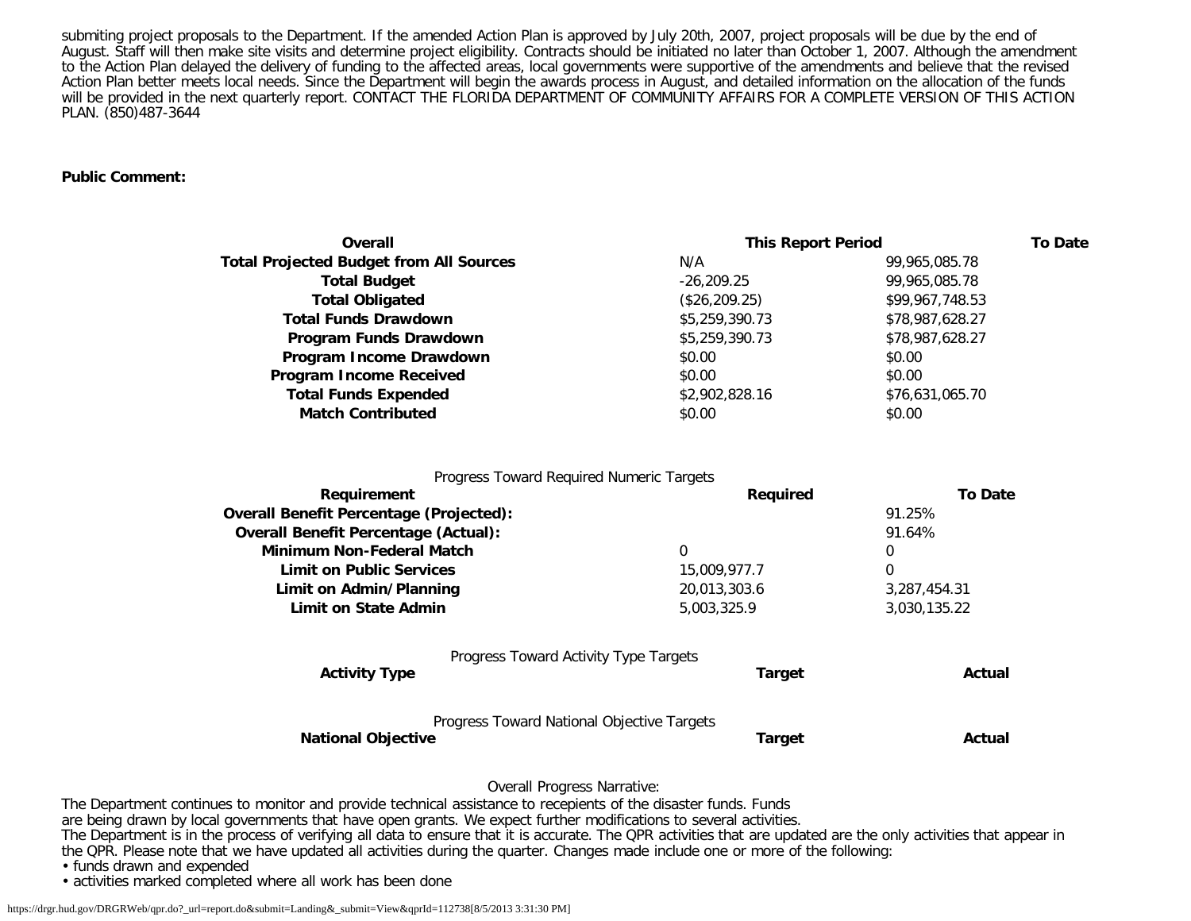submiting project proposals to the Department. If the amended Action Plan is approved by July 20th, 2007, project proposals will be due by the end of August. Staff will then make site visits and determine project eligibility. Contracts should be initiated no later than October 1, 2007. Although the amendment to the Action Plan delayed the delivery of funding to the affected areas, local governments were supportive of the amendments and believe that the revised Action Plan better meets local needs. Since the Department will begin the awards process in August, and detailed information on the allocation of the funds will be provided in the next quarterly report. CONTACT THE FLORIDA DEPARTMENT OF COMMUNITY AFFAIRS FOR A COMPLETE VERSION OF THIS ACTION PLAN. (850)487-3644

**Public Comment:**

| Overall | This Report Period | To Date |
|---|---|---|
| **Total Projected Budget from All Sources** | N/A | 99,965,085.78 |
| **Total Budget** | -26,209.25 | 99,965,085.78 |
| **Total Obligated** | ($26,209.25) | $99,967,748.53 |
| **Total Funds Drawdown** | $5,259,390.73 | $78,987,628.27 |
| **Program Funds Drawdown** | $5,259,390.73 | $78,987,628.27 |
| **Program Income Drawdown** | $0.00 | $0.00 |
| **Program Income Received** | $0.00 | $0.00 |
| **Total Funds Expended** | $2,902,828.16 | $76,631,065.70 |
| **Match Contributed** | $0.00 | $0.00 |

Progress Toward Required Numeric Targets

| Requirement | Required | To Date |
|---|---|---|
| **Overall Benefit Percentage (Projected):** | | 91.25% |
| **Overall Benefit Percentage (Actual):** | | 91.64% |
| **Minimum Non-Federal Match** | 0 | 0 |
| **Limit on Public Services** | 15,009,977.7 | 0 |
| **Limit on Admin/Planning** | 20,013,303.6 | 3,287,454.31 |
| **Limit on State Admin** | 5,003,325.9 | 3,030,135.22 |

Progress Toward Activity Type Targets

| Activity Type | Target | Actual |
|---|---|---|

Progress Toward National Objective Targets

| National Objective | Target | Actual |
|---|---|---|

Overall Progress Narrative:

The Department continues to monitor and provide technical assistance to recepients of the disaster funds. Funds are being drawn by local governments that have open grants. We expect further modifications to several activities.
The Department is in the process of verifying all data to ensure that it is accurate. The QPR activities that are updated are the only activities that appear in the QPR. Please note that we have updated all activities during the quarter. Changes made include one or more of the following:

- funds drawn and expended
- activities marked completed where all work has been done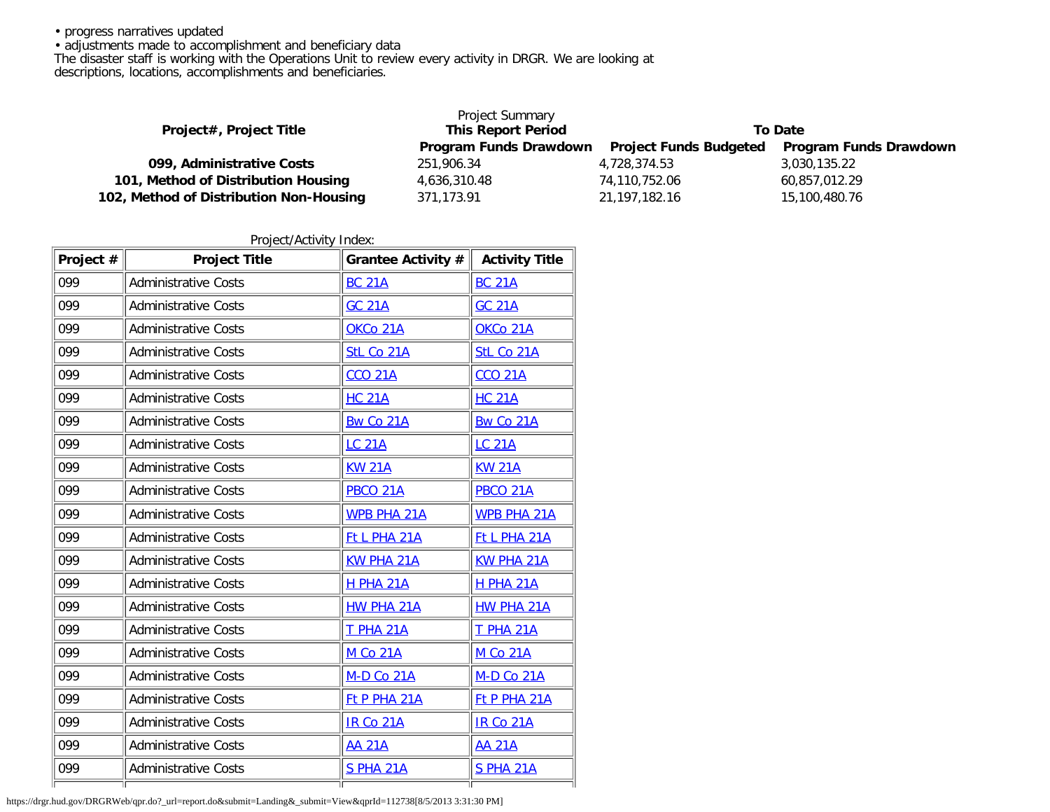- progress narratives updated
- adjustments made to accomplishment and beneficiary data

The disaster staff is working with the Operations Unit to review every activity in DRGR. We are looking at descriptions, locations, accomplishments and beneficiaries.

Project Summary

| Project#, Project Title | This Report Period | To Date | |
|---|---|---|---|
| | Program Funds Drawdown | Project Funds Budgeted | Program Funds Drawdown |
| **099, Administrative Costs** | 251,906.34 | 4,728,374.53 | 3,030,135.22 |
| **101, Method of Distribution Housing** | 4,636,310.48 | 74,110,752.06 | 60,857,012.29 |
| **102, Method of Distribution Non-Housing** | 371,173.91 | 21,197,182.16 | 15,100,480.76 |

Project/Activity Index:

| Project # | Project Title | Grantee Activity # | Activity Title |
|---|---|---|---|
| 099 | Administrative Costs | BC 21A | BC 21A |
| 099 | Administrative Costs | GC 21A | GC 21A |
| 099 | Administrative Costs | OKCo 21A | OKCo 21A |
| 099 | Administrative Costs | StL Co 21A | StL Co 21A |
| 099 | Administrative Costs | CCO 21A | CCO 21A |
| 099 | Administrative Costs | HC 21A | HC 21A |
| 099 | Administrative Costs | Bw Co 21A | Bw Co 21A |
| 099 | Administrative Costs | LC 21A | LC 21A |
| 099 | Administrative Costs | KW 21A | KW 21A |
| 099 | Administrative Costs | PBCO 21A | PBCO 21A |
| 099 | Administrative Costs | WPB PHA 21A | WPB PHA 21A |
| 099 | Administrative Costs | Ft L PHA 21A | Ft L PHA 21A |
| 099 | Administrative Costs | KW PHA 21A | KW PHA 21A |
| 099 | Administrative Costs | H PHA 21A | H PHA 21A |
| 099 | Administrative Costs | HW PHA 21A | HW PHA 21A |
| 099 | Administrative Costs | T PHA 21A | T PHA 21A |
| 099 | Administrative Costs | M Co 21A | M Co 21A |
| 099 | Administrative Costs | M-D Co 21A | M-D Co 21A |
| 099 | Administrative Costs | Ft P PHA 21A | Ft P PHA 21A |
| 099 | Administrative Costs | IR Co 21A | IR Co 21A |
| 099 | Administrative Costs | AA 21A | AA 21A |
| 099 | Administrative Costs | S PHA 21A | S PHA 21A |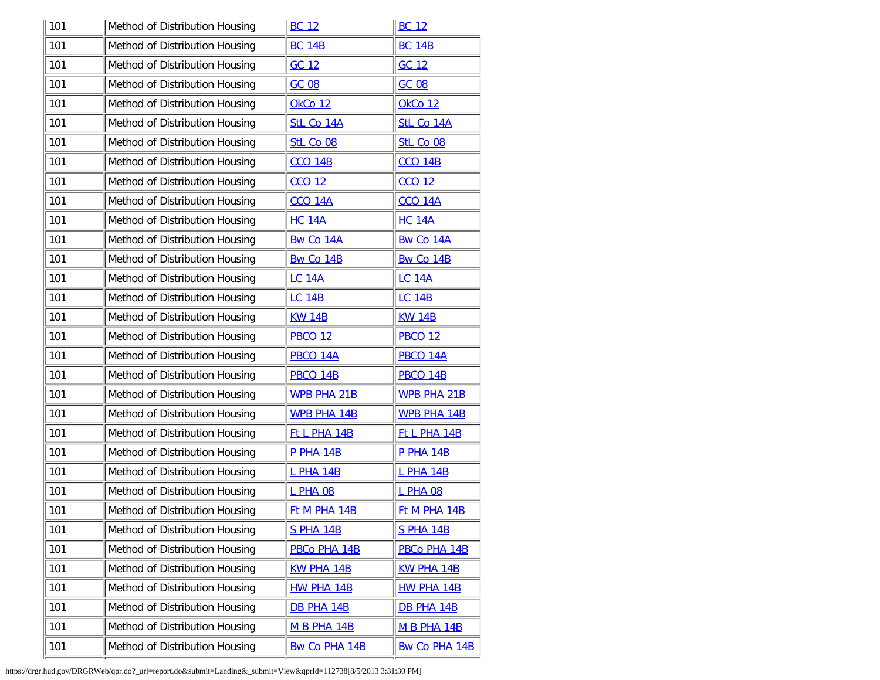| | | | |
|---|---|---|---|
| 101 | Method of Distribution Housing | BC 12 | BC 12 |
| 101 | Method of Distribution Housing | BC 14B | BC 14B |
| 101 | Method of Distribution Housing | GC 12 | GC 12 |
| 101 | Method of Distribution Housing | GC 08 | GC 08 |
| 101 | Method of Distribution Housing | OkCo 12 | OkCo 12 |
| 101 | Method of Distribution Housing | StL Co 14A | StL Co 14A |
| 101 | Method of Distribution Housing | StL Co 08 | StL Co 08 |
| 101 | Method of Distribution Housing | CCO 14B | CCO 14B |
| 101 | Method of Distribution Housing | CCO 12 | CCO 12 |
| 101 | Method of Distribution Housing | CCO 14A | CCO 14A |
| 101 | Method of Distribution Housing | HC 14A | HC 14A |
| 101 | Method of Distribution Housing | Bw Co 14A | Bw Co 14A |
| 101 | Method of Distribution Housing | Bw Co 14B | Bw Co 14B |
| 101 | Method of Distribution Housing | LC 14A | LC 14A |
| 101 | Method of Distribution Housing | LC 14B | LC 14B |
| 101 | Method of Distribution Housing | KW 14B | KW 14B |
| 101 | Method of Distribution Housing | PBCO 12 | PBCO 12 |
| 101 | Method of Distribution Housing | PBCO 14A | PBCO 14A |
| 101 | Method of Distribution Housing | PBCO 14B | PBCO 14B |
| 101 | Method of Distribution Housing | WPB PHA 21B | WPB PHA 21B |
| 101 | Method of Distribution Housing | WPB PHA 14B | WPB PHA 14B |
| 101 | Method of Distribution Housing | Ft L PHA 14B | Ft L PHA 14B |
| 101 | Method of Distribution Housing | P PHA 14B | P PHA 14B |
| 101 | Method of Distribution Housing | L PHA 14B | L PHA 14B |
| 101 | Method of Distribution Housing | L PHA 08 | L PHA 08 |
| 101 | Method of Distribution Housing | Ft M PHA 14B | Ft M PHA 14B |
| 101 | Method of Distribution Housing | S PHA 14B | S PHA 14B |
| 101 | Method of Distribution Housing | PBCo PHA 14B | PBCo PHA 14B |
| 101 | Method of Distribution Housing | KW PHA 14B | KW PHA 14B |
| 101 | Method of Distribution Housing | HW PHA 14B | HW PHA 14B |
| 101 | Method of Distribution Housing | DB PHA 14B | DB PHA 14B |
| 101 | Method of Distribution Housing | M B PHA 14B | M B PHA 14B |
| 101 | Method of Distribution Housing | Bw Co PHA 14B | Bw Co PHA 14B |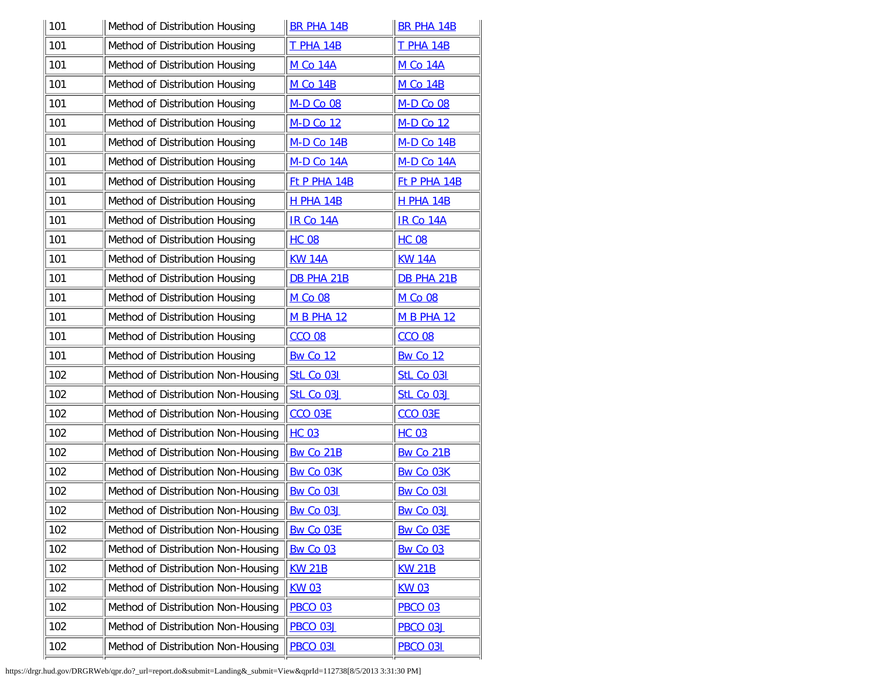| | | | |
|---|---|---|---|
| 101 | Method of Distribution Housing | BR PHA 14B | BR PHA 14B |
| 101 | Method of Distribution Housing | T PHA 14B | T PHA 14B |
| 101 | Method of Distribution Housing | M Co 14A | M Co 14A |
| 101 | Method of Distribution Housing | M Co 14B | M Co 14B |
| 101 | Method of Distribution Housing | M-D Co 08 | M-D Co 08 |
| 101 | Method of Distribution Housing | M-D Co 12 | M-D Co 12 |
| 101 | Method of Distribution Housing | M-D Co 14B | M-D Co 14B |
| 101 | Method of Distribution Housing | M-D Co 14A | M-D Co 14A |
| 101 | Method of Distribution Housing | Ft P PHA 14B | Ft P PHA 14B |
| 101 | Method of Distribution Housing | H PHA 14B | H PHA 14B |
| 101 | Method of Distribution Housing | IR Co 14A | IR Co 14A |
| 101 | Method of Distribution Housing | HC 08 | HC 08 |
| 101 | Method of Distribution Housing | KW 14A | KW 14A |
| 101 | Method of Distribution Housing | DB PHA 21B | DB PHA 21B |
| 101 | Method of Distribution Housing | M Co 08 | M Co 08 |
| 101 | Method of Distribution Housing | M B PHA 12 | M B PHA 12 |
| 101 | Method of Distribution Housing | CCO 08 | CCO 08 |
| 101 | Method of Distribution Housing | Bw Co 12 | Bw Co 12 |
| 102 | Method of Distribution Non-Housing | StL Co 03I | StL Co 03I |
| 102 | Method of Distribution Non-Housing | StL Co 03J | StL Co 03J |
| 102 | Method of Distribution Non-Housing | CCO 03E | CCO 03E |
| 102 | Method of Distribution Non-Housing | HC 03 | HC 03 |
| 102 | Method of Distribution Non-Housing | Bw Co 21B | Bw Co 21B |
| 102 | Method of Distribution Non-Housing | Bw Co 03K | Bw Co 03K |
| 102 | Method of Distribution Non-Housing | Bw Co 03I | Bw Co 03I |
| 102 | Method of Distribution Non-Housing | Bw Co 03J | Bw Co 03J |
| 102 | Method of Distribution Non-Housing | Bw Co 03E | Bw Co 03E |
| 102 | Method of Distribution Non-Housing | Bw Co 03 | Bw Co 03 |
| 102 | Method of Distribution Non-Housing | KW 21B | KW 21B |
| 102 | Method of Distribution Non-Housing | KW 03 | KW 03 |
| 102 | Method of Distribution Non-Housing | PBCO 03 | PBCO 03 |
| 102 | Method of Distribution Non-Housing | PBCO 03J | PBCO 03J |
| 102 | Method of Distribution Non-Housing | PBCO 03I | PBCO 03I |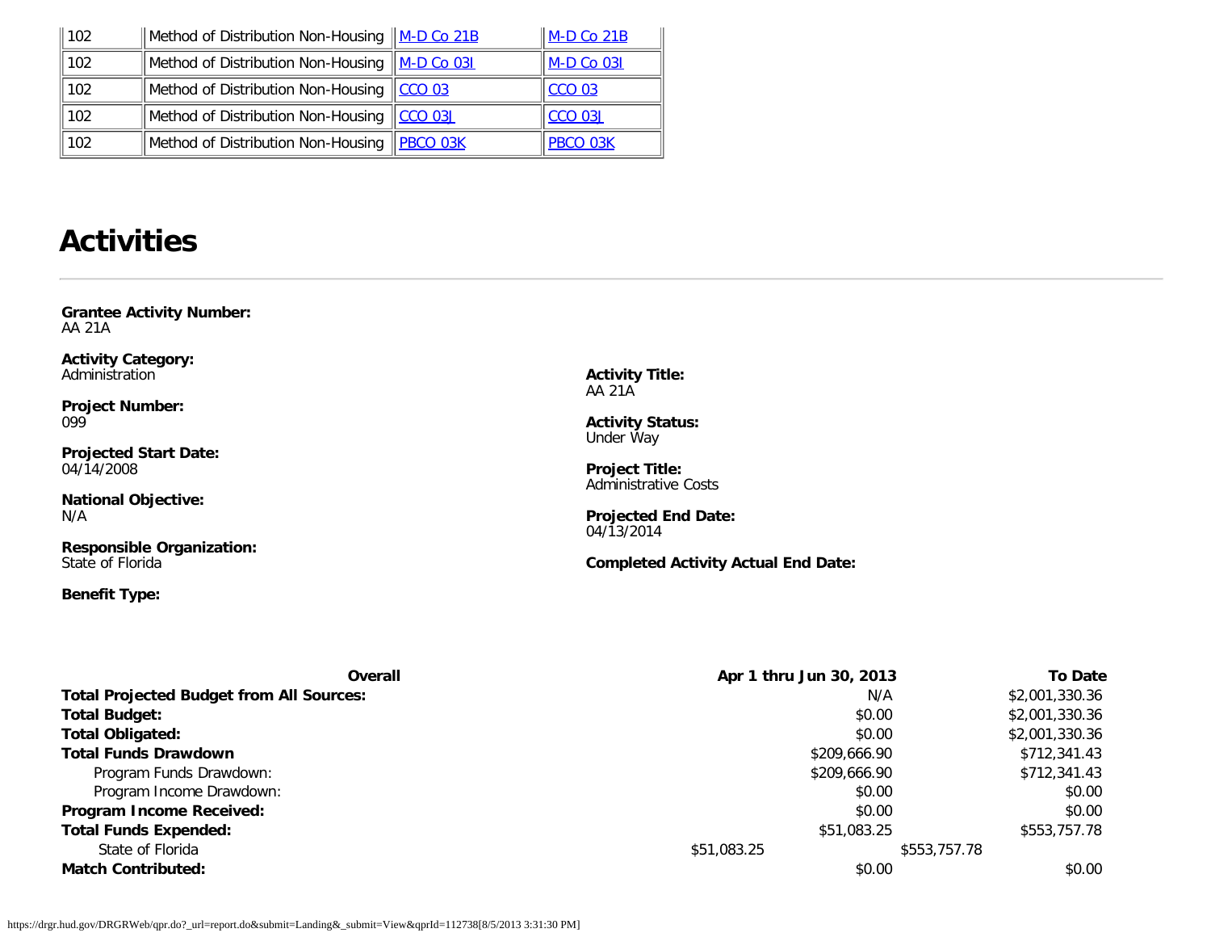| 102 | Method of Distribution Non-Housing | M-D Co 21B | M-D Co 21B |
|---|---|---|---|
| 102 | Method of Distribution Non-Housing | M-D Co 03I | M-D Co 03I |
| 102 | Method of Distribution Non-Housing | CCO 03 | CCO 03 |
| 102 | Method of Distribution Non-Housing | CCO 03J | CCO 03J |
| 102 | Method of Distribution Non-Housing | PBCO 03K | PBCO 03K |

# Activities

**Grantee Activity Number:**
AA 21A

**Activity Category:**
Administration

**Activity Title:**
AA 21A

**Project Number:**
099

**Activity Status:**
Under Way

**Projected Start Date:**
04/14/2008

**Project Title:**
Administrative Costs

**National Objective:**
N/A

**Projected End Date:**
04/13/2014

**Responsible Organization:**
State of Florida

**Completed Activity Actual End Date:**

**Benefit Type:**

| Overall | Apr 1 thru Jun 30, 2013 | To Date |
|---|---|---|
| **Total Projected Budget from All Sources:** | N/A | $2,001,330.36 |
| **Total Budget:** | $0.00 | $2,001,330.36 |
| **Total Obligated:** | $0.00 | $2,001,330.36 |
| **Total Funds Drawdown** | $209,666.90 | $712,341.43 |
| Program Funds Drawdown: | $209,666.90 | $712,341.43 |
| Program Income Drawdown: | $0.00 | $0.00 |
| **Program Income Received:** | $0.00 | $0.00 |
| **Total Funds Expended:** | $51,083.25 | $553,757.78 |
| State of Florida | $51,083.25 | $553,757.78 |
| **Match Contributed:** | $0.00 | $0.00 |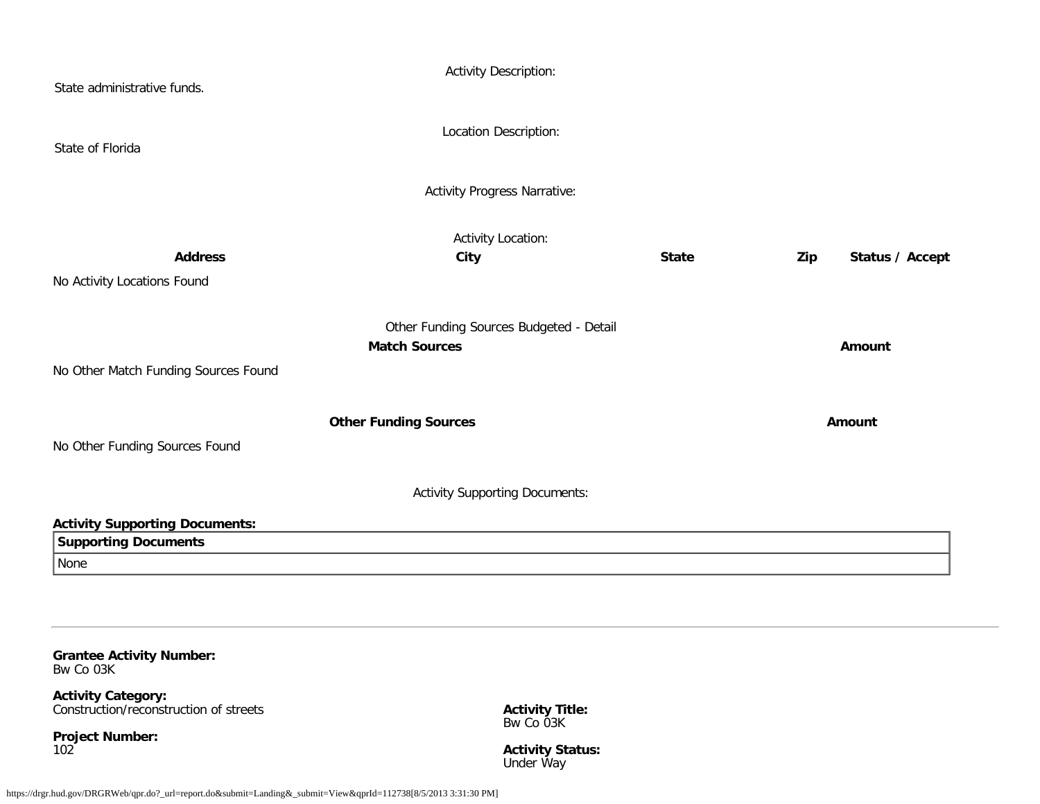Activity Description:

State administrative funds.

Location Description:

State of Florida

Activity Progress Narrative:

Activity Location:

| Address | City | State | Zip | Status / Accept |
|---|---|---|---|---|
| No Activity Locations Found | | | | |

Other Funding Sources Budgeted - Detail

| Match Sources | Amount |
|---|---|
| No Other Match Funding Sources Found | |

| Other Funding Sources | Amount |
|---|---|
| No Other Funding Sources Found | |

Activity Supporting Documents:

**Activity Supporting Documents:**

| Supporting Documents |
|---|
| None |

---

**Grantee Activity Number:**
Bw Co 03K

**Activity Category:**
Construction/reconstruction of streets

**Activity Title:**
Bw Co 03K

**Project Number:**
102

**Activity Status:**
Under Way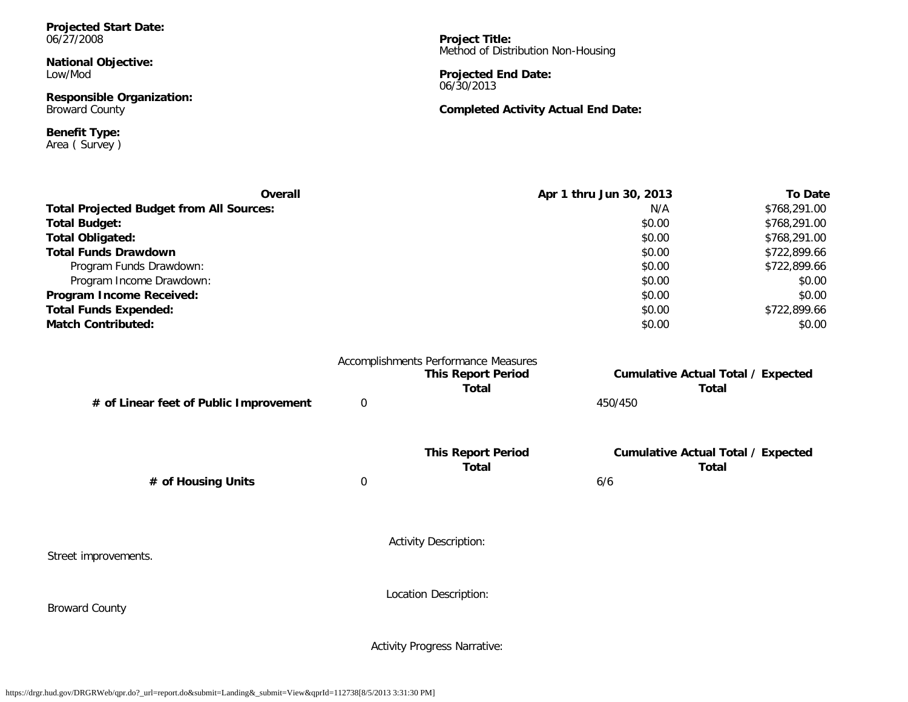**Projected Start Date:**
06/27/2008

**National Objective:**
Low/Mod

**Responsible Organization:**
Broward County

**Benefit Type:**
Area ( Survey )

**Project Title:**
Method of Distribution Non-Housing

**Projected End Date:**
06/30/2013

**Completed Activity Actual End Date:**

| Overall | Apr 1 thru Jun 30, 2013 | To Date |
|---|---|---|
| **Total Projected Budget from All Sources:** | N/A | $768,291.00 |
| **Total Budget:** | $0.00 | $768,291.00 |
| **Total Obligated:** | $0.00 | $768,291.00 |
| **Total Funds Drawdown** | $0.00 | $722,899.66 |
| Program Funds Drawdown: | $0.00 | $722,899.66 |
| Program Income Drawdown: | $0.00 | $0.00 |
| **Program Income Received:** | $0.00 | $0.00 |
| **Total Funds Expended:** | $0.00 | $722,899.66 |
| **Match Contributed:** | $0.00 | $0.00 |

Accomplishments Performance Measures

| | This Report Period Total | Cumulative Actual Total / Expected Total |
|---|---|---|
| **# of Linear feet of Public Improvement** | 0 | 450/450 |

| | This Report Period Total | Cumulative Actual Total / Expected Total |
|---|---|---|
| **# of Housing Units** | 0 | 6/6 |

Activity Description:

Street improvements.

Location Description:

Broward County

Activity Progress Narrative: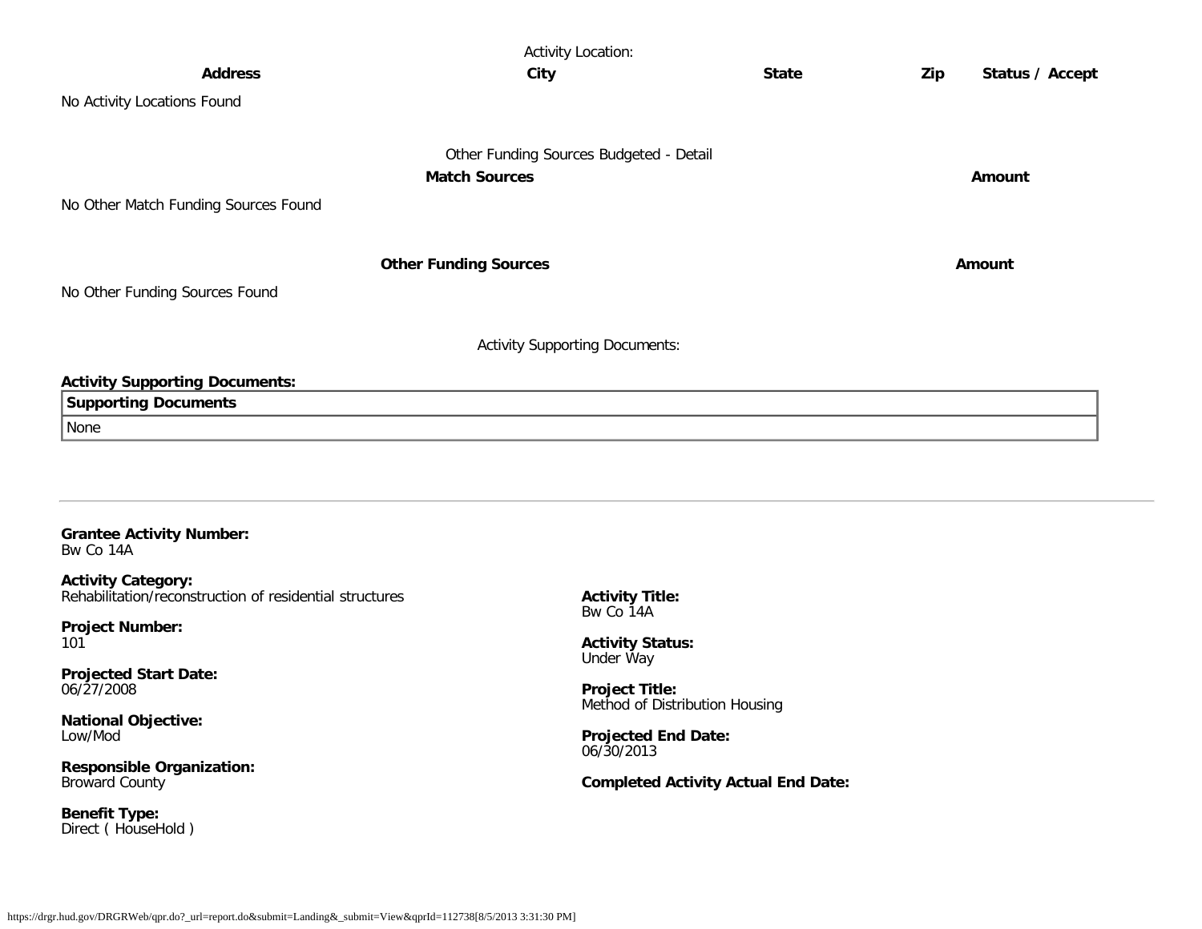Activity Location:

| Address | City | State | Zip | Status / Accept |
| --- | --- | --- | --- | --- |
| No Activity Locations Found | | | | |

Other Funding Sources Budgeted - Detail

| Match Sources | Amount |
| --- | --- |
| No Other Match Funding Sources Found | |

| Other Funding Sources | Amount |
| --- | --- |
| No Other Funding Sources Found | |

Activity Supporting Documents:

**Activity Supporting Documents:**

| Supporting Documents |
| --- |
| None |

---

**Grantee Activity Number:**
Bw Co 14A

**Activity Category:**
Rehabilitation/reconstruction of residential structures

**Project Number:**
101

**Projected Start Date:**
06/27/2008

**National Objective:**
Low/Mod

**Responsible Organization:**
Broward County

**Benefit Type:**
Direct ( HouseHold )

**Activity Title:**
Bw Co 14A

**Activity Status:**
Under Way

**Project Title:**
Method of Distribution Housing

**Projected End Date:**
06/30/2013

**Completed Activity Actual End Date:**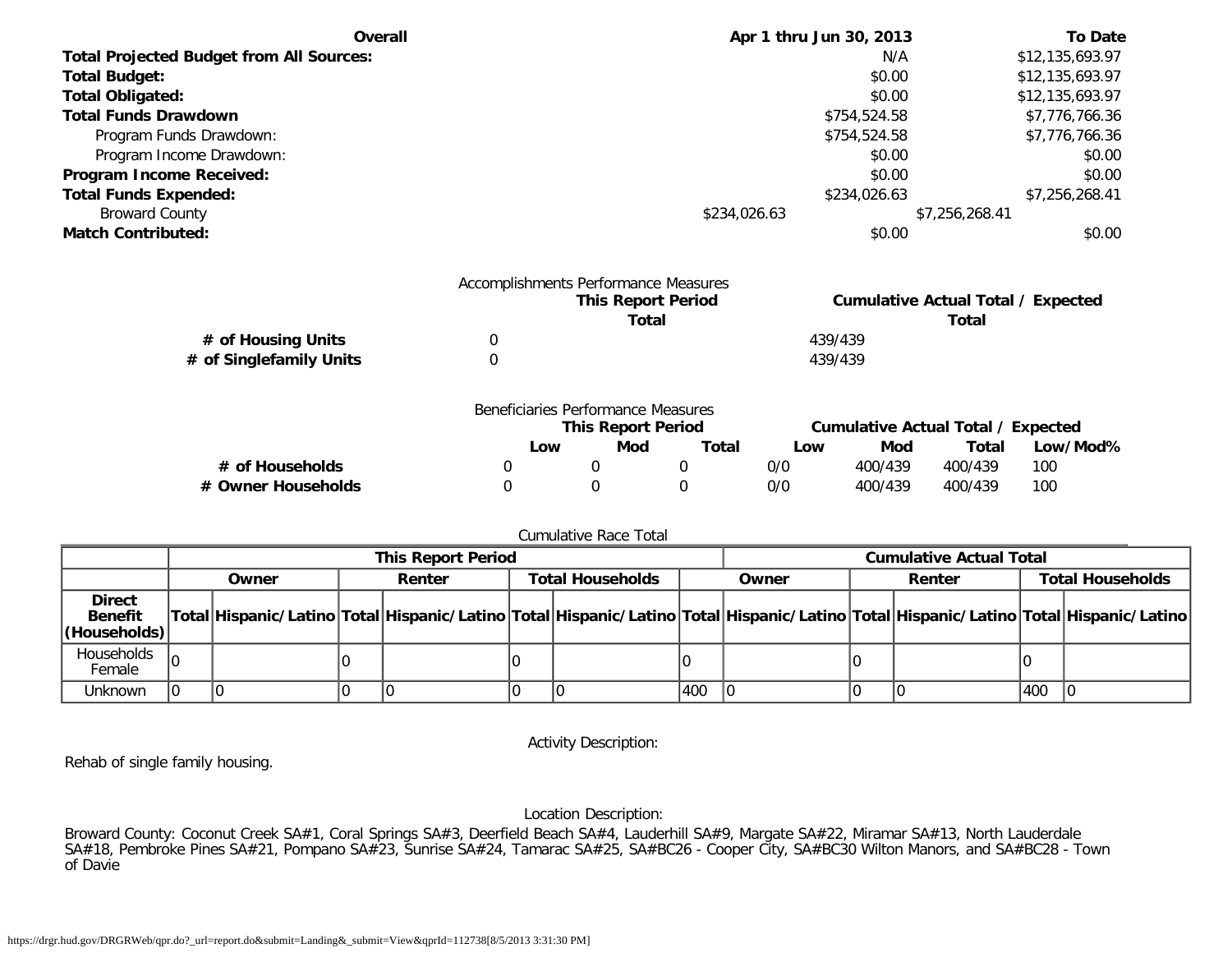| Overall | Apr 1 thru Jun 30, 2013 | To Date |
|---|---|---|
| **Total Projected Budget from All Sources:** | N/A | $12,135,693.97 |
| **Total Budget:** | $0.00 | $12,135,693.97 |
| **Total Obligated:** | $0.00 | $12,135,693.97 |
| **Total Funds Drawdown** | $754,524.58 | $7,776,766.36 |
| Program Funds Drawdown: | $754,524.58 | $7,776,766.36 |
| Program Income Drawdown: | $0.00 | $0.00 |
| **Program Income Received:** | $0.00 | $0.00 |
| **Total Funds Expended:** | $234,026.63 | $7,256,268.41 |
| Broward County | $234,026.63 | $7,256,268.41 |
| **Match Contributed:** | $0.00 | $0.00 |

Accomplishments Performance Measures

| | This Report Period Total | Cumulative Actual Total / Expected Total |
|---|---|---|
| **# of Housing Units** | 0 | 439/439 |
| **# of Singlefamily Units** | 0 | 439/439 |

Beneficiaries Performance Measures

| | This Report Period | | | Cumulative Actual Total / Expected | | | |
|---|---|---|---|---|---|---|---|
| | Low | Mod | Total | Low | Mod | Total | Low/Mod% |
| **# of Households** | 0 | 0 | 0 | 0/0 | 400/439 | 400/439 | 100 |
| **# Owner Households** | 0 | 0 | 0 | 0/0 | 400/439 | 400/439 | 100 |

Cumulative Race Total

| | This Report Period | | | | | | Cumulative Actual Total | | | | | |
|---|---|---|---|---|---|---|---|---|---|---|---|---|
| | Owner | | Renter | | Total Households | | Owner | | Renter | | Total Households | |
| **Direct Benefit (Households)** | Total | Hispanic/Latino | Total | Hispanic/Latino | Total | Hispanic/Latino | Total | Hispanic/Latino | Total | Hispanic/Latino | Total | Hispanic/Latino |
| Households Female | 0 | | 0 | | 0 | | 0 | | 0 | | 0 | |
| Unknown | 0 | 0 | 0 | 0 | 0 | 0 | 400 | 0 | 0 | 0 | 400 | 0 |

Activity Description:

Rehab of single family housing.

Location Description:

Broward County: Coconut Creek SA#1, Coral Springs SA#3, Deerfield Beach SA#4, Lauderhill SA#9, Margate SA#22, Miramar SA#13, North Lauderdale SA#18, Pembroke Pines SA#21, Pompano SA#23, Sunrise SA#24, Tamarac SA#25, SA#BC26 - Cooper City, SA#BC30 Wilton Manors, and SA#BC28 - Town of Davie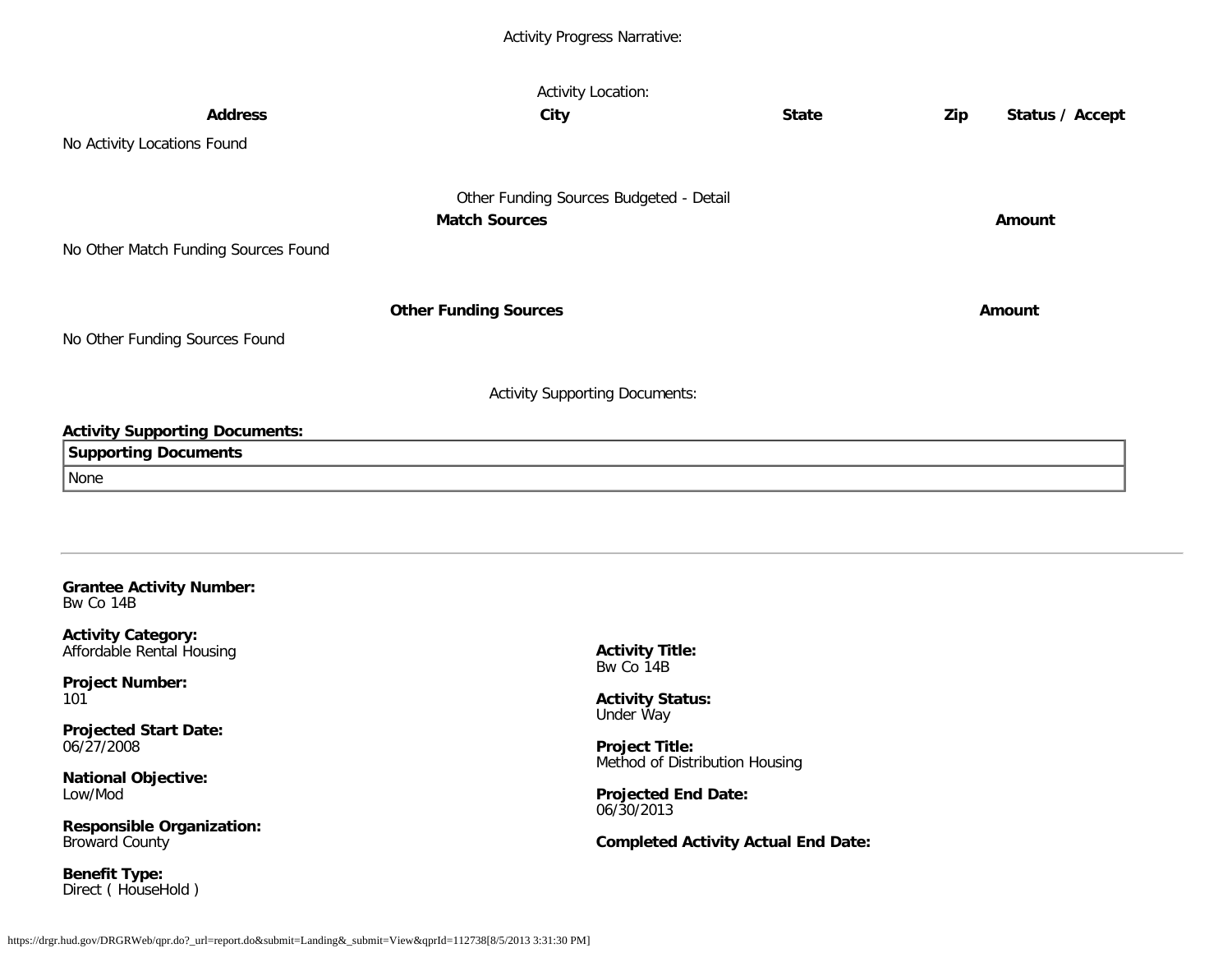Activity Progress Narrative:

Activity Location:

| Address | City | State | Zip | Status / Accept |
|---|---|---|---|---|
| No Activity Locations Found | | | | |

Other Funding Sources Budgeted - Detail

| Match Sources | Amount |
|---|---|
| No Other Match Funding Sources Found | |

| Other Funding Sources | Amount |
|---|---|
| No Other Funding Sources Found | |

Activity Supporting Documents:

**Activity Supporting Documents:**

| Supporting Documents |
|---|
| None |

---

**Grantee Activity Number:**
Bw Co 14B

**Activity Category:**
Affordable Rental Housing

**Activity Title:**
Bw Co 14B

**Project Number:**
101

**Activity Status:**
Under Way

**Projected Start Date:**
06/27/2008

**Project Title:**
Method of Distribution Housing

**National Objective:**
Low/Mod

**Projected End Date:**
06/30/2013

**Responsible Organization:**
Broward County

**Completed Activity Actual End Date:**

**Benefit Type:**
Direct ( HouseHold )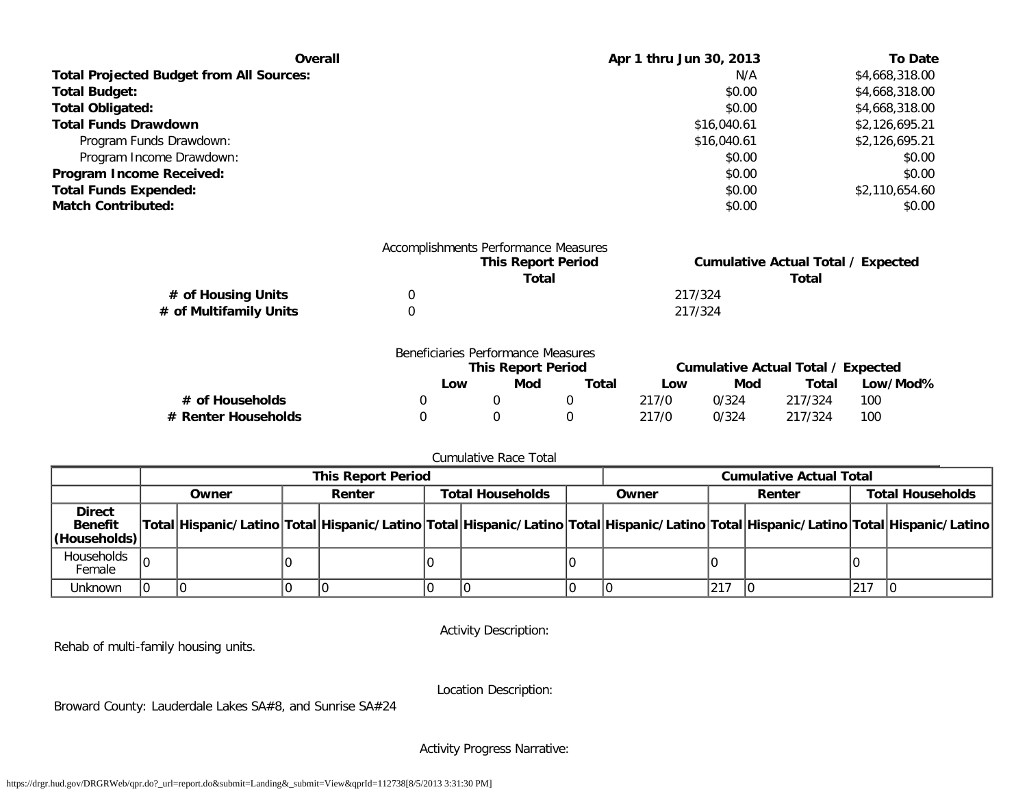| Overall | Apr 1 thru Jun 30, 2013 | To Date |
|---|---|---|
| **Total Projected Budget from All Sources:** | N/A | $4,668,318.00 |
| **Total Budget:** | $0.00 | $4,668,318.00 |
| **Total Obligated:** | $0.00 | $4,668,318.00 |
| **Total Funds Drawdown** | $16,040.61 | $2,126,695.21 |
| Program Funds Drawdown: | $16,040.61 | $2,126,695.21 |
| Program Income Drawdown: | $0.00 | $0.00 |
| **Program Income Received:** | $0.00 | $0.00 |
| **Total Funds Expended:** | $0.00 | $2,110,654.60 |
| **Match Contributed:** | $0.00 | $0.00 |

Accomplishments Performance Measures

| | This Report Period Total | Cumulative Actual Total / Expected Total |
|---|---|---|
| **# of Housing Units** | 0 | 217/324 |
| **# of Multifamily Units** | 0 | 217/324 |

Beneficiaries Performance Measures

| | This Report Period | | | Cumulative Actual Total / Expected | | | |
|---|---|---|---|---|---|---|---|
| | Low | Mod | Total | Low | Mod | Total | Low/Mod% |
| **# of Households** | 0 | 0 | 0 | 217/0 | 0/324 | 217/324 | 100 |
| **# Renter Households** | 0 | 0 | 0 | 217/0 | 0/324 | 217/324 | 100 |

Cumulative Race Total

| | This Report Period | | | | | | Cumulative Actual Total | | | | | |
|---|---|---|---|---|---|---|---|---|---|---|---|---|
| | Owner | | Renter | | Total Households | | Owner | | Renter | | Total Households | |
| **Direct Benefit (Households)** | Total | Hispanic/Latino | Total | Hispanic/Latino | Total | Hispanic/Latino | Total | Hispanic/Latino | Total | Hispanic/Latino | Total | Hispanic/Latino |
| Households Female | 0 | | 0 | | 0 | | 0 | | 0 | | 0 | |
| Unknown | 0 | 0 | 0 | 0 | 0 | 0 | 0 | 0 | 217 | 0 | 217 | 0 |

Activity Description:

Rehab of multi-family housing units.

Location Description:

Broward County: Lauderdale Lakes SA#8, and Sunrise SA#24

Activity Progress Narrative: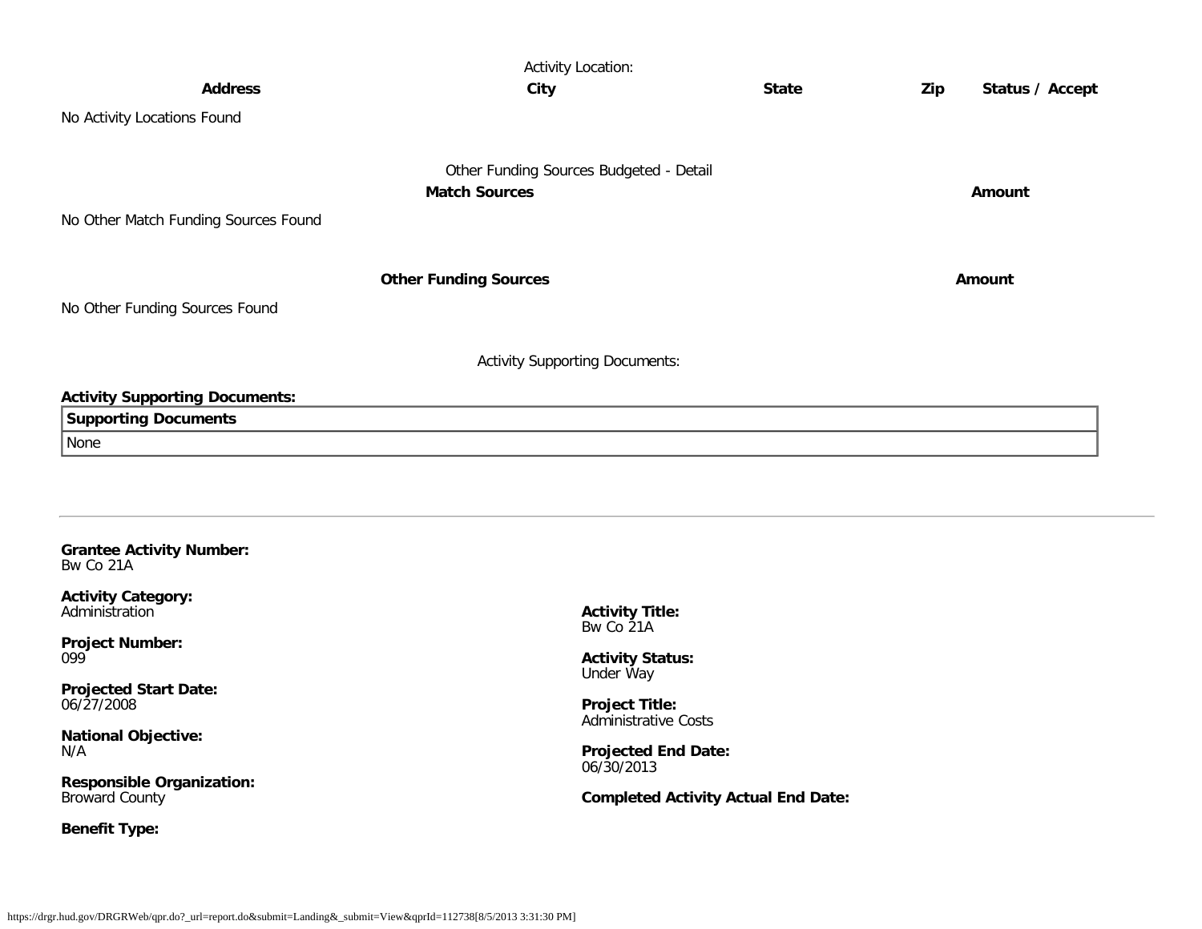Activity Location:

| Address | City | State | Zip | Status / Accept |
|---|---|---|---|---|
| No Activity Locations Found | | | | |

Other Funding Sources Budgeted - Detail

| Match Sources | Amount |
|---|---|
| No Other Match Funding Sources Found | |

| Other Funding Sources | Amount |
|---|---|
| No Other Funding Sources Found | |

Activity Supporting Documents:

**Activity Supporting Documents:**

| Supporting Documents |
|---|
| None |

---

**Grantee Activity Number:**
Bw Co 21A

**Activity Category:**
Administration

**Activity Title:**
Bw Co 21A

**Project Number:**
099

**Activity Status:**
Under Way

**Projected Start Date:**
06/27/2008

**Project Title:**
Administrative Costs

**National Objective:**
N/A

**Projected End Date:**
06/30/2013

**Responsible Organization:**
Broward County

**Completed Activity Actual End Date:**

**Benefit Type:**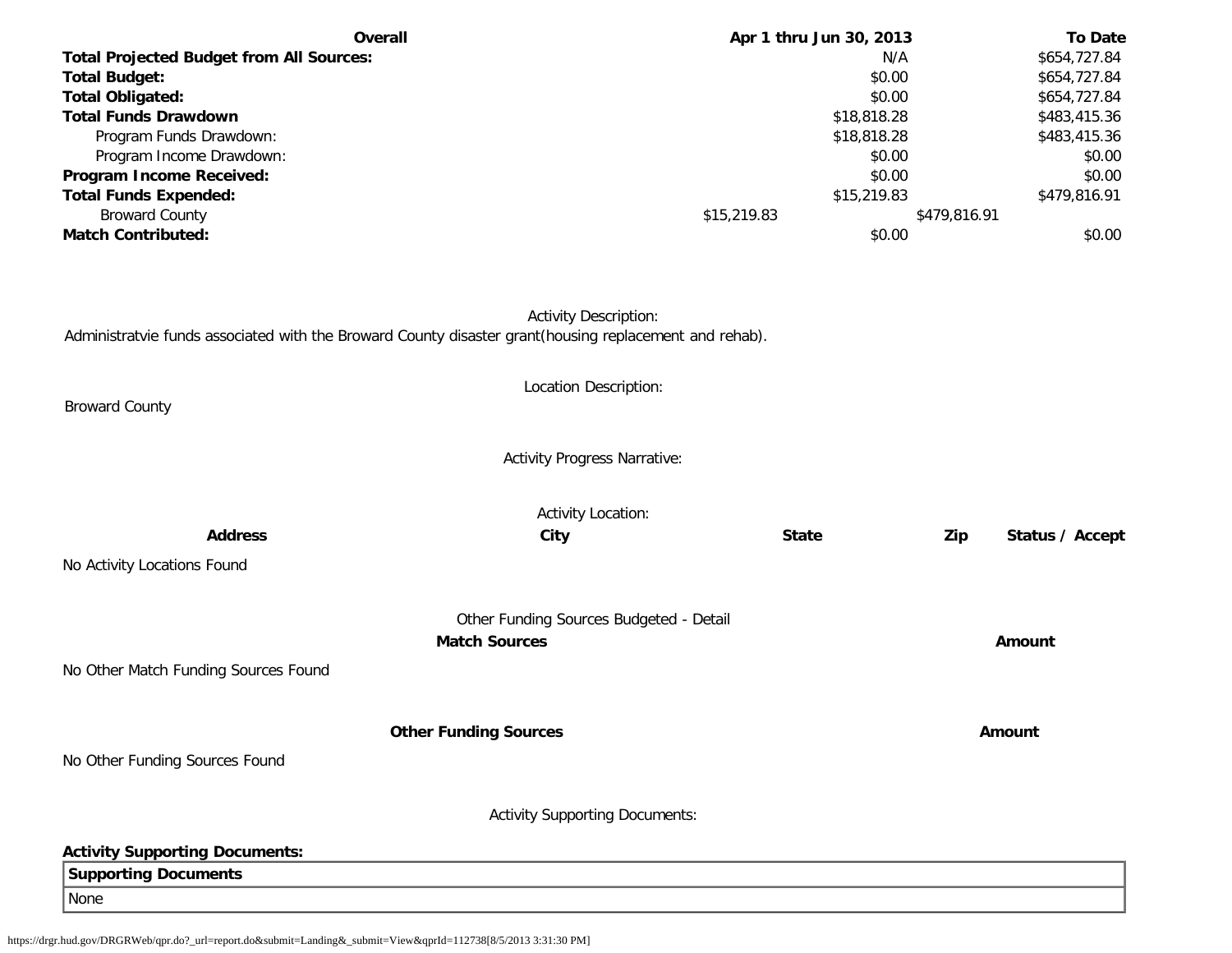| Overall | Apr 1 thru Jun 30, 2013 | To Date |
| --- | --- | --- |
| **Total Projected Budget from All Sources:** | N/A | $654,727.84 |
| **Total Budget:** | $0.00 | $654,727.84 |
| **Total Obligated:** | $0.00 | $654,727.84 |
| **Total Funds Drawdown** | $18,818.28 | $483,415.36 |
| Program Funds Drawdown: | $18,818.28 | $483,415.36 |
| Program Income Drawdown: | $0.00 | $0.00 |
| **Program Income Received:** | $0.00 | $0.00 |
| **Total Funds Expended:** | $15,219.83 | $479,816.91 |
| Broward County | $15,219.83 | $479,816.91 |
| **Match Contributed:** | $0.00 | $0.00 |

Activity Description:

Administratvie funds associated with the Broward County disaster grant(housing replacement and rehab).

Location Description:

Broward County

Activity Progress Narrative:

Activity Location:

| Address | City | State | Zip | Status / Accept |
| --- | --- | --- | --- | --- |

No Activity Locations Found

Other Funding Sources Budgeted - Detail

| Match Sources | Amount |
| --- | --- |

No Other Match Funding Sources Found

| Other Funding Sources | Amount |
| --- | --- |

No Other Funding Sources Found

Activity Supporting Documents:

**Activity Supporting Documents:**

| Supporting Documents |
| --- |
| None |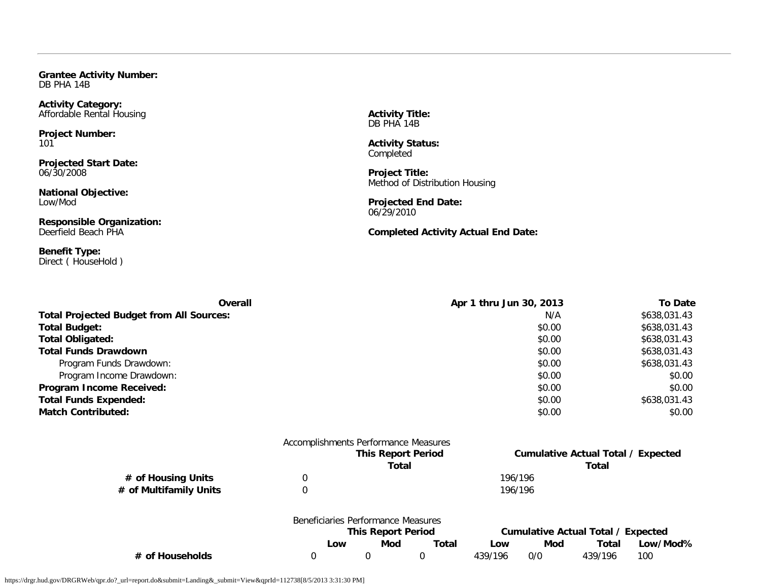**Grantee Activity Number:**
DB PHA 14B

**Activity Category:**
Affordable Rental Housing

**Project Number:**
101

**Projected Start Date:**
06/30/2008

**National Objective:**
Low/Mod

**Responsible Organization:**
Deerfield Beach PHA

**Benefit Type:**
Direct ( HouseHold )

**Activity Title:**
DB PHA 14B

**Activity Status:**
Completed

**Project Title:**
Method of Distribution Housing

**Projected End Date:**
06/29/2010

**Completed Activity Actual End Date:**

| Overall | Apr 1 thru Jun 30, 2013 | To Date |
|---|---|---|
| **Total Projected Budget from All Sources:** | N/A | $638,031.43 |
| **Total Budget:** | $0.00 | $638,031.43 |
| **Total Obligated:** | $0.00 | $638,031.43 |
| **Total Funds Drawdown** | $0.00 | $638,031.43 |
| Program Funds Drawdown: | $0.00 | $638,031.43 |
| Program Income Drawdown: | $0.00 | $0.00 |
| **Program Income Received:** | $0.00 | $0.00 |
| **Total Funds Expended:** | $0.00 | $638,031.43 |
| **Match Contributed:** | $0.00 | $0.00 |

Accomplishments Performance Measures

| | This Report Period Total | Cumulative Actual Total / Expected Total |
|---|---|---|
| **# of Housing Units** | 0 | 196/196 |
| **# of Multifamily Units** | 0 | 196/196 |

Beneficiaries Performance Measures

| | This Report Period | | | Cumulative Actual Total / Expected | | | |
|---|---|---|---|---|---|---|---|
| | **Low** | **Mod** | **Total** | **Low** | **Mod** | **Total** | **Low/Mod%** |
| **# of Households** | 0 | 0 | 0 | 439/196 | 0/0 | 439/196 | 100 |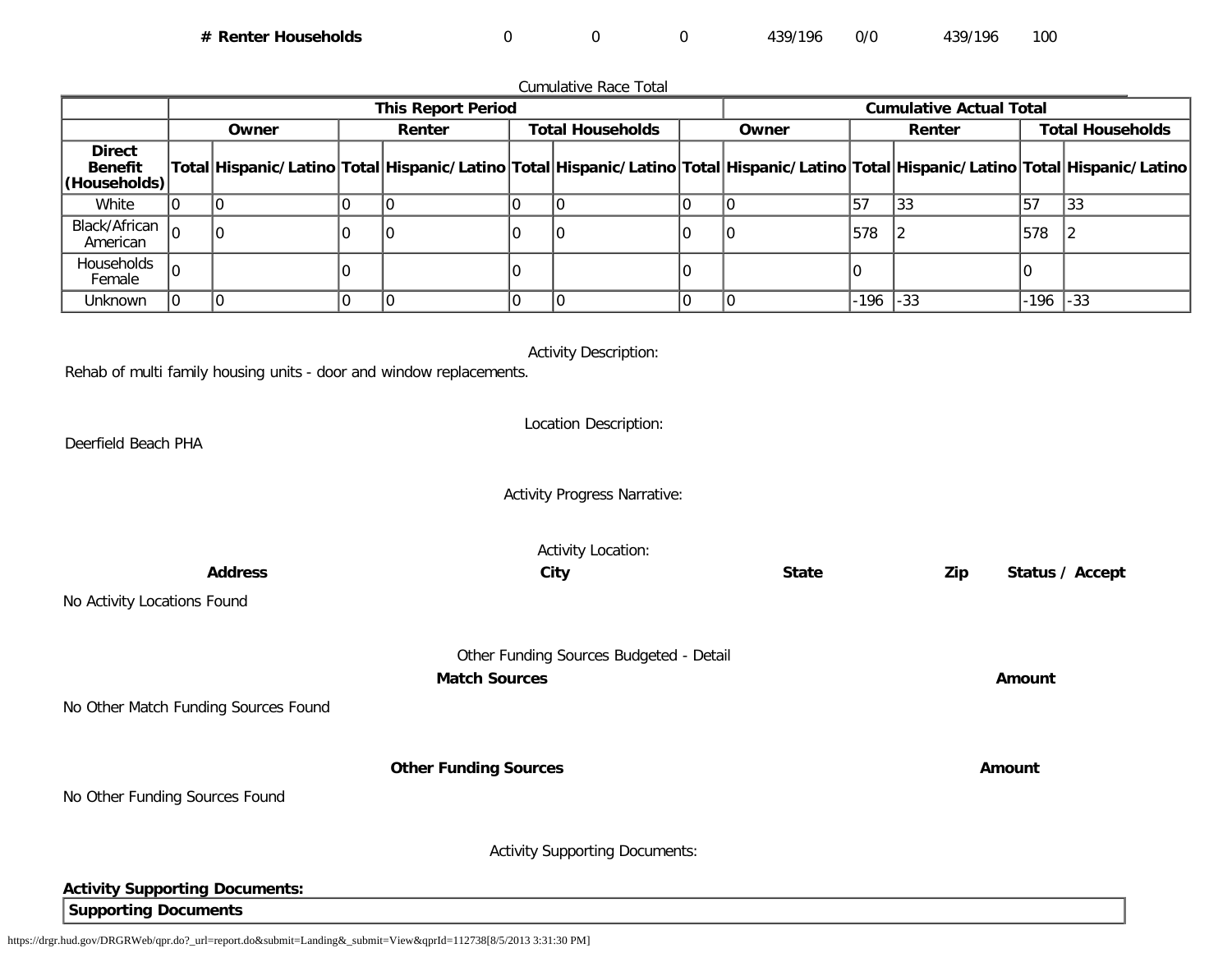| # Renter Households | 0 | 0 | 0 | 439/196 | 0/0 | 439/196 | 100 |
|---|---|---|---|---|---|---|---|

Cumulative Race Total

| | This Report Period | | | | | | Cumulative Actual Total | | | | | |
|---|---|---|---|---|---|---|---|---|---|---|---|---|
| | Owner | | Renter | | Total Households | | Owner | | Renter | | Total Households | |
| Direct Benefit (Households) | Total | Hispanic/Latino | Total | Hispanic/Latino | Total | Hispanic/Latino | Total | Hispanic/Latino | Total | Hispanic/Latino | Total | Hispanic/Latino |
| White | 0 | 0 | 0 | 0 | 0 | 0 | 0 | 0 | 57 | 33 | 57 | 33 |
| Black/African American | 0 | 0 | 0 | 0 | 0 | 0 | 0 | 0 | 578 | 2 | 578 | 2 |
| Households Female | 0 | | 0 | | 0 | | 0 | | 0 | | 0 | |
| Unknown | 0 | 0 | 0 | 0 | 0 | 0 | 0 | 0 | -196 | -33 | -196 | -33 |

Activity Description:

Rehab of multi family housing units - door and window replacements.

Location Description:

Deerfield Beach PHA

Activity Progress Narrative:

Activity Location:

| Address | City | State | Zip | Status / Accept |
|---|---|---|---|---|

No Activity Locations Found

Other Funding Sources Budgeted - Detail

| Match Sources | Amount |
|---|---|

No Other Match Funding Sources Found

| Other Funding Sources | Amount |
|---|---|

No Other Funding Sources Found

Activity Supporting Documents:

**Activity Supporting Documents:**

| Supporting Documents |
|---|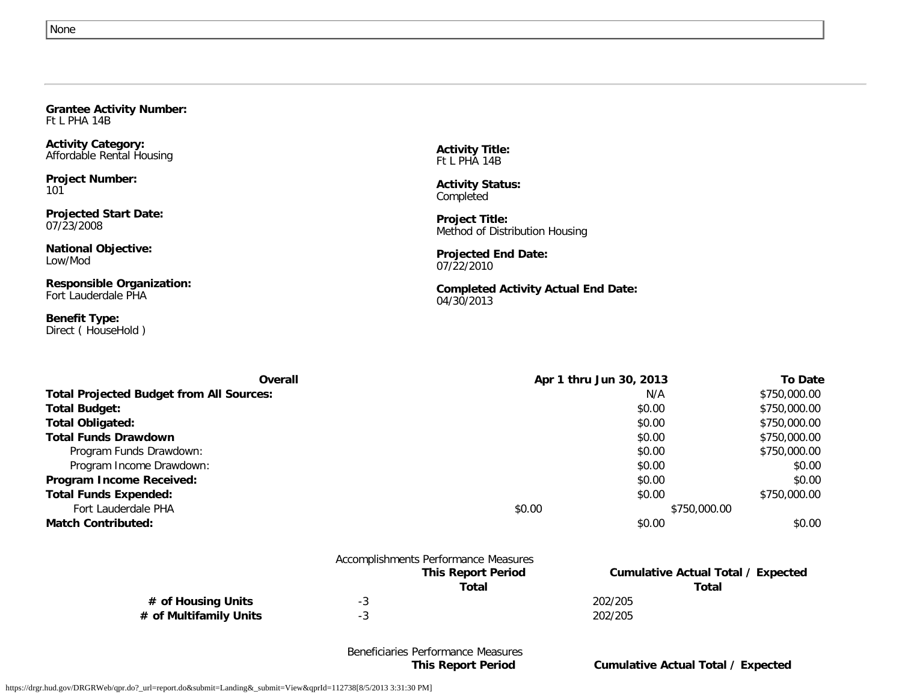None

---

**Grantee Activity Number:**
Ft L PHA 14B

**Activity Category:**
Affordable Rental Housing

**Activity Title:**
Ft L PHA 14B

**Project Number:**
101

**Activity Status:**
Completed

**Projected Start Date:**
07/23/2008

**Project Title:**
Method of Distribution Housing

**National Objective:**
Low/Mod

**Projected End Date:**
07/22/2010

**Responsible Organization:**
Fort Lauderdale PHA

**Completed Activity Actual End Date:**
04/30/2013

**Benefit Type:**
Direct ( HouseHold )

| Overall | Apr 1 thru Jun 30, 2013 | To Date |
|---|---|---|
| **Total Projected Budget from All Sources:** | N/A | $750,000.00 |
| **Total Budget:** | $0.00 | $750,000.00 |
| **Total Obligated:** | $0.00 | $750,000.00 |
| **Total Funds Drawdown** | $0.00 | $750,000.00 |
| Program Funds Drawdown: | $0.00 | $750,000.00 |
| Program Income Drawdown: | $0.00 | $0.00 |
| **Program Income Received:** | $0.00 | $0.00 |
| **Total Funds Expended:** | $0.00 | $750,000.00 |
| Fort Lauderdale PHA | $0.00 | $750,000.00 |
| **Match Contributed:** | $0.00 | $0.00 |

Accomplishments Performance Measures

| | This Report Period Total | Cumulative Actual Total / Expected Total |
|---|---|---|
| **# of Housing Units** | -3 | 202/205 |
| **# of Multifamily Units** | -3 | 202/205 |

Beneficiaries Performance Measures

| | This Report Period | Cumulative Actual Total / Expected |
|---|---|---|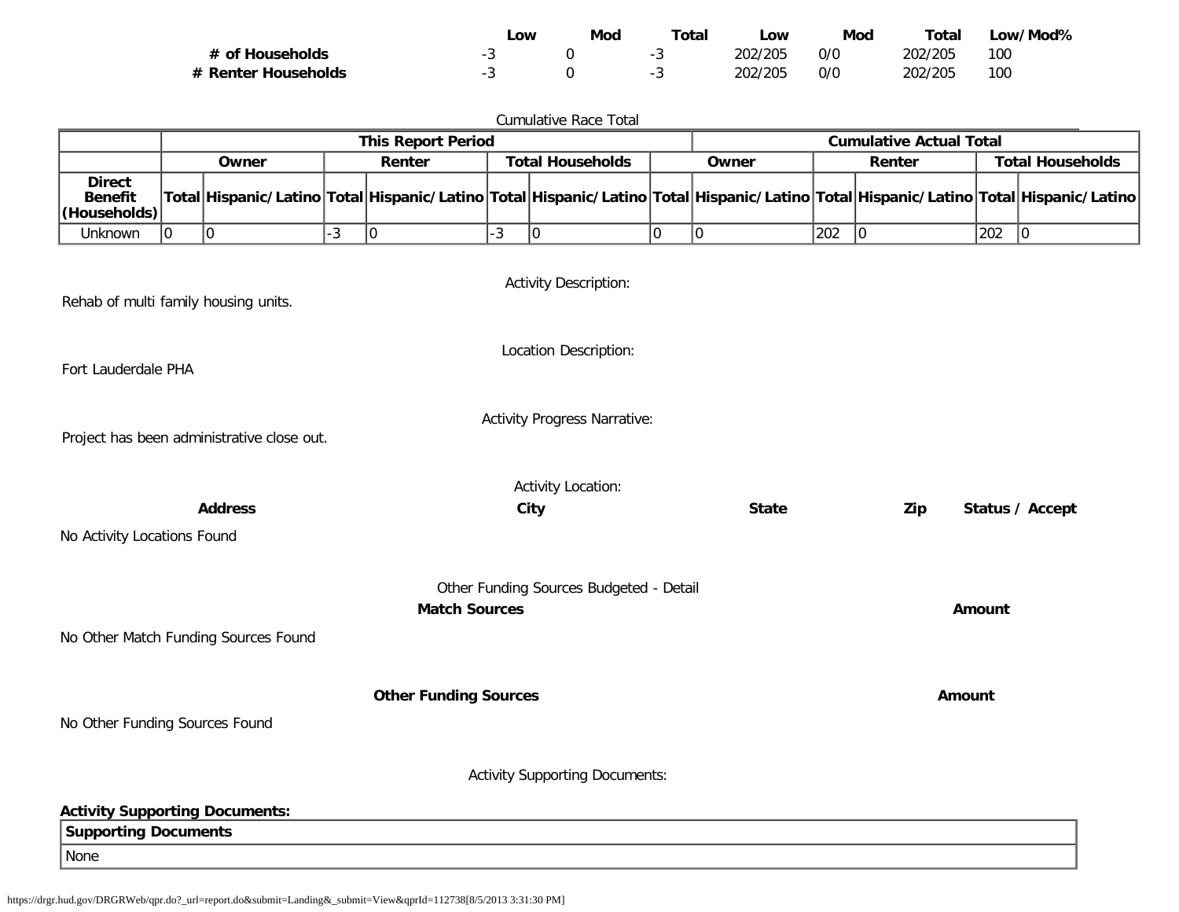| | Low | Mod | Total | Low | Mod | Total | Low/Mod% |
|---|---|---|---|---|---|---|---|
| **# of Households** | -3 | 0 | -3 | 202/205 | 0/0 | 202/205 | 100 |
| **# Renter Households** | -3 | 0 | -3 | 202/205 | 0/0 | 202/205 | 100 |

Cumulative Race Total

| | **This Report Period** | | | | | | **Cumulative Actual Total** | | | | | |
|---|---|---|---|---|---|---|---|---|---|---|---|---|
| | **Owner** | | **Renter** | | **Total Households** | | **Owner** | | **Renter** | | **Total Households** | |
| **Direct Benefit (Households)** | **Total** | **Hispanic/Latino** | **Total** | **Hispanic/Latino** | **Total** | **Hispanic/Latino** | **Total** | **Hispanic/Latino** | **Total** | **Hispanic/Latino** | **Total** | **Hispanic/Latino** |
| Unknown | 0 | 0 | -3 | 0 | -3 | 0 | 0 | 0 | 202 | 0 | 202 | 0 |

Activity Description:

Rehab of multi family housing units.

Location Description:

Fort Lauderdale PHA

Activity Progress Narrative:

Project has been administrative close out.

Activity Location:

| **Address** | **City** | **State** | **Zip** | **Status / Accept** |
|---|---|---|---|---|

No Activity Locations Found

Other Funding Sources Budgeted - Detail

| **Match Sources** | **Amount** |
|---|---|

No Other Match Funding Sources Found

| **Other Funding Sources** | **Amount** |
|---|---|

No Other Funding Sources Found

Activity Supporting Documents:

**Activity Supporting Documents:**

| **Supporting Documents** |
|---|
| None |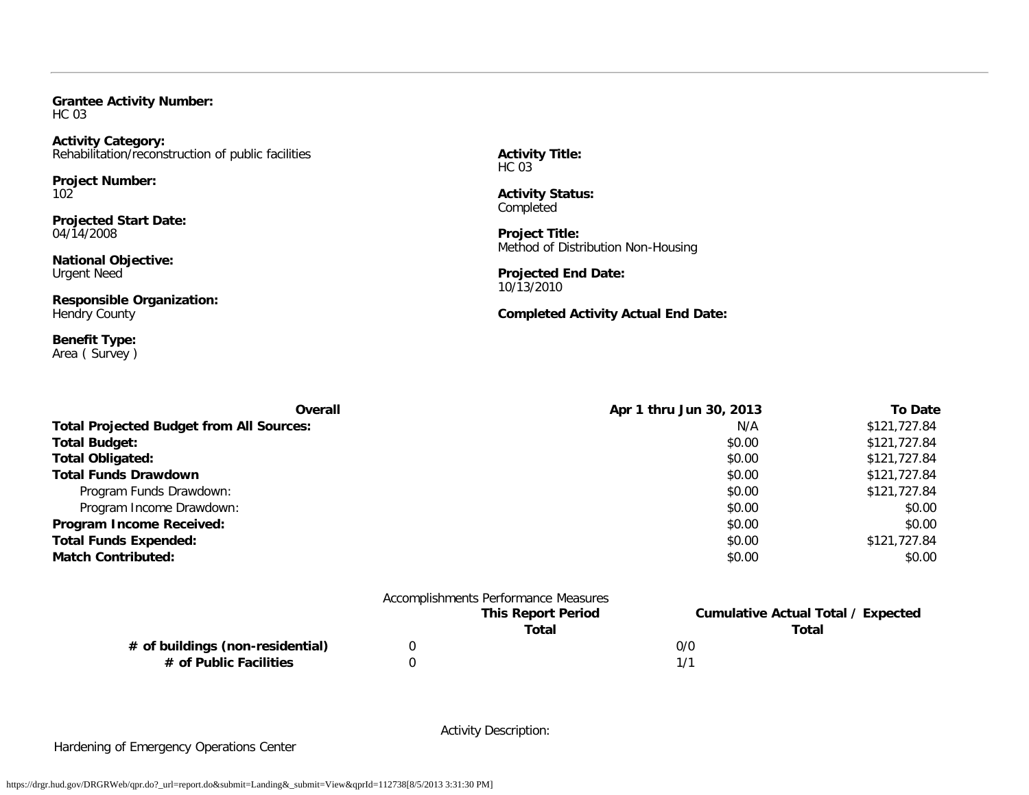**Grantee Activity Number:**
HC 03

**Activity Category:**
Rehabilitation/reconstruction of public facilities

**Project Number:**
102

**Projected Start Date:**
04/14/2008

**National Objective:**
Urgent Need

**Responsible Organization:**
Hendry County

**Benefit Type:**
Area ( Survey )

**Activity Title:**
HC 03

**Activity Status:**
Completed

**Project Title:**
Method of Distribution Non-Housing

**Projected End Date:**
10/13/2010

**Completed Activity Actual End Date:**

| Overall | Apr 1 thru Jun 30, 2013 | To Date |
|---|---|---|
| **Total Projected Budget from All Sources:** | N/A | $121,727.84 |
| **Total Budget:** | $0.00 | $121,727.84 |
| **Total Obligated:** | $0.00 | $121,727.84 |
| **Total Funds Drawdown** | $0.00 | $121,727.84 |
| Program Funds Drawdown: | $0.00 | $121,727.84 |
| Program Income Drawdown: | $0.00 | $0.00 |
| **Program Income Received:** | $0.00 | $0.00 |
| **Total Funds Expended:** | $0.00 | $121,727.84 |
| **Match Contributed:** | $0.00 | $0.00 |

Accomplishments Performance Measures

| | This Report Period Total | Cumulative Actual Total / Expected Total |
|---|---|---|
| **# of buildings (non-residential)** | 0 | 0/0 |
| **# of Public Facilities** | 0 | 1/1 |

Activity Description:

Hardening of Emergency Operations Center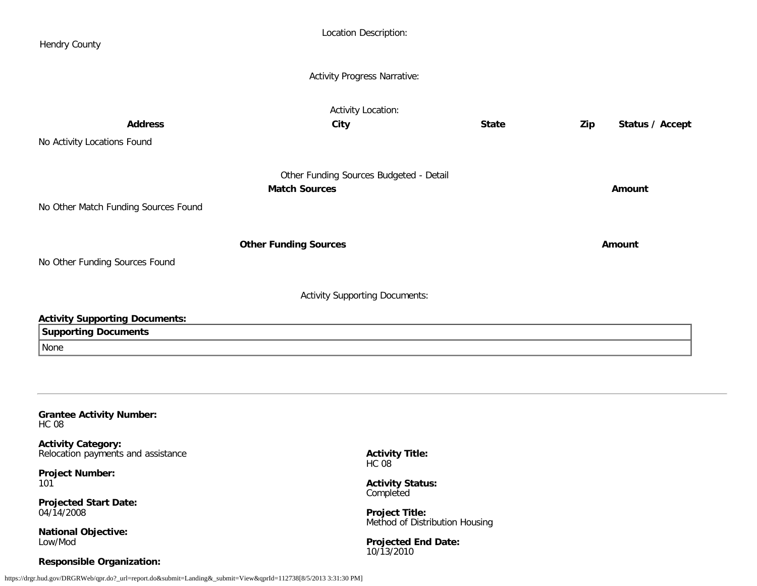Location Description:

Hendry County

Activity Progress Narrative:

Activity Location:

| Address | City | State | Zip | Status / Accept |
|---|---|---|---|---|
| No Activity Locations Found | | | | |

Other Funding Sources Budgeted - Detail

| Match Sources | Amount |
|---|---|
| No Other Match Funding Sources Found | |

| Other Funding Sources | Amount |
|---|---|
| No Other Funding Sources Found | |

Activity Supporting Documents:

**Activity Supporting Documents:**

| Supporting Documents |
|---|
| None |

---

**Grantee Activity Number:**
HC 08

**Activity Category:**
Relocation payments and assistance

**Activity Title:**
HC 08

**Project Number:**
101

**Activity Status:**
Completed

**Projected Start Date:**
04/14/2008

**Project Title:**
Method of Distribution Housing

**National Objective:**
Low/Mod

**Projected End Date:**
10/13/2010

**Responsible Organization:**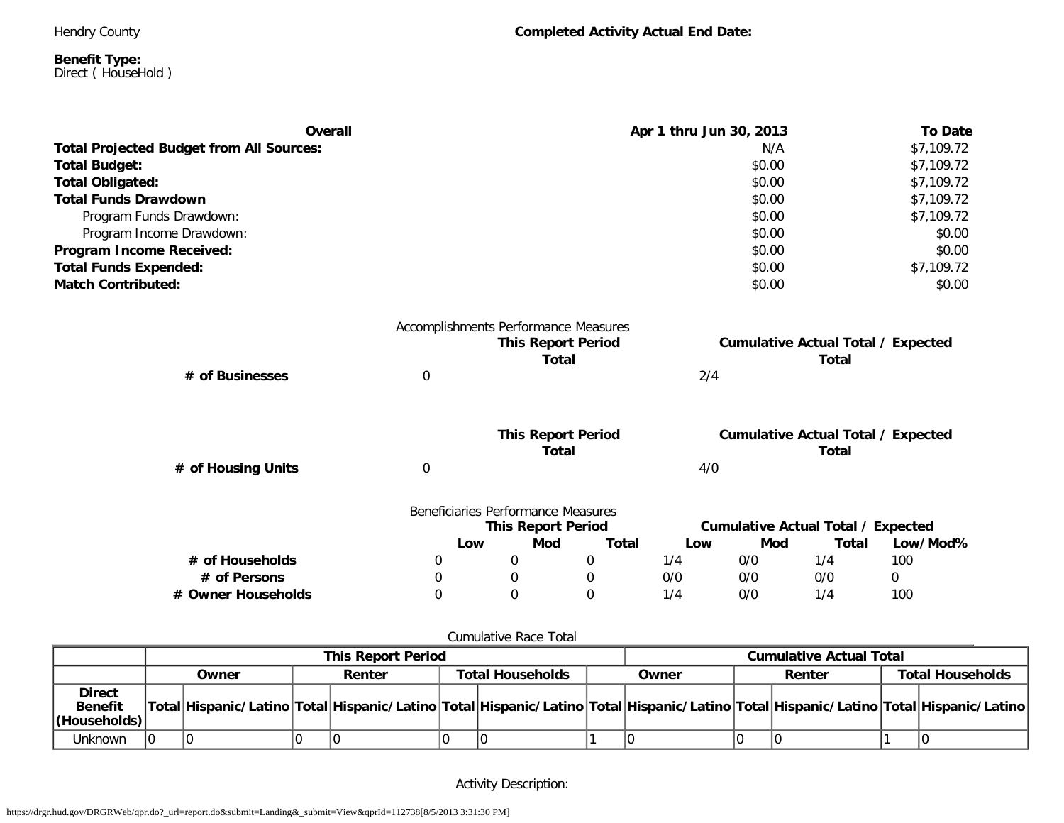Hendry County

**Completed Activity Actual End Date:**

**Benefit Type:**
Direct ( HouseHold )

| Overall | Apr 1 thru Jun 30, 2013 | To Date |
|---|---|---|
| **Total Projected Budget from All Sources:** | N/A | $7,109.72 |
| **Total Budget:** | $0.00 | $7,109.72 |
| **Total Obligated:** | $0.00 | $7,109.72 |
| **Total Funds Drawdown** | $0.00 | $7,109.72 |
| Program Funds Drawdown: | $0.00 | $7,109.72 |
| Program Income Drawdown: | $0.00 | $0.00 |
| **Program Income Received:** | $0.00 | $0.00 |
| **Total Funds Expended:** | $0.00 | $7,109.72 |
| **Match Contributed:** | $0.00 | $0.00 |

Accomplishments Performance Measures

| | This Report Period Total | Cumulative Actual Total / Expected Total |
|---|---|---|
| **# of Businesses** | 0 | 2/4 |

| | This Report Period Total | Cumulative Actual Total / Expected Total |
|---|---|---|
| **# of Housing Units** | 0 | 4/0 |

Beneficiaries Performance Measures

| | This Report Period | | | Cumulative Actual Total / Expected | | | |
|---|---|---|---|---|---|---|---|
| | Low | Mod | Total | Low | Mod | Total | Low/Mod% |
| **# of Households** | 0 | 0 | 0 | 1/4 | 0/0 | 1/4 | 100 |
| **# of Persons** | 0 | 0 | 0 | 0/0 | 0/0 | 0/0 | 0 |
| **# Owner Households** | 0 | 0 | 0 | 1/4 | 0/0 | 1/4 | 100 |

Cumulative Race Total

| | This Report Period | | | | | | Cumulative Actual Total | | | | | |
|---|---|---|---|---|---|---|---|---|---|---|---|---|
| | Owner | | Renter | | Total Households | | Owner | | Renter | | Total Households | |
| **Direct Benefit (Households)** | Total | Hispanic/Latino | Total | Hispanic/Latino | Total | Hispanic/Latino | Total | Hispanic/Latino | Total | Hispanic/Latino | Total | Hispanic/Latino |
| Unknown | 0 | 0 | 0 | 0 | 0 | 0 | 1 | 0 | 0 | 0 | 1 | 0 |

Activity Description: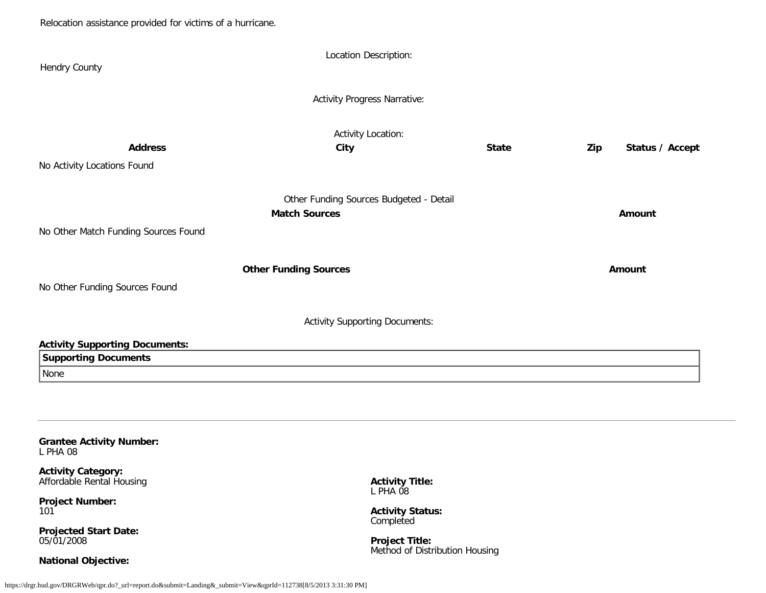Relocation assistance provided for victims of a hurricane.

Location Description:

Hendry County

Activity Progress Narrative:

Activity Location:

| Address | City | State | Zip | Status / Accept |
|---|---|---|---|---|

No Activity Locations Found

Other Funding Sources Budgeted - Detail

| Match Sources | Amount |
|---|---|

No Other Match Funding Sources Found

| Other Funding Sources | Amount |
|---|---|

No Other Funding Sources Found

Activity Supporting Documents:

**Activity Supporting Documents:**

| Supporting Documents |
|---|
| None |

---

**Grantee Activity Number:**
L PHA 08

**Activity Category:**
Affordable Rental Housing

**Project Number:**
101

**Projected Start Date:**
05/01/2008

**National Objective:**

**Activity Title:**
L PHA 08

**Activity Status:**
Completed

**Project Title:**
Method of Distribution Housing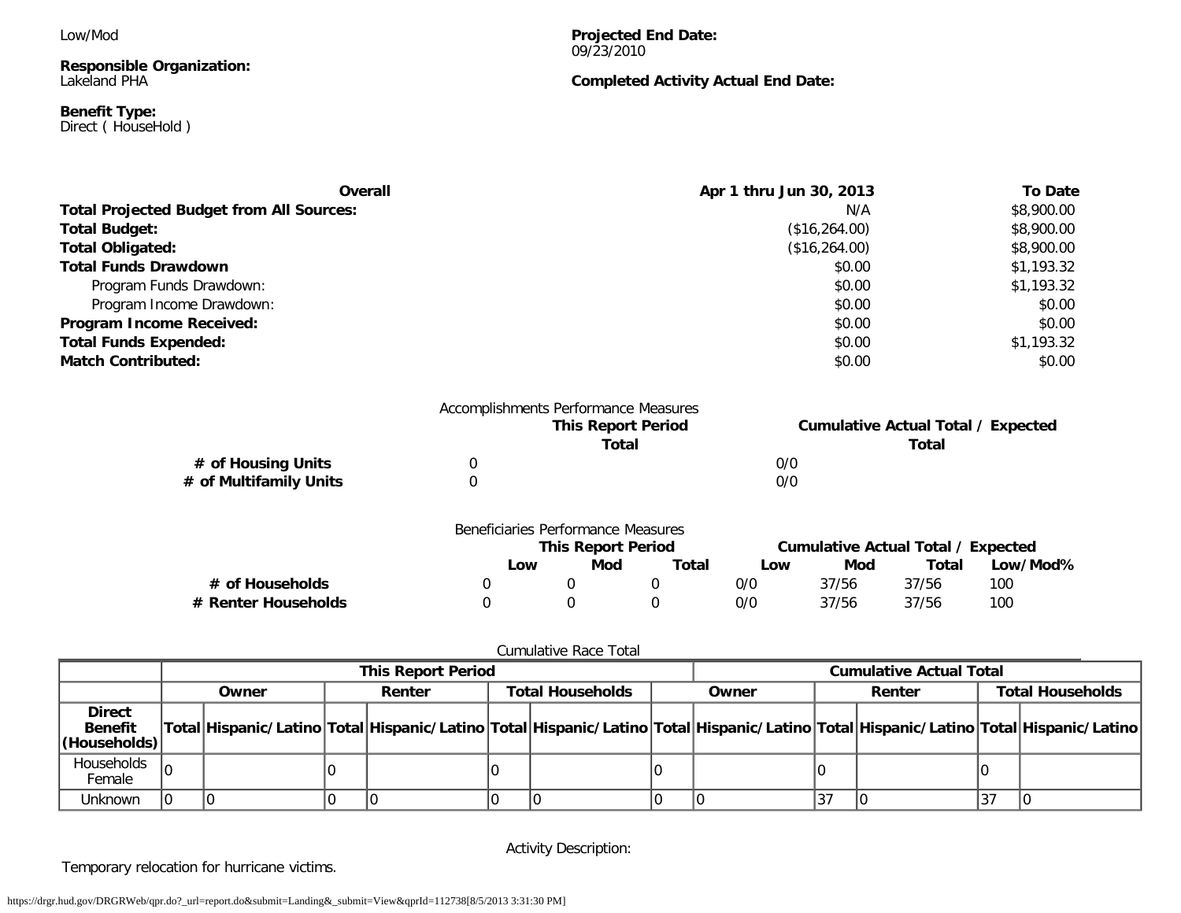Low/Mod

**Responsible Organization:**
Lakeland PHA

**Benefit Type:**
Direct ( HouseHold )

**Projected End Date:**
09/23/2010

**Completed Activity Actual End Date:**

| Overall | Apr 1 thru Jun 30, 2013 | To Date |
|---|---|---|
| **Total Projected Budget from All Sources:** | N/A | $8,900.00 |
| **Total Budget:** | ($16,264.00) | $8,900.00 |
| **Total Obligated:** | ($16,264.00) | $8,900.00 |
| **Total Funds Drawdown** | $0.00 | $1,193.32 |
| Program Funds Drawdown: | $0.00 | $1,193.32 |
| Program Income Drawdown: | $0.00 | $0.00 |
| **Program Income Received:** | $0.00 | $0.00 |
| **Total Funds Expended:** | $0.00 | $1,193.32 |
| **Match Contributed:** | $0.00 | $0.00 |

Accomplishments Performance Measures

| | This Report Period Total | Cumulative Actual Total / Expected Total |
|---|---|---|
| **# of Housing Units** | 0 | 0/0 |
| **# of Multifamily Units** | 0 | 0/0 |

Beneficiaries Performance Measures

| | This Report Period | | | Cumulative Actual Total / Expected | | | |
|---|---|---|---|---|---|---|---|
| | Low | Mod | Total | Low | Mod | Total | Low/Mod% |
| **# of Households** | 0 | 0 | 0 | 0/0 | 37/56 | 37/56 | 100 |
| **# Renter Households** | 0 | 0 | 0 | 0/0 | 37/56 | 37/56 | 100 |

Cumulative Race Total

| | This Report Period | | | | | | Cumulative Actual Total | | | | | |
|---|---|---|---|---|---|---|---|---|---|---|---|---|
| | Owner | | Renter | | Total Households | | Owner | | Renter | | Total Households | |
| **Direct Benefit (Households)** | Total | Hispanic/Latino | Total | Hispanic/Latino | Total | Hispanic/Latino | Total | Hispanic/Latino | Total | Hispanic/Latino | Total | Hispanic/Latino |
| Households Female | 0 | | 0 | | 0 | | 0 | | 0 | | 0 | |
| Unknown | 0 | 0 | 0 | 0 | 0 | 0 | 0 | 0 | 37 | 0 | 37 | 0 |

Activity Description:

Temporary relocation for hurricane victims.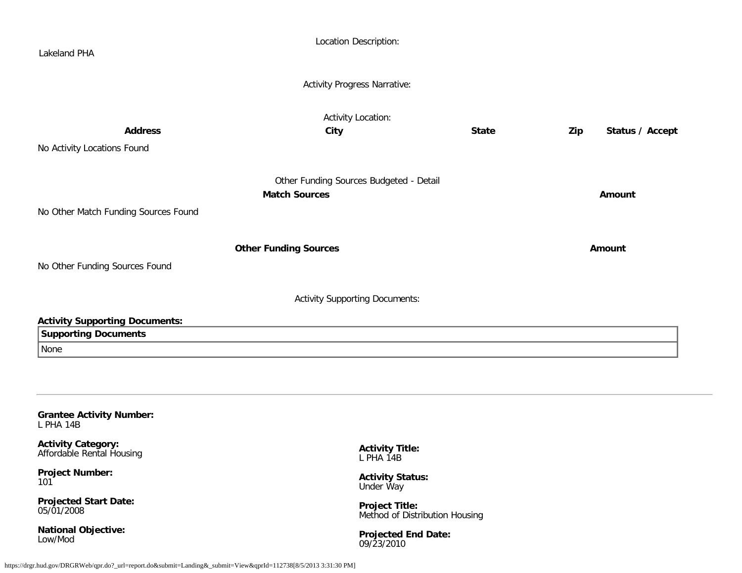Location Description:

Lakeland PHA

Activity Progress Narrative:

Activity Location:

| Address | City | State | Zip | Status / Accept |
|---|---|---|---|---|
| No Activity Locations Found | | | | |

Other Funding Sources Budgeted - Detail

| Match Sources | Amount |
|---|---|
| No Other Match Funding Sources Found | |

| Other Funding Sources | Amount |
|---|---|
| No Other Funding Sources Found | |

Activity Supporting Documents:

**Activity Supporting Documents:**

| Supporting Documents |
|---|
| None |

---

**Grantee Activity Number:**
L PHA 14B

**Activity Category:**
Affordable Rental Housing

**Activity Title:**
L PHA 14B

**Project Number:**
101

**Activity Status:**
Under Way

**Projected Start Date:**
05/01/2008

**Project Title:**
Method of Distribution Housing

**National Objective:**
Low/Mod

**Projected End Date:**
09/23/2010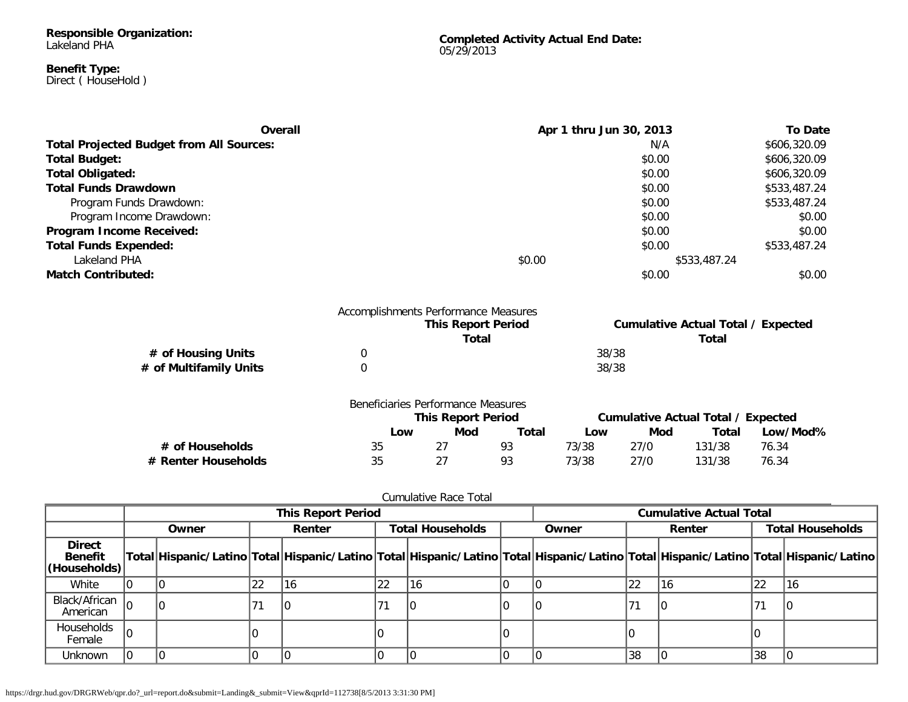**Responsible Organization:**
Lakeland PHA

**Completed Activity Actual End Date:**
05/29/2013

**Benefit Type:**
Direct ( HouseHold )

| **Overall** | **Apr 1 thru Jun 30, 2013** | **To Date** |
|---|---|---|
| **Total Projected Budget from All Sources:** | N/A | $606,320.09 |
| **Total Budget:** | $0.00 | $606,320.09 |
| **Total Obligated:** | $0.00 | $606,320.09 |
| **Total Funds Drawdown** | $0.00 | $533,487.24 |
| Program Funds Drawdown: | $0.00 | $533,487.24 |
| Program Income Drawdown: | $0.00 | $0.00 |
| **Program Income Received:** | $0.00 | $0.00 |
| **Total Funds Expended:** | $0.00 | $533,487.24 |
| Lakeland PHA | $0.00 | $533,487.24 |
| **Match Contributed:** | $0.00 | $0.00 |

Accomplishments Performance Measures

| | **This Report Period** | **Cumulative Actual Total / Expected** |
|---|---|---|
| | **Total** | **Total** |
| **# of Housing Units** | 0 | 38/38 |
| **# of Multifamily Units** | 0 | 38/38 |

Beneficiaries Performance Measures

| | **This Report Period** | | | **Cumulative Actual Total / Expected** | | | |
|---|---|---|---|---|---|---|---|
| | **Low** | **Mod** | **Total** | **Low** | **Mod** | **Total** | **Low/Mod%** |
| **# of Households** | 35 | 27 | 93 | 73/38 | 27/0 | 131/38 | 76.34 |
| **# Renter Households** | 35 | 27 | 93 | 73/38 | 27/0 | 131/38 | 76.34 |

Cumulative Race Total

| | **This Report Period** | | | | | | **Cumulative Actual Total** | | | | | |
|---|---|---|---|---|---|---|---|---|---|---|---|---|
| | **Owner** | | **Renter** | | **Total Households** | | **Owner** | | **Renter** | | **Total Households** | |
| **Direct Benefit (Households)** | **Total** | **Hispanic/Latino** | **Total** | **Hispanic/Latino** | **Total** | **Hispanic/Latino** | **Total** | **Hispanic/Latino** | **Total** | **Hispanic/Latino** | **Total** | **Hispanic/Latino** |
| White | 0 | 0 | 22 | 16 | 22 | 16 | 0 | 0 | 22 | 16 | 22 | 16 |
| Black/African American | 0 | 0 | 71 | 0 | 71 | 0 | 0 | 0 | 71 | 0 | 71 | 0 |
| Households Female | 0 | | 0 | | 0 | | 0 | | 0 | | 0 | |
| Unknown | 0 | 0 | 0 | 0 | 0 | 0 | 0 | 0 | 38 | 0 | 38 | 0 |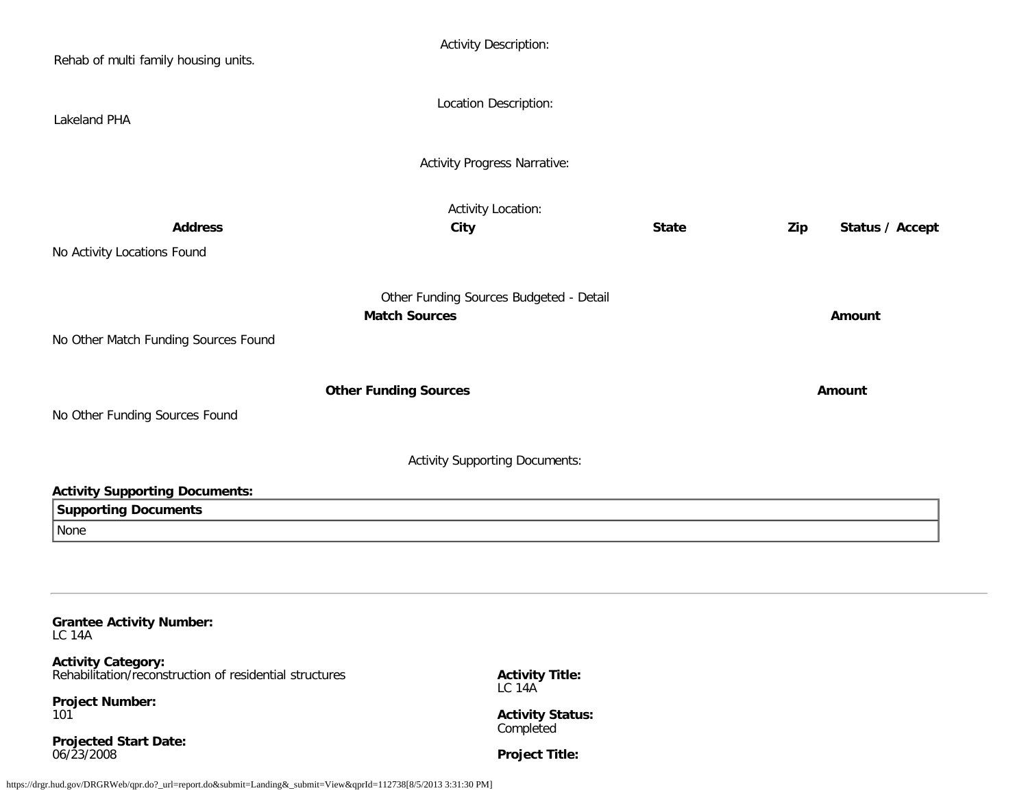Activity Description:

Rehab of multi family housing units.

Location Description:

Lakeland PHA

Activity Progress Narrative:

Activity Location:

| Address | City | State | Zip | Status / Accept |
|---|---|---|---|---|
| No Activity Locations Found | | | | |

Other Funding Sources Budgeted - Detail

| Match Sources | Amount |
|---|---|
| No Other Match Funding Sources Found | |

| Other Funding Sources | Amount |
|---|---|
| No Other Funding Sources Found | |

Activity Supporting Documents:

**Activity Supporting Documents:**

| Supporting Documents |
|---|
| None |

---

**Grantee Activity Number:**
LC 14A

**Activity Category:**
Rehabilitation/reconstruction of residential structures

**Project Number:**
101

**Projected Start Date:**
06/23/2008

**Activity Title:**
LC 14A

**Activity Status:**
Completed

**Project Title:**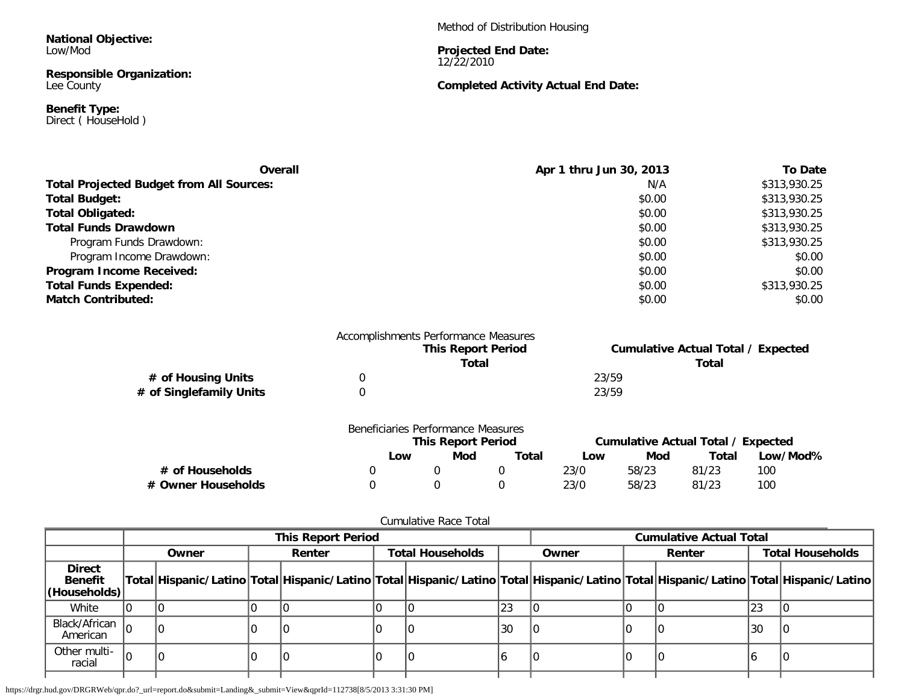**National Objective:**
Low/Mod

**Responsible Organization:**
Lee County

**Benefit Type:**
Direct ( HouseHold )

Method of Distribution Housing

**Projected End Date:**
12/22/2010

**Completed Activity Actual End Date:**

| **Overall** | **Apr 1 thru Jun 30, 2013** | **To Date** |
|---|---|---|
| **Total Projected Budget from All Sources:** | N/A | $313,930.25 |
| **Total Budget:** | $0.00 | $313,930.25 |
| **Total Obligated:** | $0.00 | $313,930.25 |
| **Total Funds Drawdown** | $0.00 | $313,930.25 |
| Program Funds Drawdown: | $0.00 | $313,930.25 |
| Program Income Drawdown: | $0.00 | $0.00 |
| **Program Income Received:** | $0.00 | $0.00 |
| **Total Funds Expended:** | $0.00 | $313,930.25 |
| **Match Contributed:** | $0.00 | $0.00 |

Accomplishments Performance Measures

| | **This Report Period** | **Cumulative Actual Total / Expected** |
|---|---|---|
| | **Total** | **Total** |
| **# of Housing Units** | 0 | 23/59 |
| **# of Singlefamily Units** | 0 | 23/59 |

Beneficiaries Performance Measures

| | **This Report Period** | | | **Cumulative Actual Total / Expected** | | | |
|---|---|---|---|---|---|---|---|
| | **Low** | **Mod** | **Total** | **Low** | **Mod** | **Total** | **Low/Mod%** |
| **# of Households** | 0 | 0 | 0 | 23/0 | 58/23 | 81/23 | 100 |
| **# Owner Households** | 0 | 0 | 0 | 23/0 | 58/23 | 81/23 | 100 |

Cumulative Race Total

| | **This Report Period** | | | | | | **Cumulative Actual Total** | | | | | |
|---|---|---|---|---|---|---|---|---|---|---|---|---|
| | **Owner** | | **Renter** | | **Total Households** | | **Owner** | | **Renter** | | **Total Households** | |
| **Direct Benefit (Households)** | **Total** | **Hispanic/Latino** | **Total** | **Hispanic/Latino** | **Total** | **Hispanic/Latino** | **Total** | **Hispanic/Latino** | **Total** | **Hispanic/Latino** | **Total** | **Hispanic/Latino** |
| White | 0 | 0 | 0 | 0 | 0 | 0 | 23 | 0 | 0 | 0 | 23 | 0 |
| Black/African American | 0 | 0 | 0 | 0 | 0 | 0 | 30 | 0 | 0 | 0 | 30 | 0 |
| Other multi-racial | 0 | 0 | 0 | 0 | 0 | 0 | 6 | 0 | 0 | 0 | 6 | 0 |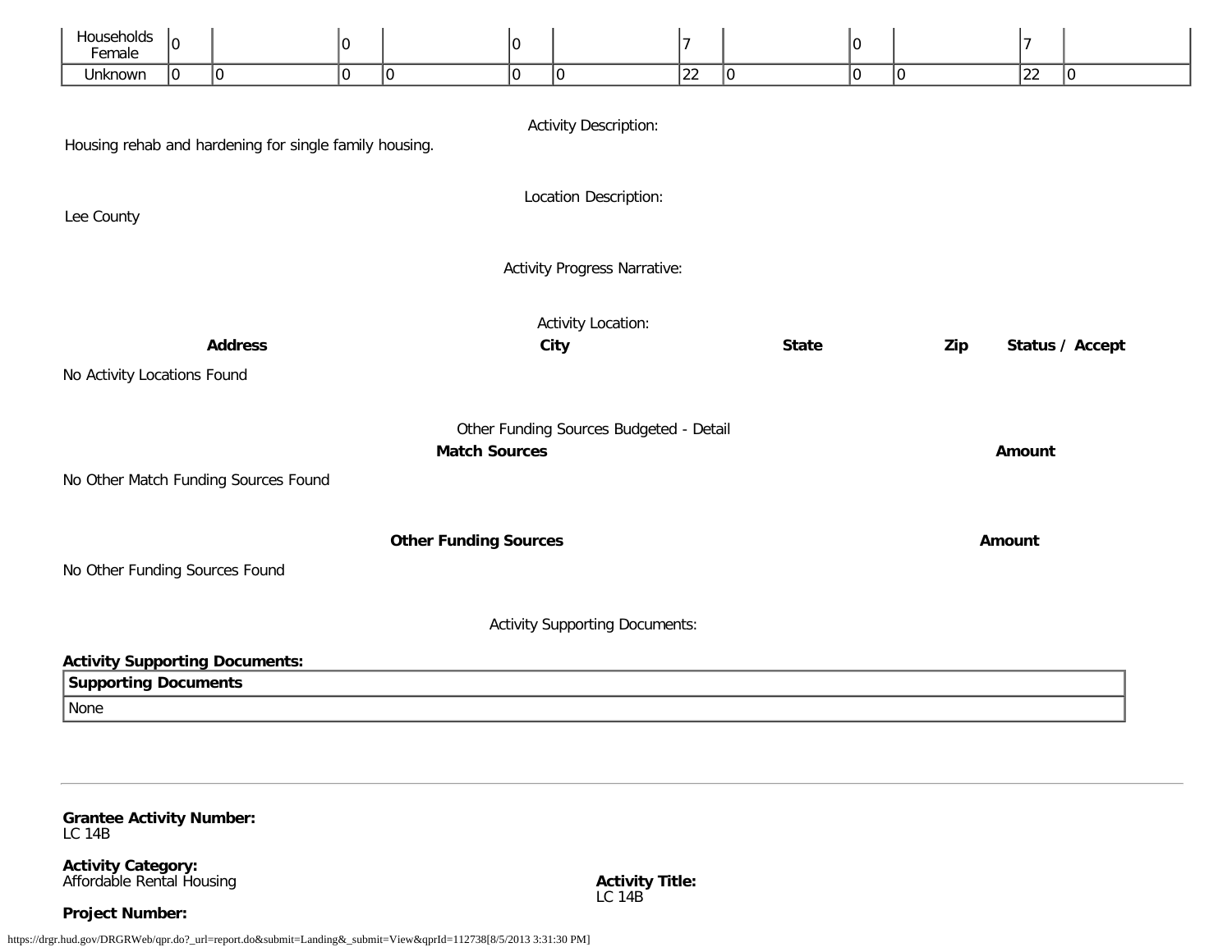| Households Female | 0 | | 0 | | 0 | | 7 | | 0 | | 7 | |
|---|---|---|---|---|---|---|---|---|---|---|---|---|
| Unknown | 0 | 0 | 0 | 0 | 0 | 0 | 22 | 0 | 0 | 0 | 22 | 0 |

Activity Description:

Housing rehab and hardening for single family housing.

Location Description:

Lee County

Activity Progress Narrative:

Activity Location:

| Address | City | State | Zip | Status / Accept |
|---|---|---|---|---|

No Activity Locations Found

Other Funding Sources Budgeted - Detail

| Match Sources | Amount |
|---|---|

No Other Match Funding Sources Found

| Other Funding Sources | Amount |
|---|---|

No Other Funding Sources Found

Activity Supporting Documents:

**Activity Supporting Documents:**

| Supporting Documents |
|---|
| None |

---

**Grantee Activity Number:**
LC 14B

**Activity Category:**
Affordable Rental Housing

**Activity Title:**
LC 14B

**Project Number:**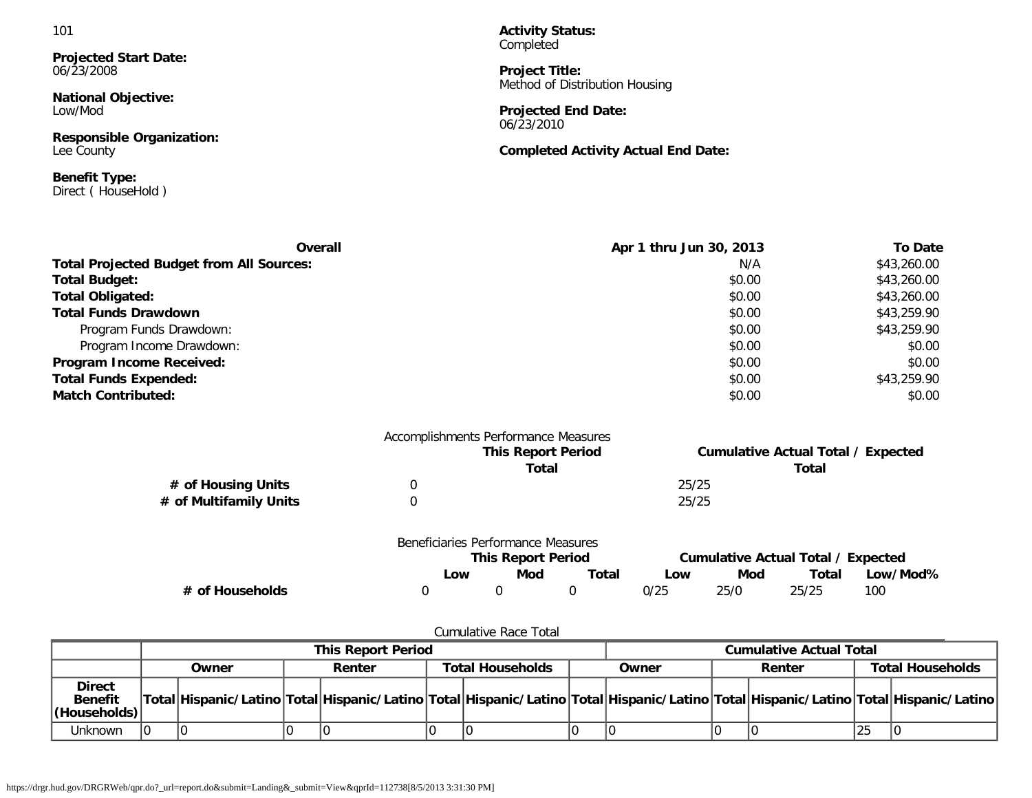101

**Projected Start Date:**
06/23/2008

**National Objective:**
Low/Mod

**Responsible Organization:**
Lee County

**Benefit Type:**
Direct ( HouseHold )

**Activity Status:**
Completed

**Project Title:**
Method of Distribution Housing

**Projected End Date:**
06/23/2010

**Completed Activity Actual End Date:**

| Overall | Apr 1 thru Jun 30, 2013 | To Date |
|---|---|---|
| **Total Projected Budget from All Sources:** | N/A | $43,260.00 |
| **Total Budget:** | $0.00 | $43,260.00 |
| **Total Obligated:** | $0.00 | $43,260.00 |
| **Total Funds Drawdown** | $0.00 | $43,259.90 |
| Program Funds Drawdown: | $0.00 | $43,259.90 |
| Program Income Drawdown: | $0.00 | $0.00 |
| **Program Income Received:** | $0.00 | $0.00 |
| **Total Funds Expended:** | $0.00 | $43,259.90 |
| **Match Contributed:** | $0.00 | $0.00 |

Accomplishments Performance Measures

| | This Report Period Total | Cumulative Actual Total / Expected Total |
|---|---|---|
| **# of Housing Units** | 0 | 25/25 |
| **# of Multifamily Units** | 0 | 25/25 |

Beneficiaries Performance Measures

| | This Report Period | | | Cumulative Actual Total / Expected | | | |
|---|---|---|---|---|---|---|---|
| | **Low** | **Mod** | **Total** | **Low** | **Mod** | **Total** | **Low/Mod%** |
| **# of Households** | 0 | 0 | 0 | 0/25 | 25/0 | 25/25 | 100 |

Cumulative Race Total

| | This Report Period | | | | | | Cumulative Actual Total | | | | | |
|---|---|---|---|---|---|---|---|---|---|---|---|---|
| | Owner | | Renter | | Total Households | | Owner | | Renter | | Total Households | |
| **Direct Benefit (Households)** | Total | Hispanic/Latino | Total | Hispanic/Latino | Total | Hispanic/Latino | Total | Hispanic/Latino | Total | Hispanic/Latino | Total | Hispanic/Latino |
| Unknown | 0 | 0 | 0 | 0 | 0 | 0 | 0 | 0 | 0 | 0 | 25 | 0 |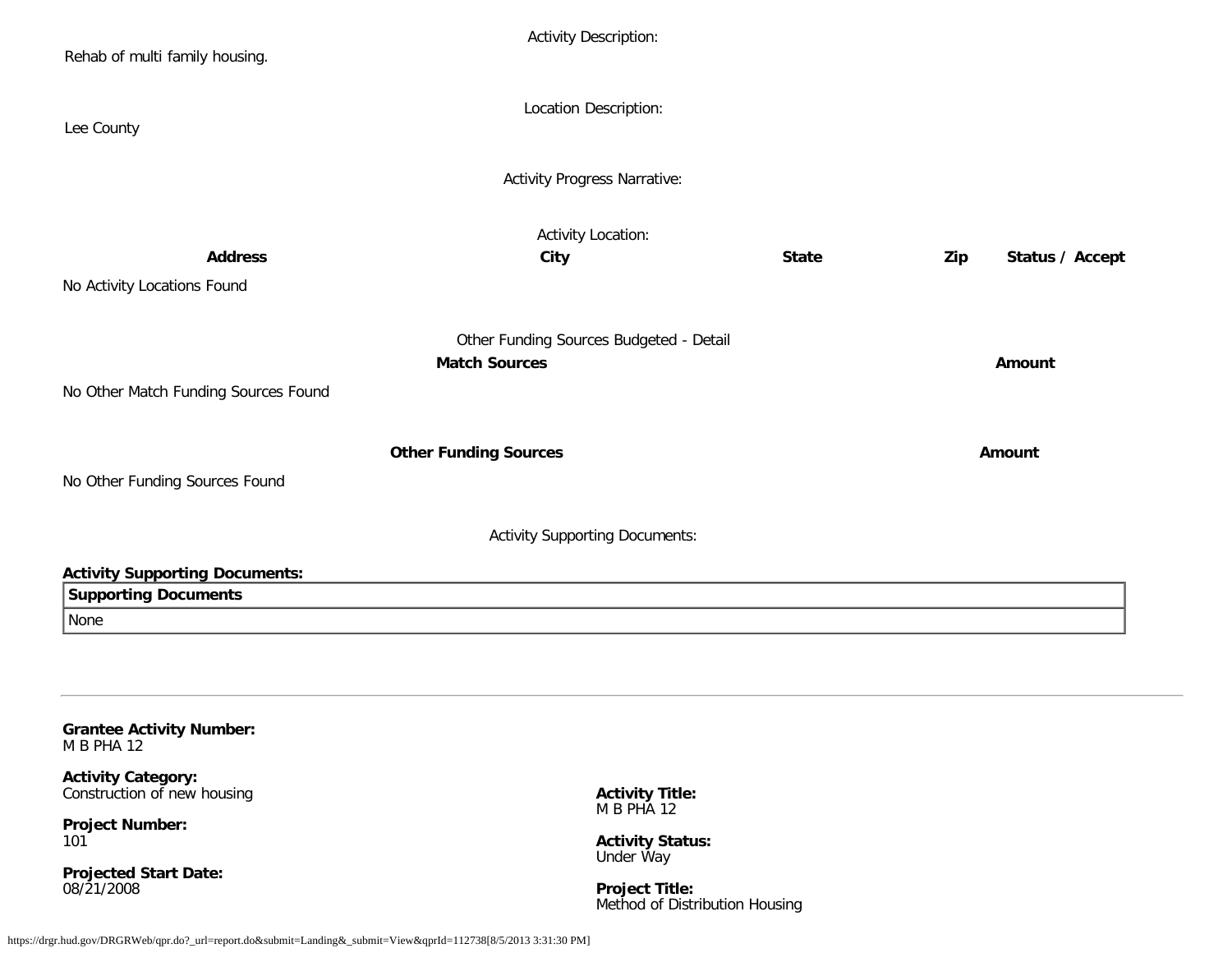Activity Description:

Rehab of multi family housing.

Location Description:

Lee County

Activity Progress Narrative:

Activity Location:

| Address | City | State | Zip | Status / Accept |
|---|---|---|---|---|
| No Activity Locations Found | | | | |

Other Funding Sources Budgeted - Detail

| Match Sources | Amount |
|---|---|
| No Other Match Funding Sources Found | |

| Other Funding Sources | Amount |
|---|---|
| No Other Funding Sources Found | |

Activity Supporting Documents:

**Activity Supporting Documents:**

| Supporting Documents |
|---|
| None |

---

**Grantee Activity Number:**
M B PHA 12

**Activity Category:**
Construction of new housing

**Activity Title:**
M B PHA 12

**Project Number:**
101

**Activity Status:**
Under Way

**Projected Start Date:**
08/21/2008

**Project Title:**
Method of Distribution Housing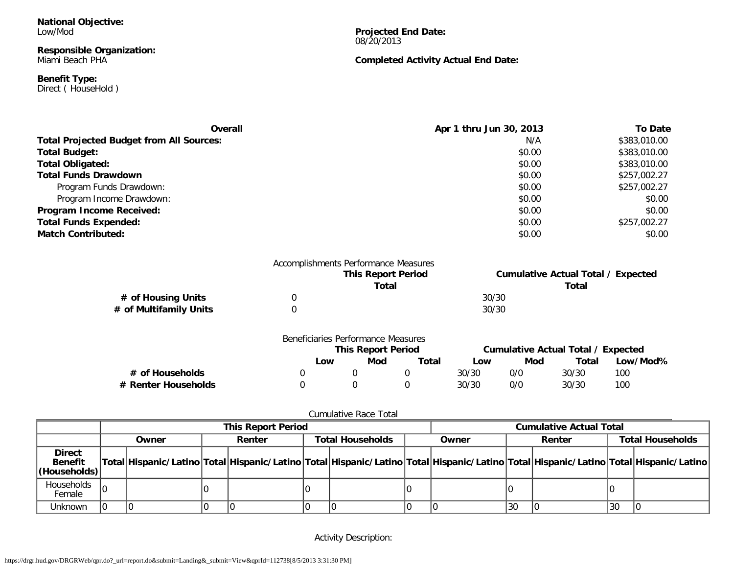**National Objective:**
Low/Mod

**Responsible Organization:**
Miami Beach PHA

**Benefit Type:**
Direct ( HouseHold )

**Projected End Date:**
08/20/2013

**Completed Activity Actual End Date:**

| **Overall** | **Apr 1 thru Jun 30, 2013** | **To Date** |
|---|---|---|
| **Total Projected Budget from All Sources:** | N/A | $383,010.00 |
| **Total Budget:** | $0.00 | $383,010.00 |
| **Total Obligated:** | $0.00 | $383,010.00 |
| **Total Funds Drawdown** | $0.00 | $257,002.27 |
| Program Funds Drawdown: | $0.00 | $257,002.27 |
| Program Income Drawdown: | $0.00 | $0.00 |
| **Program Income Received:** | $0.00 | $0.00 |
| **Total Funds Expended:** | $0.00 | $257,002.27 |
| **Match Contributed:** | $0.00 | $0.00 |

Accomplishments Performance Measures

| | **This Report Period Total** | **Cumulative Actual Total / Expected Total** |
|---|---|---|
| **# of Housing Units** | 0 | 30/30 |
| **# of Multifamily Units** | 0 | 30/30 |

Beneficiaries Performance Measures

| | **This Report Period** | | | **Cumulative Actual Total / Expected** | | | |
|---|---|---|---|---|---|---|---|
| | **Low** | **Mod** | **Total** | **Low** | **Mod** | **Total** | **Low/Mod%** |
| **# of Households** | 0 | 0 | 0 | 30/30 | 0/0 | 30/30 | 100 |
| **# Renter Households** | 0 | 0 | 0 | 30/30 | 0/0 | 30/30 | 100 |

Cumulative Race Total

| | **This Report Period** | | | | | | **Cumulative Actual Total** | | | | | |
|---|---|---|---|---|---|---|---|---|---|---|---|---|
| | **Owner** | | **Renter** | | **Total Households** | | **Owner** | | **Renter** | | **Total Households** | |
| **Direct Benefit (Households)** | **Total** | **Hispanic/Latino** | **Total** | **Hispanic/Latino** | **Total** | **Hispanic/Latino** | **Total** | **Hispanic/Latino** | **Total** | **Hispanic/Latino** | **Total** | **Hispanic/Latino** |
| Households Female | 0 | | 0 | | 0 | | 0 | | 0 | | 0 | |
| Unknown | 0 | 0 | 0 | 0 | 0 | 0 | 0 | 0 | 30 | 0 | 30 | 0 |

Activity Description: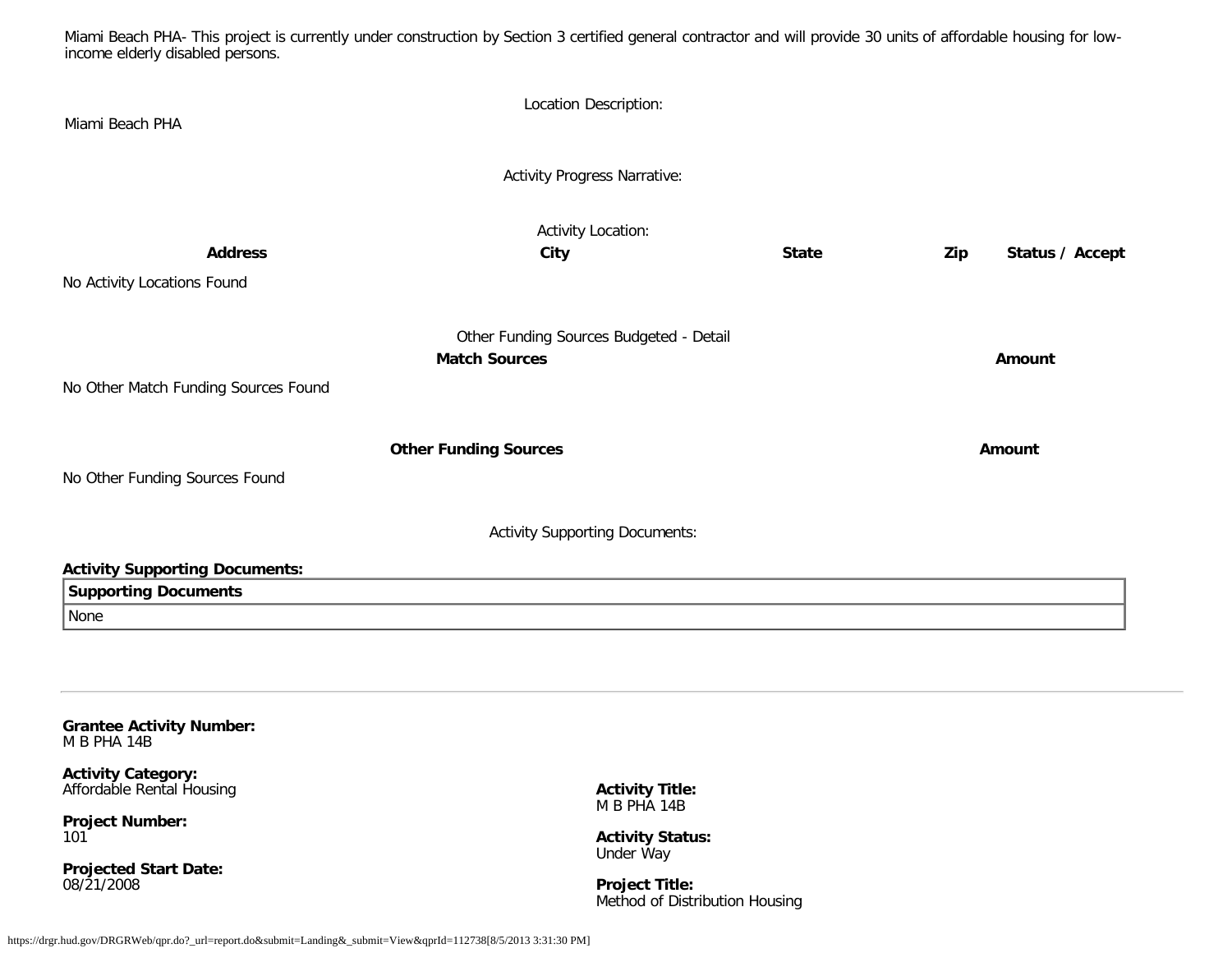Miami Beach PHA- This project is currently under construction by Section 3 certified general contractor and will provide 30 units of affordable housing for low-income elderly disabled persons.

Location Description:

Miami Beach PHA

Activity Progress Narrative:

Activity Location:

| Address | City | State | Zip | Status / Accept |
|---|---|---|---|---|
| No Activity Locations Found | | | | |

Other Funding Sources Budgeted - Detail

| Match Sources | Amount |
|---|---|
| No Other Match Funding Sources Found | |

| Other Funding Sources | Amount |
|---|---|
| No Other Funding Sources Found | |

Activity Supporting Documents:

**Activity Supporting Documents:**

| Supporting Documents |
|---|
| None |

---

**Grantee Activity Number:**
M B PHA 14B

**Activity Category:**
Affordable Rental Housing

**Project Number:**
101

**Projected Start Date:**
08/21/2008

**Activity Title:**
M B PHA 14B

**Activity Status:**
Under Way

**Project Title:**
Method of Distribution Housing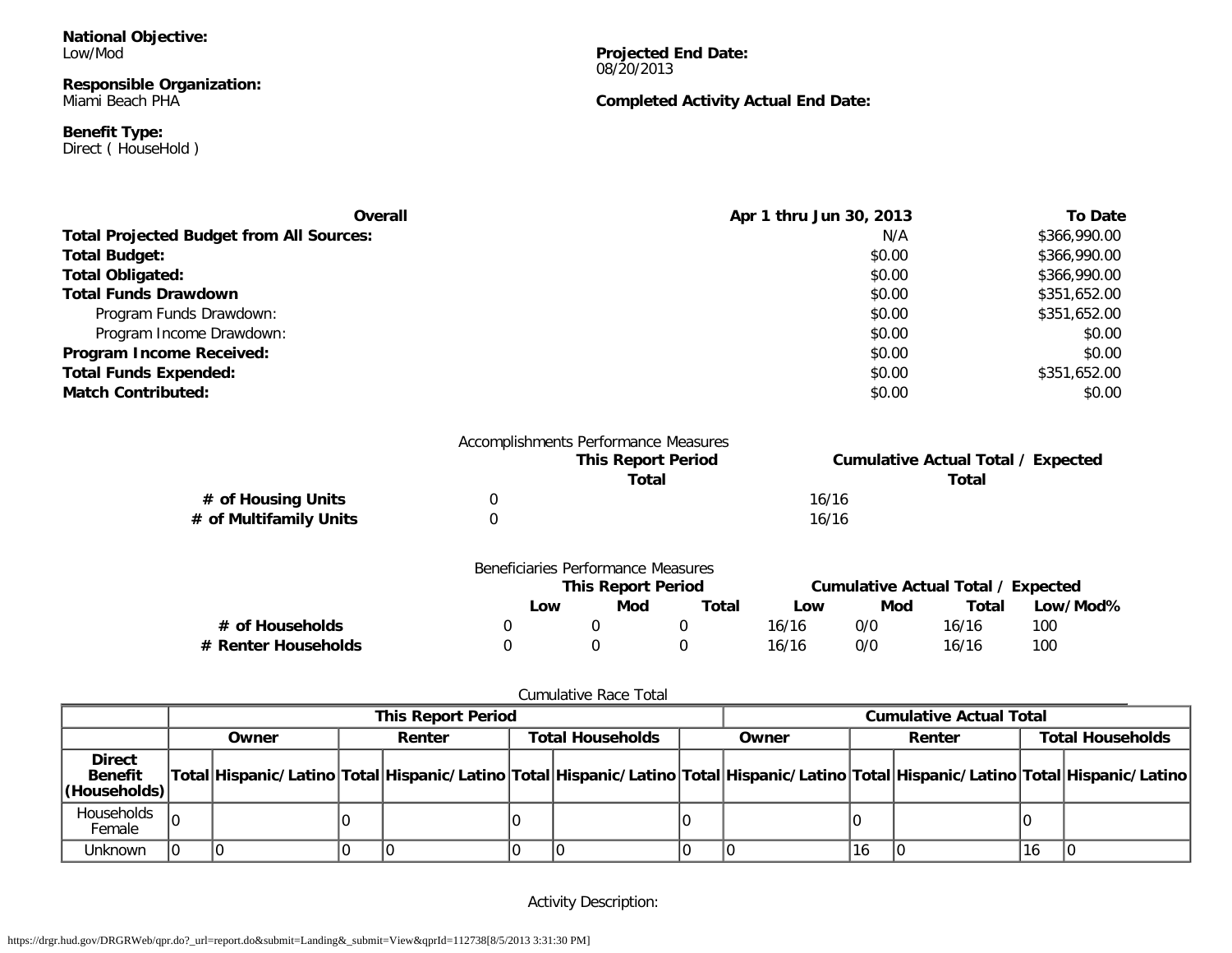**National Objective:**
Low/Mod

**Responsible Organization:**
Miami Beach PHA

**Benefit Type:**
Direct ( HouseHold )

**Projected End Date:**
08/20/2013

**Completed Activity Actual End Date:**

| **Overall** | **Apr 1 thru Jun 30, 2013** | **To Date** |
|---|---|---|
| **Total Projected Budget from All Sources:** | N/A | $366,990.00 |
| **Total Budget:** | $0.00 | $366,990.00 |
| **Total Obligated:** | $0.00 | $366,990.00 |
| **Total Funds Drawdown** | $0.00 | $351,652.00 |
| Program Funds Drawdown: | $0.00 | $351,652.00 |
| Program Income Drawdown: | $0.00 | $0.00 |
| **Program Income Received:** | $0.00 | $0.00 |
| **Total Funds Expended:** | $0.00 | $351,652.00 |
| **Match Contributed:** | $0.00 | $0.00 |

Accomplishments Performance Measures

| | **This Report Period Total** | **Cumulative Actual Total / Expected Total** |
|---|---|---|
| **# of Housing Units** | 0 | 16/16 |
| **# of Multifamily Units** | 0 | 16/16 |

Beneficiaries Performance Measures

| | **This Report Period** | | | **Cumulative Actual Total / Expected** | | | |
|---|---|---|---|---|---|---|---|
| | **Low** | **Mod** | **Total** | **Low** | **Mod** | **Total** | **Low/Mod%** |
| **# of Households** | 0 | 0 | 0 | 16/16 | 0/0 | 16/16 | 100 |
| **# Renter Households** | 0 | 0 | 0 | 16/16 | 0/0 | 16/16 | 100 |

Cumulative Race Total

| | **This Report Period** | | | | | | **Cumulative Actual Total** | | | | | |
|---|---|---|---|---|---|---|---|---|---|---|---|---|
| | **Owner** | | **Renter** | | **Total Households** | | **Owner** | | **Renter** | | **Total Households** | |
| **Direct Benefit (Households)** | **Total** | **Hispanic/Latino** | **Total** | **Hispanic/Latino** | **Total** | **Hispanic/Latino** | **Total** | **Hispanic/Latino** | **Total** | **Hispanic/Latino** | **Total** | **Hispanic/Latino** |
| Households Female | 0 | | 0 | | 0 | | 0 | | 0 | | 0 | |
| Unknown | 0 | 0 | 0 | 0 | 0 | 0 | 0 | 0 | 16 | 0 | 16 | 0 |

Activity Description: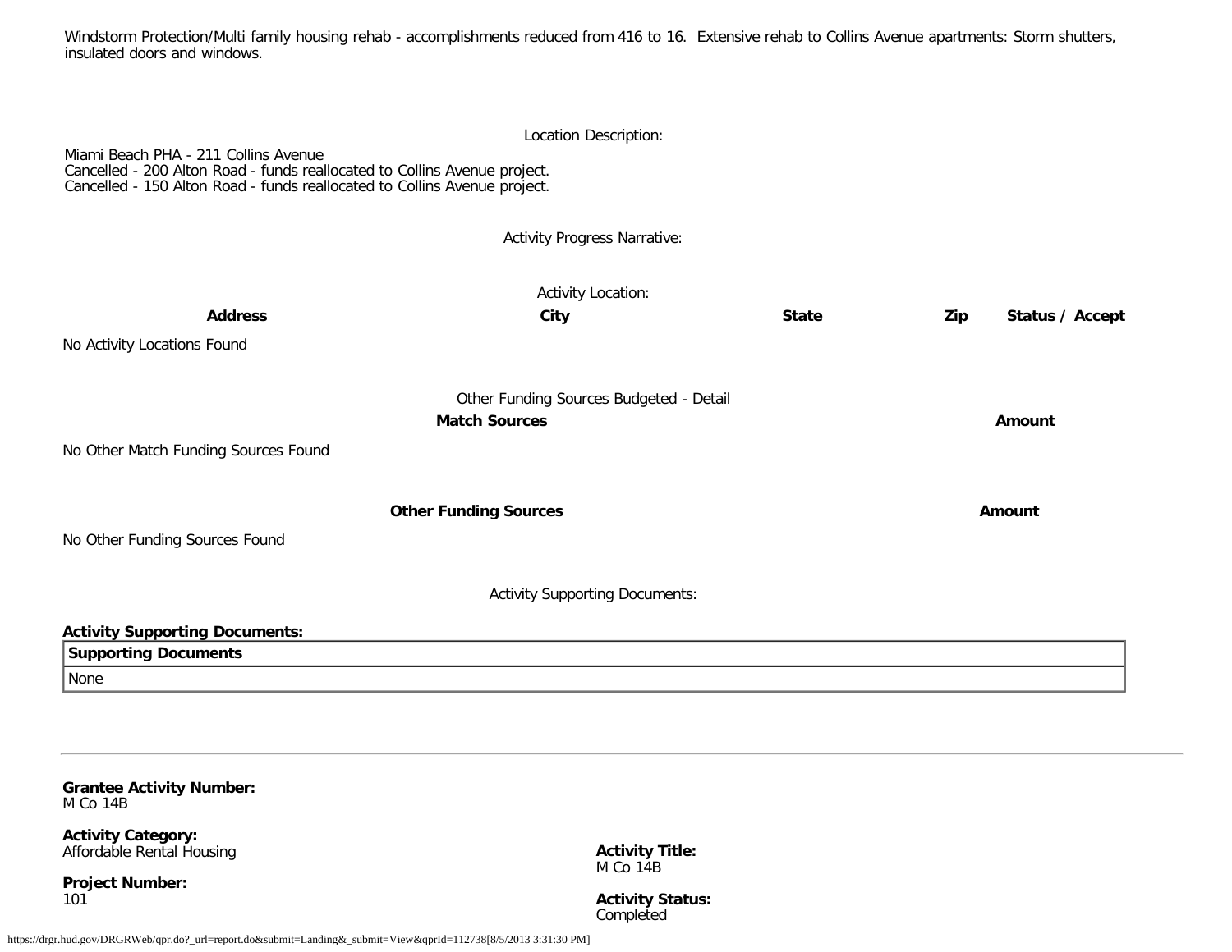Windstorm Protection/Multi family housing rehab - accomplishments reduced from 416 to 16. Extensive rehab to Collins Avenue apartments: Storm shutters, insulated doors and windows.

Location Description:

Miami Beach PHA - 211 Collins Avenue
Cancelled - 200 Alton Road - funds reallocated to Collins Avenue project.
Cancelled - 150 Alton Road - funds reallocated to Collins Avenue project.

Activity Progress Narrative:

Activity Location:

| Address | City | State | Zip | Status / Accept |
|---|---|---|---|---|
| No Activity Locations Found | | | | |

Other Funding Sources Budgeted - Detail

| Match Sources | Amount |
|---|---|
| No Other Match Funding Sources Found | |

| Other Funding Sources | Amount |
|---|---|
| No Other Funding Sources Found | |

Activity Supporting Documents:

**Activity Supporting Documents:**

| Supporting Documents |
|---|
| None |

---

**Grantee Activity Number:**
M Co 14B

**Activity Category:**
Affordable Rental Housing

**Project Number:**
101

**Activity Title:**
M Co 14B

**Activity Status:**
Completed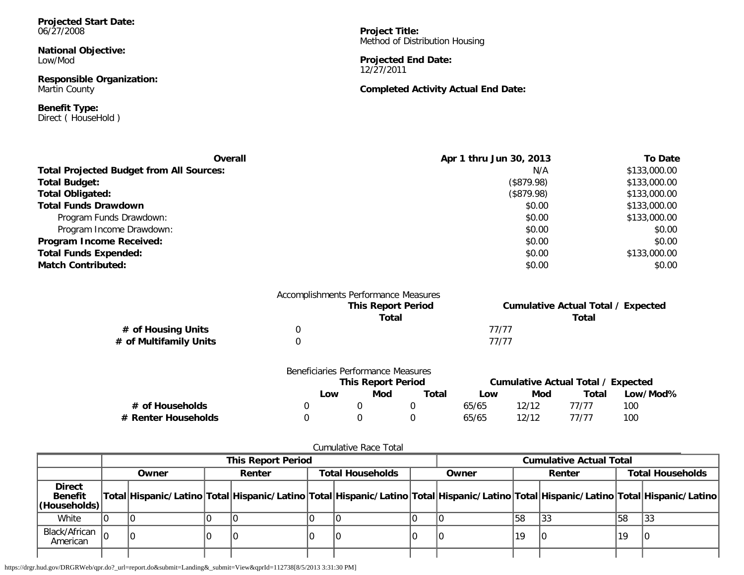**Projected Start Date:**
06/27/2008

**National Objective:**
Low/Mod

**Responsible Organization:**
Martin County

**Benefit Type:**
Direct ( HouseHold )

**Project Title:**
Method of Distribution Housing

**Projected End Date:**
12/27/2011

**Completed Activity Actual End Date:**

| **Overall** | **Apr 1 thru Jun 30, 2013** | **To Date** |
|---|---|---|
| **Total Projected Budget from All Sources:** | N/A | $133,000.00 |
| **Total Budget:** | ($879.98) | $133,000.00 |
| **Total Obligated:** | ($879.98) | $133,000.00 |
| **Total Funds Drawdown** | $0.00 | $133,000.00 |
| Program Funds Drawdown: | $0.00 | $133,000.00 |
| Program Income Drawdown: | $0.00 | $0.00 |
| **Program Income Received:** | $0.00 | $0.00 |
| **Total Funds Expended:** | $0.00 | $133,000.00 |
| **Match Contributed:** | $0.00 | $0.00 |

Accomplishments Performance Measures

| | **This Report Period** | **Cumulative Actual Total / Expected** |
|---|---|---|
| | **Total** | **Total** |
| **# of Housing Units** | 0 | 77/77 |
| **# of Multifamily Units** | 0 | 77/77 |

Beneficiaries Performance Measures

| | **This Report Period** | | | **Cumulative Actual Total / Expected** | | | |
|---|---|---|---|---|---|---|---|
| | **Low** | **Mod** | **Total** | **Low** | **Mod** | **Total** | **Low/Mod%** |
| **# of Households** | 0 | 0 | 0 | 65/65 | 12/12 | 77/77 | 100 |
| **# Renter Households** | 0 | 0 | 0 | 65/65 | 12/12 | 77/77 | 100 |

Cumulative Race Total

| | **This Report Period** | | | | | | **Cumulative Actual Total** | | | | | |
|---|---|---|---|---|---|---|---|---|---|---|---|---|
| | **Owner** | | **Renter** | | **Total Households** | | **Owner** | | **Renter** | | **Total Households** | |
| **Direct Benefit (Households)** | **Total** | **Hispanic/Latino** | **Total** | **Hispanic/Latino** | **Total** | **Hispanic/Latino** | **Total** | **Hispanic/Latino** | **Total** | **Hispanic/Latino** | **Total** | **Hispanic/Latino** |
| White | 0 | 0 | 0 | 0 | 0 | 0 | 0 | 0 | 58 | 33 | 58 | 33 |
| Black/African American | 0 | 0 | 0 | 0 | 0 | 0 | 0 | 0 | 19 | 0 | 19 | 0 |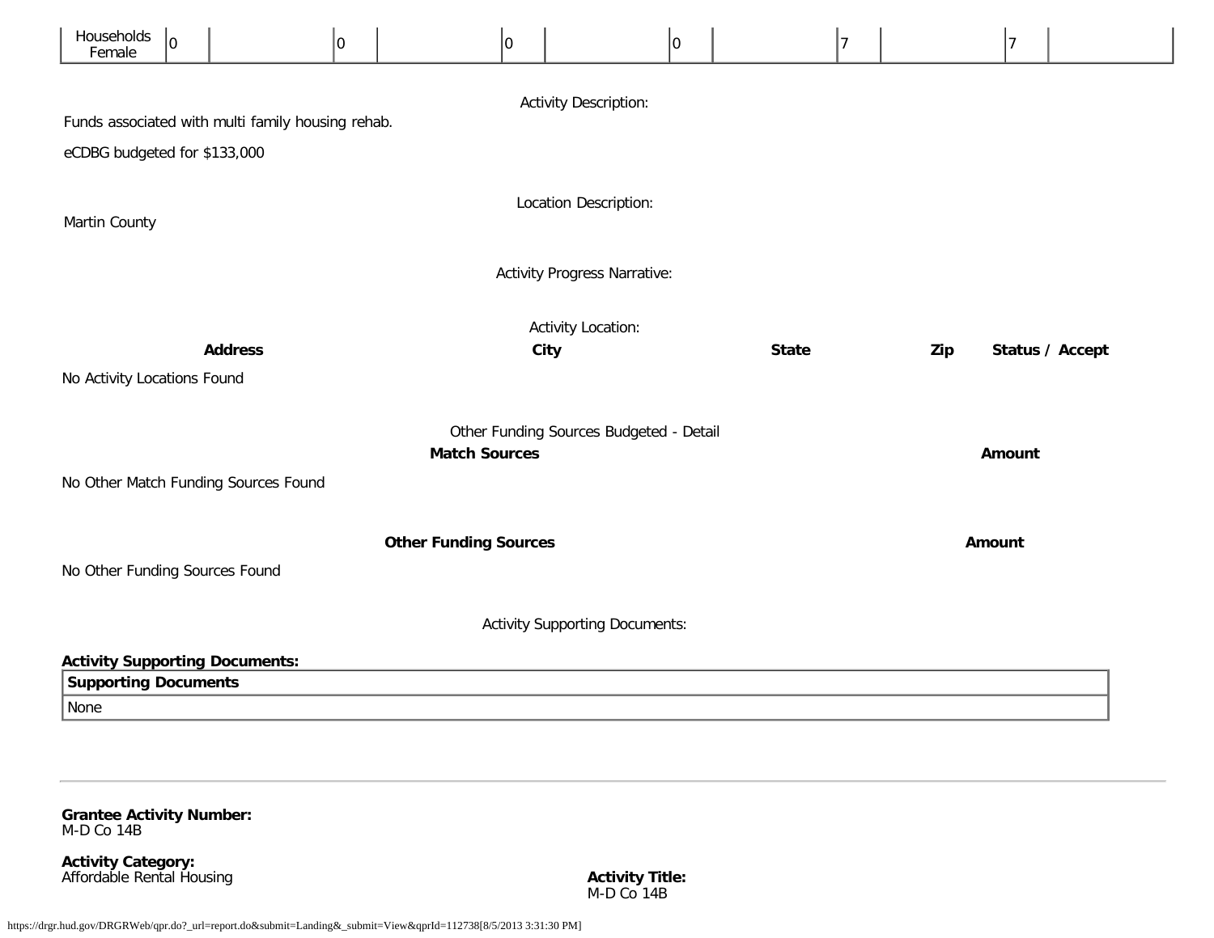| Households Female | 0 | | 0 | | 0 | | 0 | | 7 | | 7 | |
|---|---|---|---|---|---|---|---|---|---|---|---|---|

Activity Description:

Funds associated with multi family housing rehab.

eCDBG budgeted for $133,000

Location Description:

Martin County

Activity Progress Narrative:

Activity Location:

| Address | City | State | Zip | Status / Accept |
|---|---|---|---|---|
| No Activity Locations Found | | | | |

Other Funding Sources Budgeted - Detail

| Match Sources | Amount |
|---|---|
| No Other Match Funding Sources Found | |

| Other Funding Sources | Amount |
|---|---|
| No Other Funding Sources Found | |

Activity Supporting Documents:

**Activity Supporting Documents:**

| Supporting Documents |
|---|
| None |

---

**Grantee Activity Number:**
M-D Co 14B

**Activity Category:**
Affordable Rental Housing

**Activity Title:**
M-D Co 14B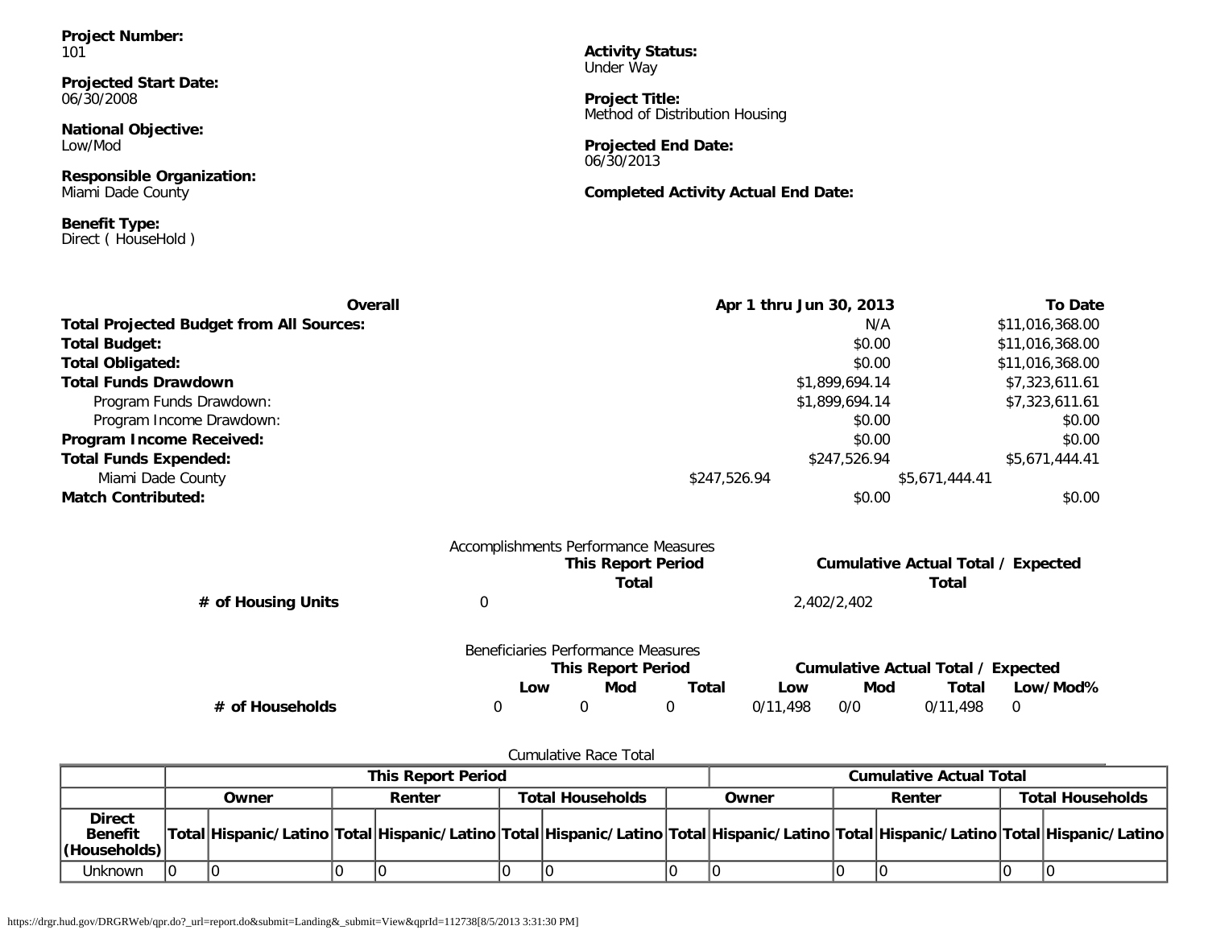**Project Number:**
101

**Activity Status:**
Under Way

**Projected Start Date:**
06/30/2008

**Project Title:**
Method of Distribution Housing

**National Objective:**
Low/Mod

**Projected End Date:**
06/30/2013

**Responsible Organization:**
Miami Dade County

**Completed Activity Actual End Date:**

**Benefit Type:**
Direct ( HouseHold )

| Overall | Apr 1 thru Jun 30, 2013 | To Date |
|---|---|---|
| **Total Projected Budget from All Sources:** | N/A | $11,016,368.00 |
| **Total Budget:** | $0.00 | $11,016,368.00 |
| **Total Obligated:** | $0.00 | $11,016,368.00 |
| **Total Funds Drawdown** | $1,899,694.14 | $7,323,611.61 |
| Program Funds Drawdown: | $1,899,694.14 | $7,323,611.61 |
| Program Income Drawdown: | $0.00 | $0.00 |
| **Program Income Received:** | $0.00 | $0.00 |
| **Total Funds Expended:** | $247,526.94 | $5,671,444.41 |
| Miami Dade County | $247,526.94 | $5,671,444.41 |
| **Match Contributed:** | $0.00 | $0.00 |

Accomplishments Performance Measures

| | This Report Period Total | Cumulative Actual Total / Expected Total |
|---|---|---|
| **# of Housing Units** | 0 | 2,402/2,402 |

Beneficiaries Performance Measures

| | This Report Period Low | This Report Period Mod | This Report Period Total | Cumulative Actual Total / Expected Low | Cumulative Actual Total / Expected Mod | Cumulative Actual Total / Expected Total | Low/Mod% |
|---|---|---|---|---|---|---|---|
| **# of Households** | 0 | 0 | 0 | 0/11,498 | 0/0 | 0/11,498 | 0 |

Cumulative Race Total

| | This Report Period | | | | | | Cumulative Actual Total | | | | | |
|---|---|---|---|---|---|---|---|---|---|---|---|---|
| | Owner | | Renter | | Total Households | | Owner | | Renter | | Total Households | |
| **Direct Benefit (Households)** | Total | Hispanic/Latino | Total | Hispanic/Latino | Total | Hispanic/Latino | Total | Hispanic/Latino | Total | Hispanic/Latino | Total | Hispanic/Latino |
| Unknown | 0 | 0 | 0 | 0 | 0 | 0 | 0 | 0 | 0 | 0 | 0 | 0 |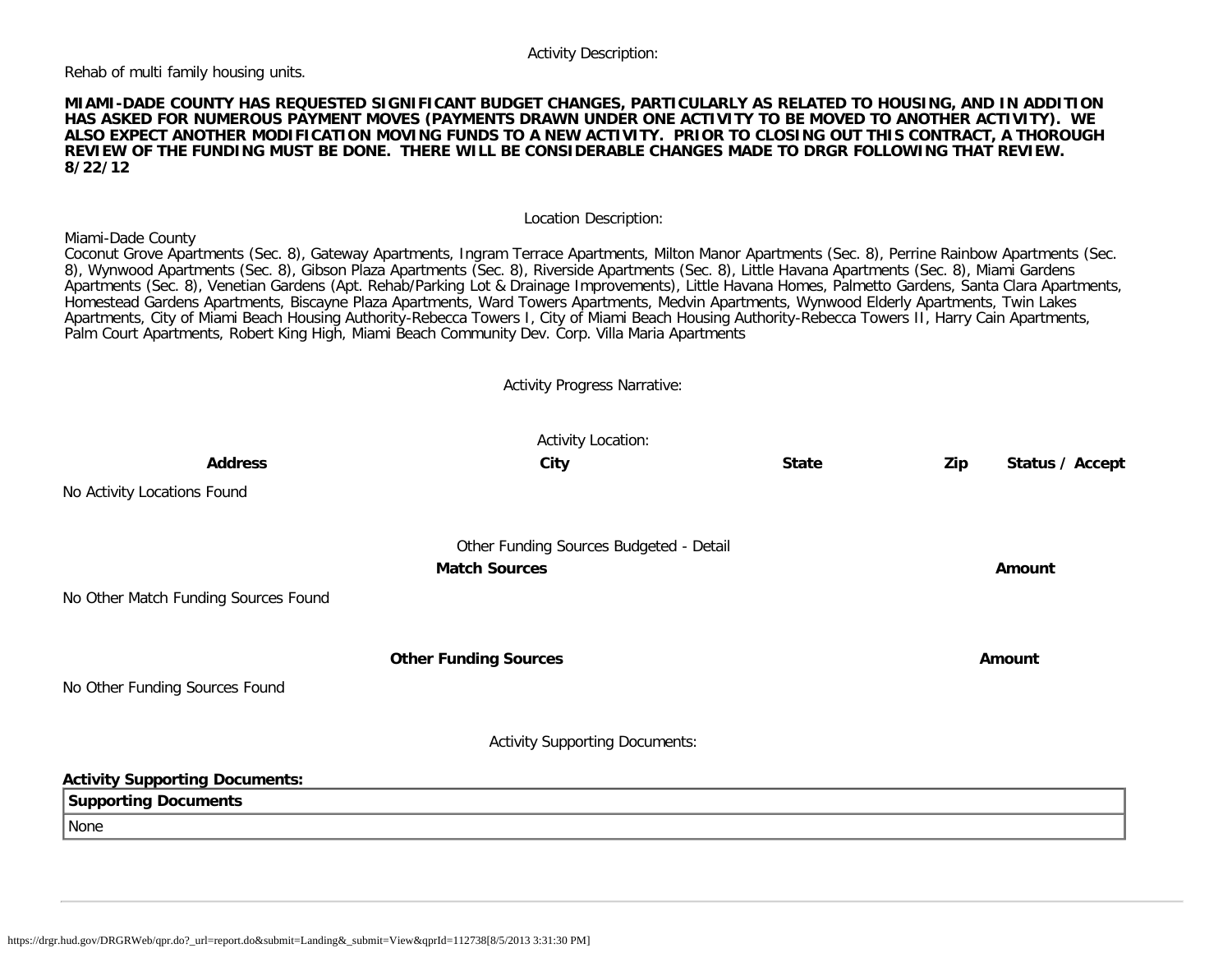Activity Description:

Rehab of multi family housing units.

**MIAMI-DADE COUNTY HAS REQUESTED SIGNIFICANT BUDGET CHANGES, PARTICULARLY AS RELATED TO HOUSING, AND IN ADDITION HAS ASKED FOR NUMEROUS PAYMENT MOVES (PAYMENTS DRAWN UNDER ONE ACTIVITY TO BE MOVED TO ANOTHER ACTIVITY). WE ALSO EXPECT ANOTHER MODIFICATION MOVING FUNDS TO A NEW ACTIVITY. PRIOR TO CLOSING OUT THIS CONTRACT, A THOROUGH REVIEW OF THE FUNDING MUST BE DONE. THERE WILL BE CONSIDERABLE CHANGES MADE TO DRGR FOLLOWING THAT REVIEW. 8/22/12**

Location Description:

Miami-Dade County
Coconut Grove Apartments (Sec. 8), Gateway Apartments, Ingram Terrace Apartments, Milton Manor Apartments (Sec. 8), Perrine Rainbow Apartments (Sec. 8), Wynwood Apartments (Sec. 8), Gibson Plaza Apartments (Sec. 8), Riverside Apartments (Sec. 8), Little Havana Apartments (Sec. 8), Miami Gardens Apartments (Sec. 8), Venetian Gardens (Apt. Rehab/Parking Lot & Drainage Improvements), Little Havana Homes, Palmetto Gardens, Santa Clara Apartments, Homestead Gardens Apartments, Biscayne Plaza Apartments, Ward Towers Apartments, Medvin Apartments, Wynwood Elderly Apartments, Twin Lakes Apartments, City of Miami Beach Housing Authority-Rebecca Towers I, City of Miami Beach Housing Authority-Rebecca Towers II, Harry Cain Apartments, Palm Court Apartments, Robert King High, Miami Beach Community Dev. Corp. Villa Maria Apartments

Activity Progress Narrative:

Activity Location:

| Address | City | State | Zip | Status / Accept |
|---|---|---|---|---|
| No Activity Locations Found | | | | |

Other Funding Sources Budgeted - Detail

| Match Sources | Amount |
|---|---|
| No Other Match Funding Sources Found | |

| Other Funding Sources | Amount |
|---|---|
| No Other Funding Sources Found | |

Activity Supporting Documents:

**Activity Supporting Documents:**

| Supporting Documents |
|---|
| None |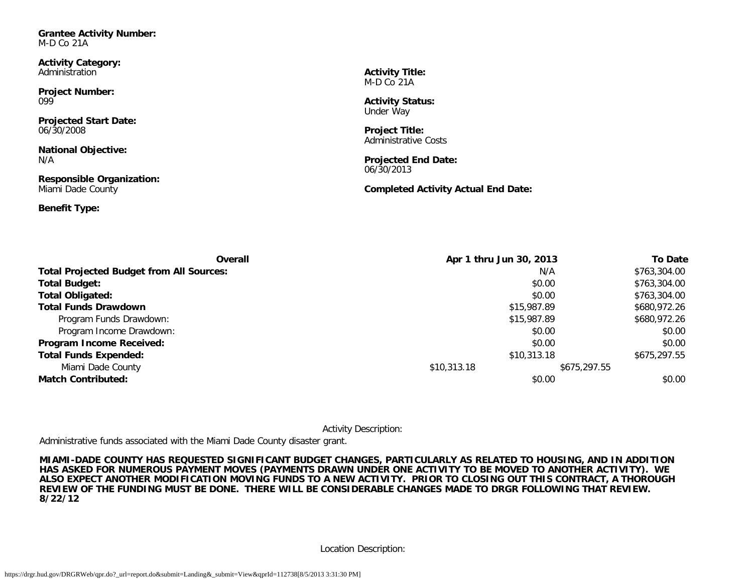**Grantee Activity Number:**
M-D Co 21A

**Activity Category:**
Administration

**Activity Title:**
M-D Co 21A

**Project Number:**
099

**Activity Status:**
Under Way

**Projected Start Date:**
06/30/2008

**Project Title:**
Administrative Costs

**National Objective:**
N/A

**Projected End Date:**
06/30/2013

**Responsible Organization:**
Miami Dade County

**Completed Activity Actual End Date:**

**Benefit Type:**

| Overall | Apr 1 thru Jun 30, 2013 | To Date |
| --- | --- | --- |
| **Total Projected Budget from All Sources:** | N/A | $763,304.00 |
| **Total Budget:** | $0.00 | $763,304.00 |
| **Total Obligated:** | $0.00 | $763,304.00 |
| **Total Funds Drawdown** | $15,987.89 | $680,972.26 |
| Program Funds Drawdown: | $15,987.89 | $680,972.26 |
| Program Income Drawdown: | $0.00 | $0.00 |
| **Program Income Received:** | $0.00 | $0.00 |
| **Total Funds Expended:** | $10,313.18 | $675,297.55 |
| Miami Dade County | $10,313.18 | $675,297.55 |
| **Match Contributed:** | $0.00 | $0.00 |

Activity Description:

Administrative funds associated with the Miami Dade County disaster grant.

**MIAMI-DADE COUNTY HAS REQUESTED SIGNIFICANT BUDGET CHANGES, PARTICULARLY AS RELATED TO HOUSING, AND IN ADDITION HAS ASKED FOR NUMEROUS PAYMENT MOVES (PAYMENTS DRAWN UNDER ONE ACTIVITY TO BE MOVED TO ANOTHER ACTIVITY). WE ALSO EXPECT ANOTHER MODIFICATION MOVING FUNDS TO A NEW ACTIVITY. PRIOR TO CLOSING OUT THIS CONTRACT, A THOROUGH REVIEW OF THE FUNDING MUST BE DONE. THERE WILL BE CONSIDERABLE CHANGES MADE TO DRGR FOLLOWING THAT REVIEW. 8/22/12**

Location Description: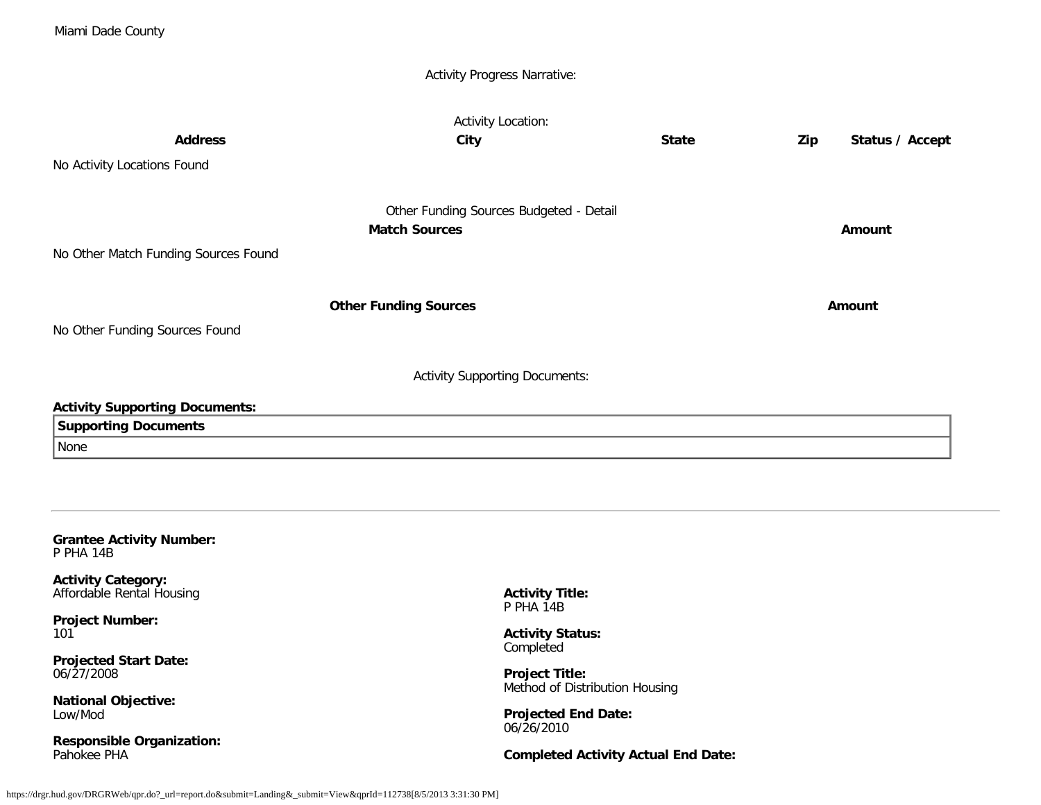Activity Progress Narrative:

Activity Location:

| Address | City | State | Zip | Status / Accept |
|---|---|---|---|---|
| No Activity Locations Found | | | | |

Other Funding Sources Budgeted - Detail

| Match Sources | Amount |
|---|---|
| No Other Match Funding Sources Found | |

| Other Funding Sources | Amount |
|---|---|
| No Other Funding Sources Found | |

Activity Supporting Documents:

**Activity Supporting Documents:**

| Supporting Documents |
|---|
| None |

---

**Grantee Activity Number:**
P PHA 14B

**Activity Category:**
Affordable Rental Housing

**Activity Title:**
P PHA 14B

**Project Number:**
101

**Activity Status:**
Completed

**Projected Start Date:**
06/27/2008

**Project Title:**
Method of Distribution Housing

**National Objective:**
Low/Mod

**Projected End Date:**
06/26/2010

**Responsible Organization:**
Pahokee PHA

**Completed Activity Actual End Date:**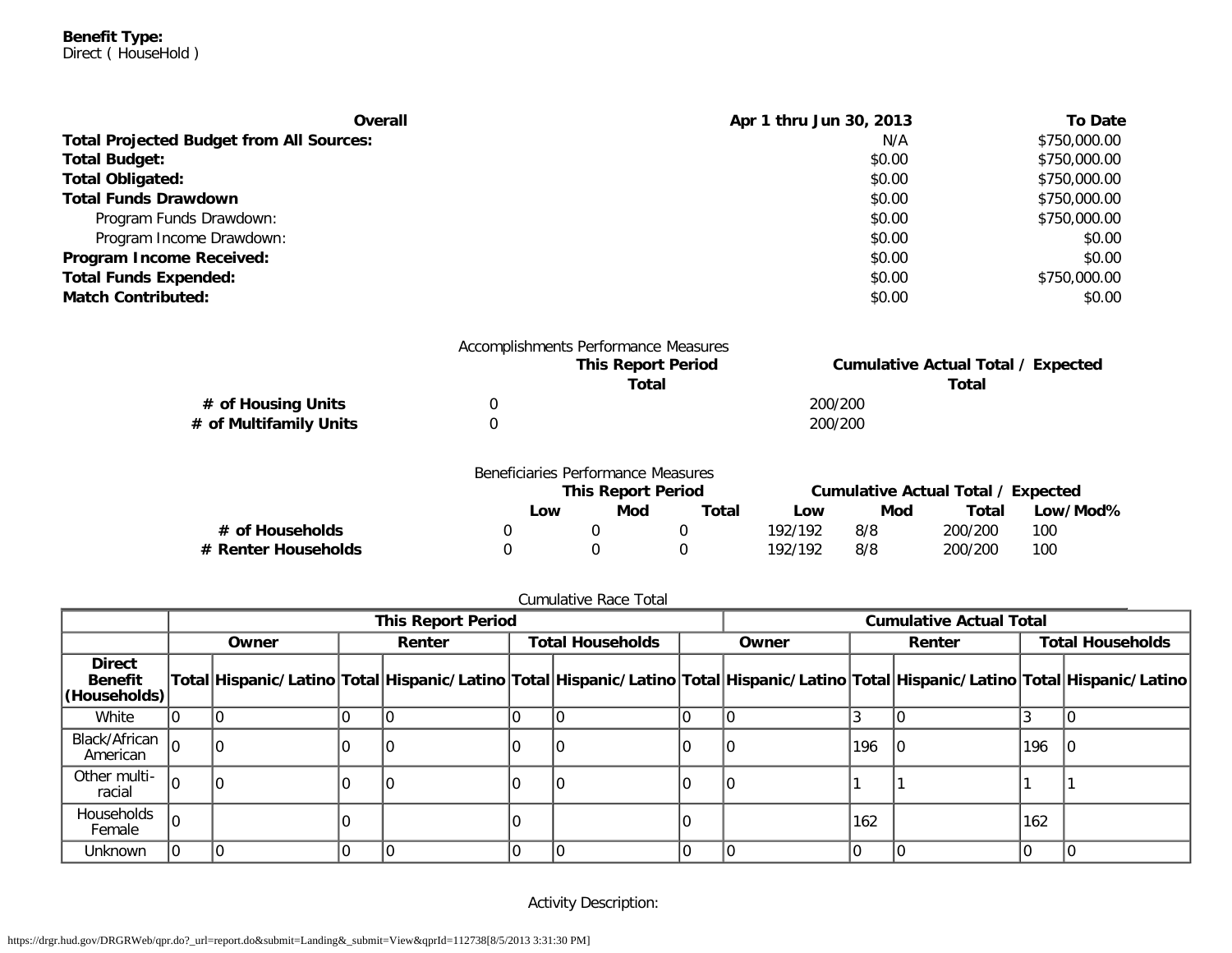**Benefit Type:**
Direct ( HouseHold )

| **Overall** | **Apr 1 thru Jun 30, 2013** | **To Date** |
|---|---|---|
| **Total Projected Budget from All Sources:** | N/A | $750,000.00 |
| **Total Budget:** | $0.00 | $750,000.00 |
| **Total Obligated:** | $0.00 | $750,000.00 |
| **Total Funds Drawdown** | $0.00 | $750,000.00 |
| Program Funds Drawdown: | $0.00 | $750,000.00 |
| Program Income Drawdown: | $0.00 | $0.00 |
| **Program Income Received:** | $0.00 | $0.00 |
| **Total Funds Expended:** | $0.00 | $750,000.00 |
| **Match Contributed:** | $0.00 | $0.00 |

Accomplishments Performance Measures

| | **This Report Period Total** | **Cumulative Actual Total / Expected Total** |
|---|---|---|
| **# of Housing Units** | 0 | 200/200 |
| **# of Multifamily Units** | 0 | 200/200 |

Beneficiaries Performance Measures

| | **This Report Period** | | | **Cumulative Actual Total / Expected** | | | |
|---|---|---|---|---|---|---|---|
| | **Low** | **Mod** | **Total** | **Low** | **Mod** | **Total** | **Low/Mod%** |
| **# of Households** | 0 | 0 | 0 | 192/192 | 8/8 | 200/200 | 100 |
| **# Renter Households** | 0 | 0 | 0 | 192/192 | 8/8 | 200/200 | 100 |

Cumulative Race Total

| | **This Report Period** | | | | | | **Cumulative Actual Total** | | | | | |
|---|---|---|---|---|---|---|---|---|---|---|---|---|
| | **Owner** | | **Renter** | | **Total Households** | | **Owner** | | **Renter** | | **Total Households** | |
| **Direct Benefit (Households)** | **Total** | **Hispanic/Latino** | **Total** | **Hispanic/Latino** | **Total** | **Hispanic/Latino** | **Total** | **Hispanic/Latino** | **Total** | **Hispanic/Latino** | **Total** | **Hispanic/Latino** |
| White | 0 | 0 | 0 | 0 | 0 | 0 | 0 | 0 | 3 | 0 | 3 | 0 |
| Black/African American | 0 | 0 | 0 | 0 | 0 | 0 | 0 | 0 | 196 | 0 | 196 | 0 |
| Other multi-racial | 0 | 0 | 0 | 0 | 0 | 0 | 0 | 0 | 1 | 1 | 1 | 1 |
| Households Female | 0 | | 0 | | 0 | | 0 | | 162 | | 162 | |
| Unknown | 0 | 0 | 0 | 0 | 0 | 0 | 0 | 0 | 0 | 0 | 0 | 0 |

Activity Description: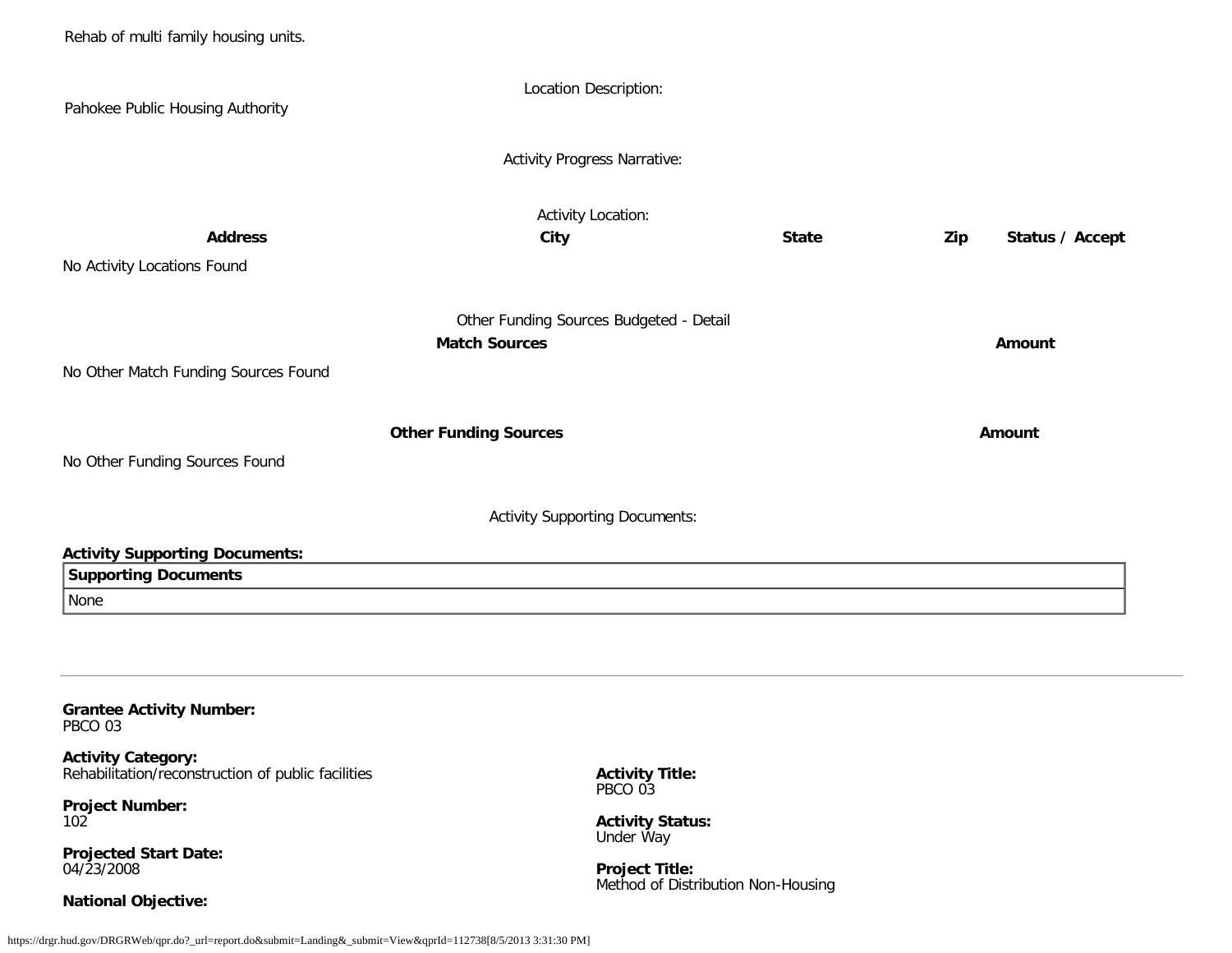Rehab of multi family housing units.

Location Description:

Pahokee Public Housing Authority

Activity Progress Narrative:

Activity Location:

| Address | City | State | Zip | Status / Accept |
|---|---|---|---|---|
| No Activity Locations Found | | | | |

Other Funding Sources Budgeted - Detail

| Match Sources | Amount |
|---|---|
| No Other Match Funding Sources Found | |

| Other Funding Sources | Amount |
|---|---|
| No Other Funding Sources Found | |

Activity Supporting Documents:

**Activity Supporting Documents:**

| Supporting Documents |
|---|
| None |

---

**Grantee Activity Number:**
PBCO 03

**Activity Category:**
Rehabilitation/reconstruction of public facilities

**Project Number:**
102

**Projected Start Date:**
04/23/2008

**National Objective:**

**Activity Title:**
PBCO 03

**Activity Status:**
Under Way

**Project Title:**
Method of Distribution Non-Housing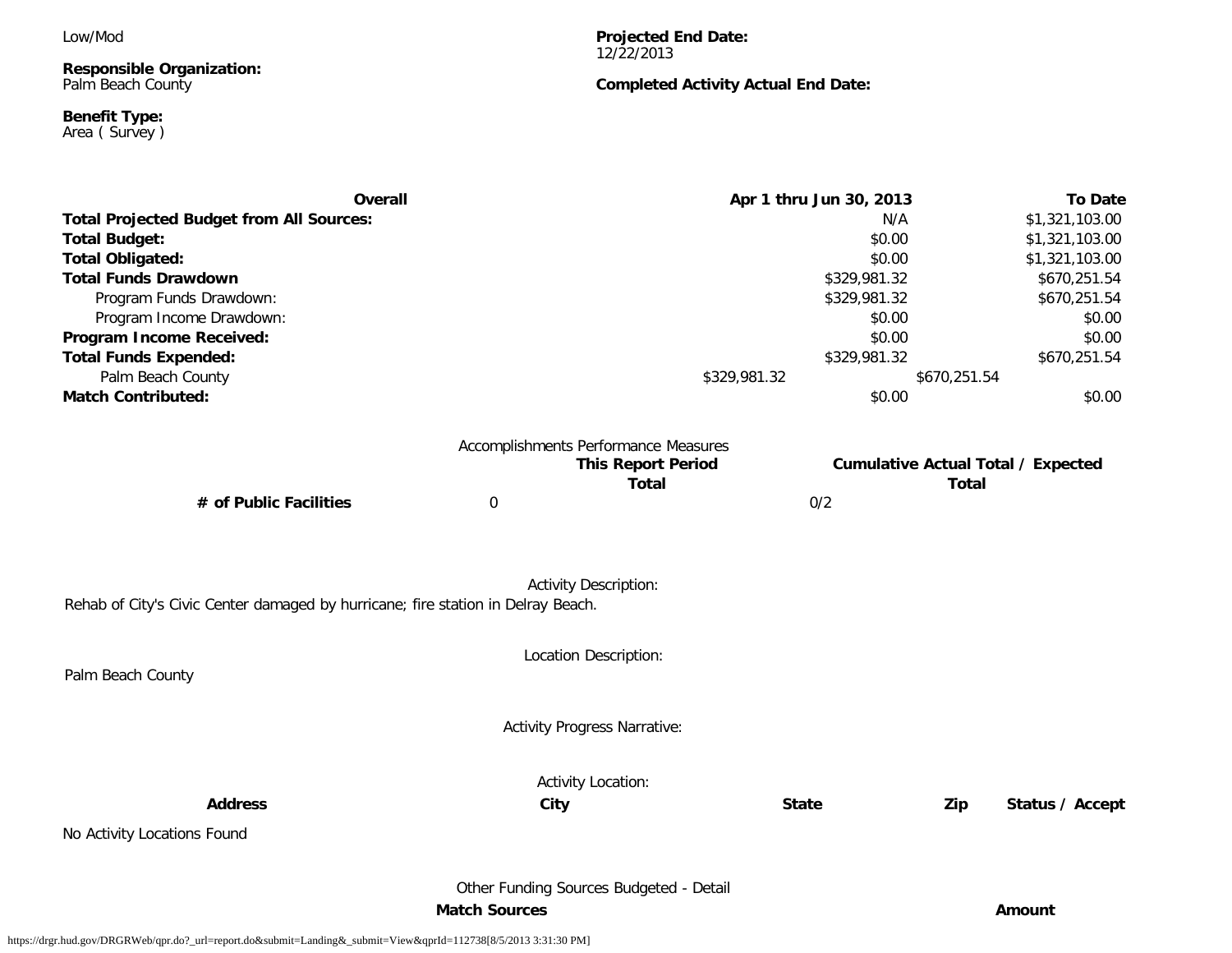Low/Mod

**Projected End Date:**
12/22/2013

**Responsible Organization:**
Palm Beach County

**Completed Activity Actual End Date:**

**Benefit Type:**
Area ( Survey )

| Overall | Apr 1 thru Jun 30, 2013 | To Date |
|---|---|---|
| **Total Projected Budget from All Sources:** | N/A | $1,321,103.00 |
| **Total Budget:** | $0.00 | $1,321,103.00 |
| **Total Obligated:** | $0.00 | $1,321,103.00 |
| **Total Funds Drawdown** | $329,981.32 | $670,251.54 |
| Program Funds Drawdown: | $329,981.32 | $670,251.54 |
| Program Income Drawdown: | $0.00 | $0.00 |
| **Program Income Received:** | $0.00 | $0.00 |
| **Total Funds Expended:** | $329,981.32 | $670,251.54 |
| Palm Beach County | $329,981.32 | $670,251.54 |
| **Match Contributed:** | $0.00 | $0.00 |

Accomplishments Performance Measures

| | This Report Period Total | Cumulative Actual Total / Expected Total |
|---|---|---|
| **# of Public Facilities** | 0 | 0/2 |

Activity Description:

Rehab of City's Civic Center damaged by hurricane; fire station in Delray Beach.

Location Description:

Palm Beach County

Activity Progress Narrative:

Activity Location:

| Address | City | State | Zip | Status / Accept |
|---|---|---|---|---|
| No Activity Locations Found | | | | |

Other Funding Sources Budgeted - Detail

| Match Sources | Amount |
|---|---|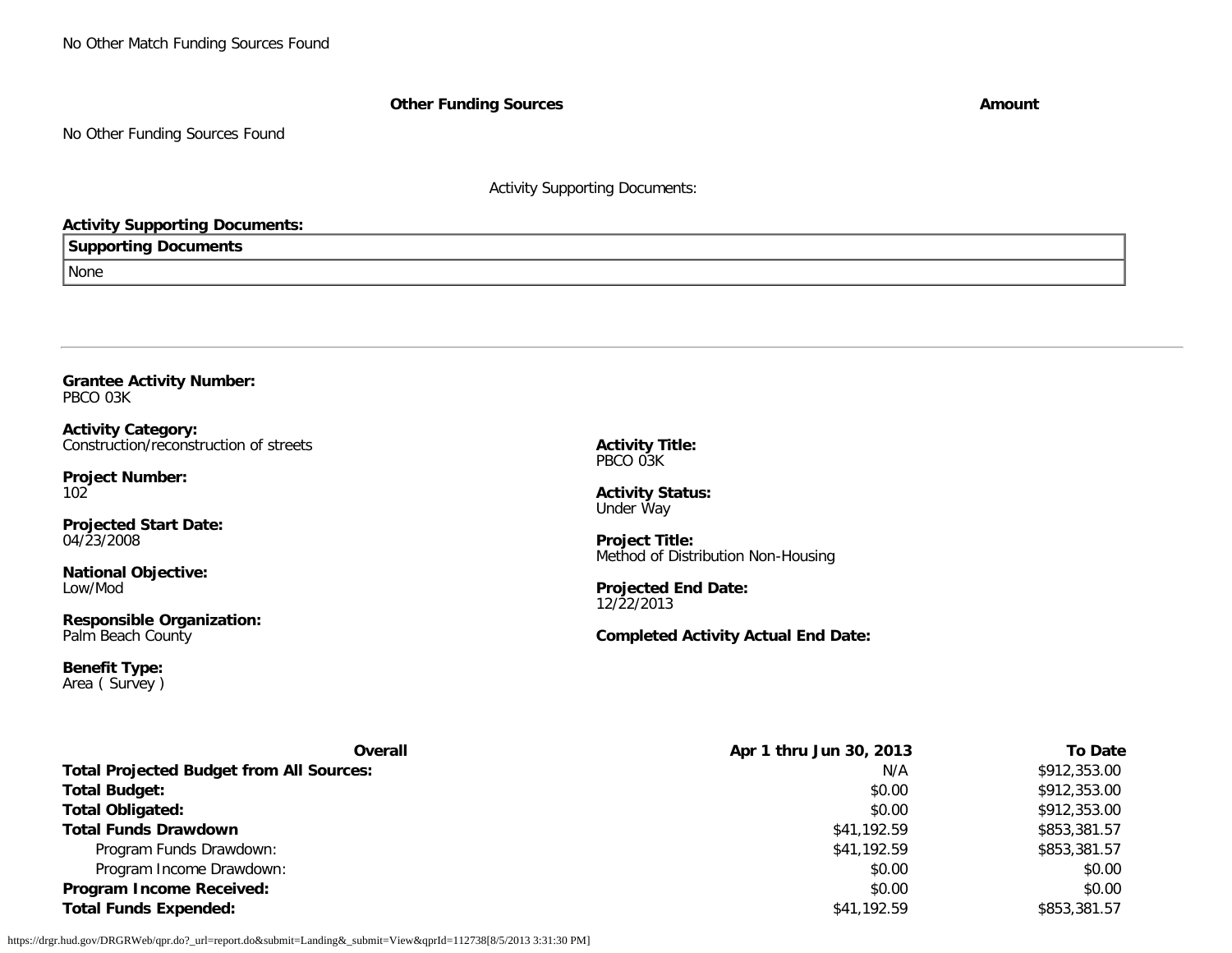No Other Match Funding Sources Found

| Other Funding Sources | Amount |
| --- | --- |

No Other Funding Sources Found

Activity Supporting Documents:

**Activity Supporting Documents:**

| Supporting Documents |
| --- |
| None |

---

**Grantee Activity Number:**
PBCO 03K

**Activity Category:**
Construction/reconstruction of streets

**Activity Title:**
PBCO 03K

**Project Number:**
102

**Activity Status:**
Under Way

**Projected Start Date:**
04/23/2008

**Project Title:**
Method of Distribution Non-Housing

**National Objective:**
Low/Mod

**Projected End Date:**
12/22/2013

**Responsible Organization:**
Palm Beach County

**Completed Activity Actual End Date:**

**Benefit Type:**
Area ( Survey )

| Overall | Apr 1 thru Jun 30, 2013 | To Date |
| --- | --- | --- |
| **Total Projected Budget from All Sources:** | N/A | $912,353.00 |
| **Total Budget:** | $0.00 | $912,353.00 |
| **Total Obligated:** | $0.00 | $912,353.00 |
| **Total Funds Drawdown** | $41,192.59 | $853,381.57 |
| Program Funds Drawdown: | $41,192.59 | $853,381.57 |
| Program Income Drawdown: | $0.00 | $0.00 |
| **Program Income Received:** | $0.00 | $0.00 |
| **Total Funds Expended:** | $41,192.59 | $853,381.57 |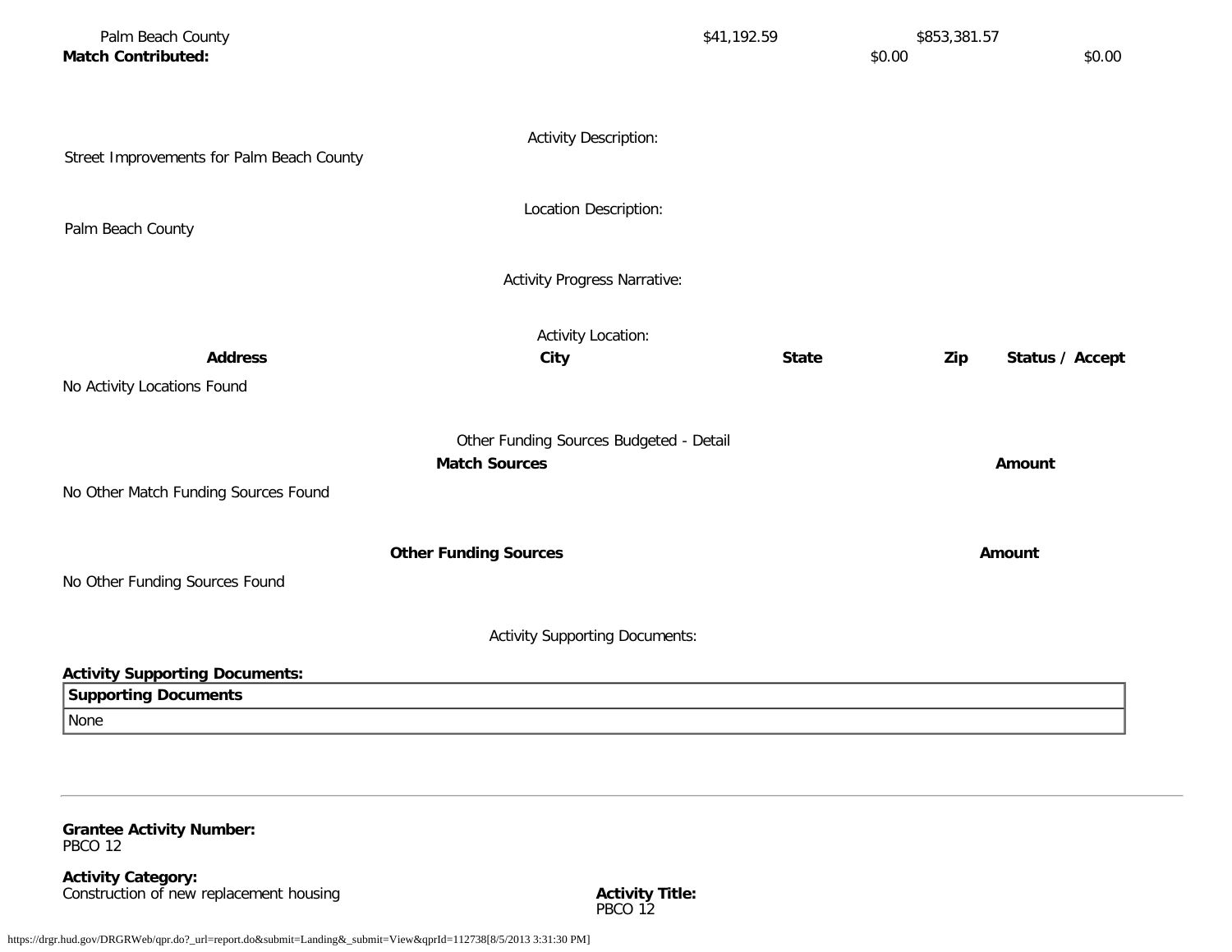| | | | |
|---|---|---|---|
| Palm Beach County | $41,192.59 | $853,381.57 | |
| **Match Contributed:** | | $0.00 | $0.00 |

Activity Description:

Street Improvements for Palm Beach County

Location Description:

Palm Beach County

Activity Progress Narrative:

Activity Location:

| **Address** | **City** | **State** | **Zip** | **Status / Accept** |
|---|---|---|---|---|
| No Activity Locations Found | | | | |

Other Funding Sources Budgeted - Detail

| **Match Sources** | **Amount** |
|---|---|
| No Other Match Funding Sources Found | |

| **Other Funding Sources** | **Amount** |
|---|---|
| No Other Funding Sources Found | |

Activity Supporting Documents:

**Activity Supporting Documents:**

| **Supporting Documents** |
|---|
| None |

---

**Grantee Activity Number:**
PBCO 12

**Activity Category:**
Construction of new replacement housing

**Activity Title:**
PBCO 12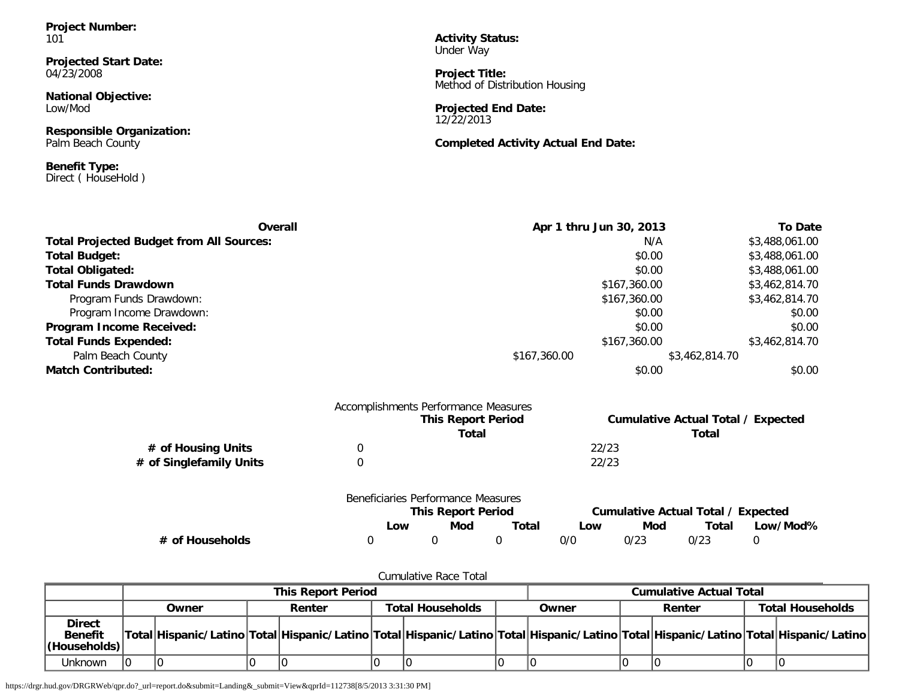**Project Number:**
101

**Projected Start Date:**
04/23/2008

**National Objective:**
Low/Mod

**Responsible Organization:**
Palm Beach County

**Benefit Type:**
Direct ( HouseHold )

**Activity Status:**
Under Way

**Project Title:**
Method of Distribution Housing

**Projected End Date:**
12/22/2013

**Completed Activity Actual End Date:**

| **Overall** | **Apr 1 thru Jun 30, 2013** | **To Date** |
|---|---|---|
| **Total Projected Budget from All Sources:** | N/A | $3,488,061.00 |
| **Total Budget:** | $0.00 | $3,488,061.00 |
| **Total Obligated:** | $0.00 | $3,488,061.00 |
| **Total Funds Drawdown** | $167,360.00 | $3,462,814.70 |
| Program Funds Drawdown: | $167,360.00 | $3,462,814.70 |
| Program Income Drawdown: | $0.00 | $0.00 |
| **Program Income Received:** | $0.00 | $0.00 |
| **Total Funds Expended:** | $167,360.00 | $3,462,814.70 |
| Palm Beach County | $167,360.00 | $3,462,814.70 |
| **Match Contributed:** | $0.00 | $0.00 |

Accomplishments Performance Measures

| | **This Report Period Total** | **Cumulative Actual Total / Expected Total** |
|---|---|---|
| **# of Housing Units** | 0 | 22/23 |
| **# of Singlefamily Units** | 0 | 22/23 |

Beneficiaries Performance Measures

| | **This Report Period** | | | **Cumulative Actual Total / Expected** | | | |
|---|---|---|---|---|---|---|---|
| | **Low** | **Mod** | **Total** | **Low** | **Mod** | **Total** | **Low/Mod%** |
| **# of Households** | 0 | 0 | 0 | 0/0 | 0/23 | 0/23 | 0 |

Cumulative Race Total

| | **This Report Period** | | | | | | **Cumulative Actual Total** | | | | | |
|---|---|---|---|---|---|---|---|---|---|---|---|---|
| | **Owner** | | **Renter** | | **Total Households** | | **Owner** | | **Renter** | | **Total Households** | |
| **Direct Benefit (Households)** | **Total** | **Hispanic/Latino** | **Total** | **Hispanic/Latino** | **Total** | **Hispanic/Latino** | **Total** | **Hispanic/Latino** | **Total** | **Hispanic/Latino** | **Total** | **Hispanic/Latino** |
| Unknown | 0 | 0 | 0 | 0 | 0 | 0 | 0 | 0 | 0 | 0 | 0 | 0 |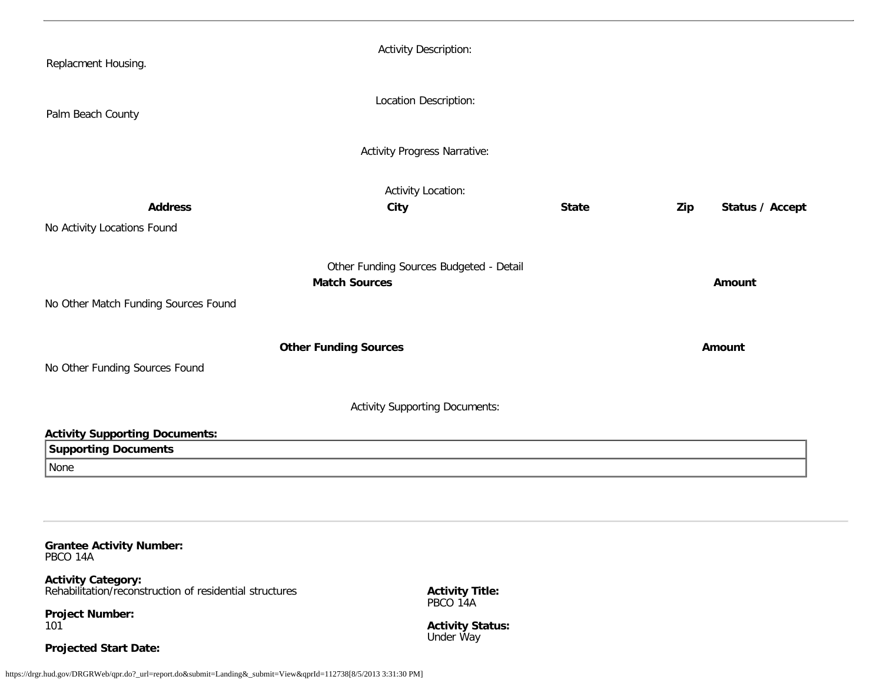Activity Description:

Replacment Housing.

Location Description:

Palm Beach County

Activity Progress Narrative:

Activity Location:

| Address | City | State | Zip | Status / Accept |
|---|---|---|---|---|
| No Activity Locations Found | | | | |

Other Funding Sources Budgeted - Detail

| Match Sources | Amount |
|---|---|
| No Other Match Funding Sources Found | |

| Other Funding Sources | Amount |
|---|---|
| No Other Funding Sources Found | |

Activity Supporting Documents:

**Activity Supporting Documents:**

| Supporting Documents |
|---|
| None |

---

**Grantee Activity Number:**
PBCO 14A

**Activity Category:**
Rehabilitation/reconstruction of residential structures

**Project Number:**
101

**Projected Start Date:**

**Activity Title:**
PBCO 14A

**Activity Status:**
Under Way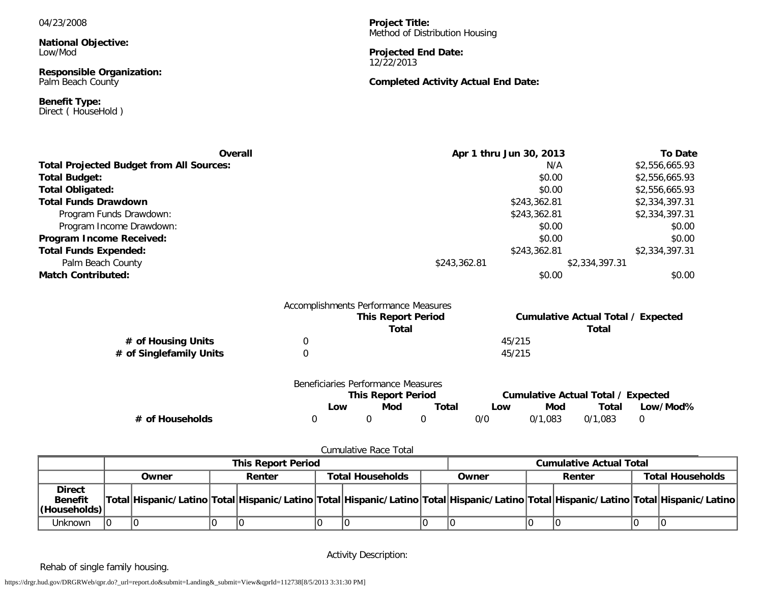04/23/2008

**National Objective:**
Low/Mod

**Responsible Organization:**
Palm Beach County

**Benefit Type:**
Direct ( HouseHold )

**Project Title:**
Method of Distribution Housing

**Projected End Date:**
12/22/2013

**Completed Activity Actual End Date:**

| Overall | Apr 1 thru Jun 30, 2013 | To Date |
|---|---|---|
| **Total Projected Budget from All Sources:** | N/A | $2,556,665.93 |
| **Total Budget:** | $0.00 | $2,556,665.93 |
| **Total Obligated:** | $0.00 | $2,556,665.93 |
| **Total Funds Drawdown** | $243,362.81 | $2,334,397.31 |
| Program Funds Drawdown: | $243,362.81 | $2,334,397.31 |
| Program Income Drawdown: | $0.00 | $0.00 |
| **Program Income Received:** | $0.00 | $0.00 |
| **Total Funds Expended:** | $243,362.81 | $2,334,397.31 |
| Palm Beach County | $243,362.81 | $2,334,397.31 |
| **Match Contributed:** | $0.00 | $0.00 |

Accomplishments Performance Measures

| | This Report Period Total | Cumulative Actual Total / Expected Total |
|---|---|---|
| **# of Housing Units** | 0 | 45/215 |
| **# of Singlefamily Units** | 0 | 45/215 |

Beneficiaries Performance Measures

| | This Report Period | | | Cumulative Actual Total / Expected | | | |
|---|---|---|---|---|---|---|---|
| | Low | Mod | Total | Low | Mod | Total | Low/Mod% |
| **# of Households** | 0 | 0 | 0 | 0/0 | 0/1,083 | 0/1,083 | 0 |

Cumulative Race Total

| | This Report Period | | | | | | Cumulative Actual Total | | | | | |
|---|---|---|---|---|---|---|---|---|---|---|---|---|
| | Owner | | Renter | | Total Households | | Owner | | Renter | | Total Households | |
| **Direct Benefit (Households)** | Total | Hispanic/Latino | Total | Hispanic/Latino | Total | Hispanic/Latino | Total | Hispanic/Latino | Total | Hispanic/Latino | Total | Hispanic/Latino |
| Unknown | 0 | 0 | 0 | 0 | 0 | 0 | 0 | 0 | 0 | 0 | 0 | 0 |

Activity Description:

Rehab of single family housing.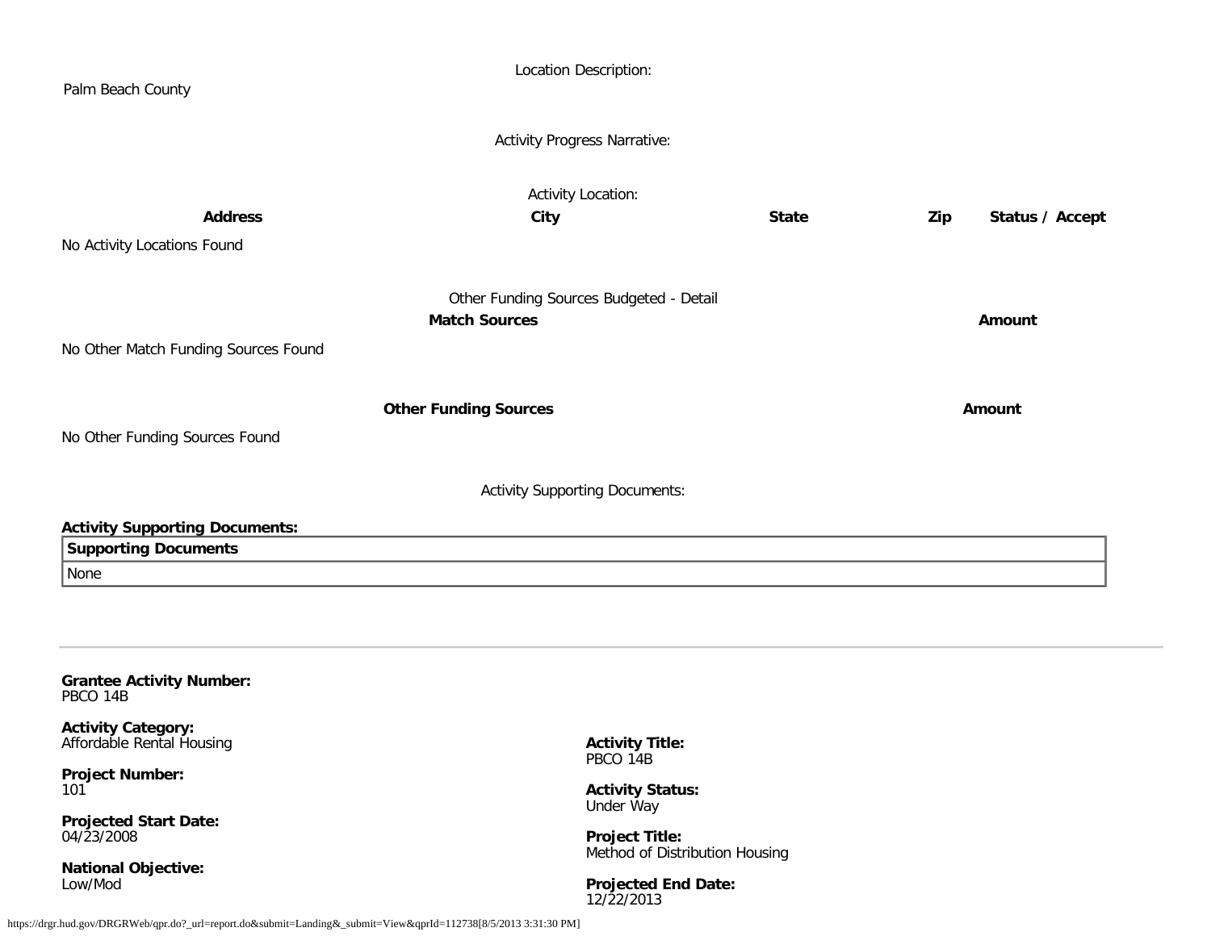Location Description:

Palm Beach County

Activity Progress Narrative:

Activity Location:

| Address | City | State | Zip | Status / Accept |
|---|---|---|---|---|
| No Activity Locations Found | | | | |

Other Funding Sources Budgeted - Detail

| Match Sources | Amount |
|---|---|
| No Other Match Funding Sources Found | |

| Other Funding Sources | Amount |
|---|---|
| No Other Funding Sources Found | |

Activity Supporting Documents:

**Activity Supporting Documents:**

| Supporting Documents |
|---|
| None |

---

**Grantee Activity Number:**
PBCO 14B

**Activity Category:**
Affordable Rental Housing

**Project Number:**
101

**Projected Start Date:**
04/23/2008

**National Objective:**
Low/Mod

**Activity Title:**
PBCO 14B

**Activity Status:**
Under Way

**Project Title:**
Method of Distribution Housing

**Projected End Date:**
12/22/2013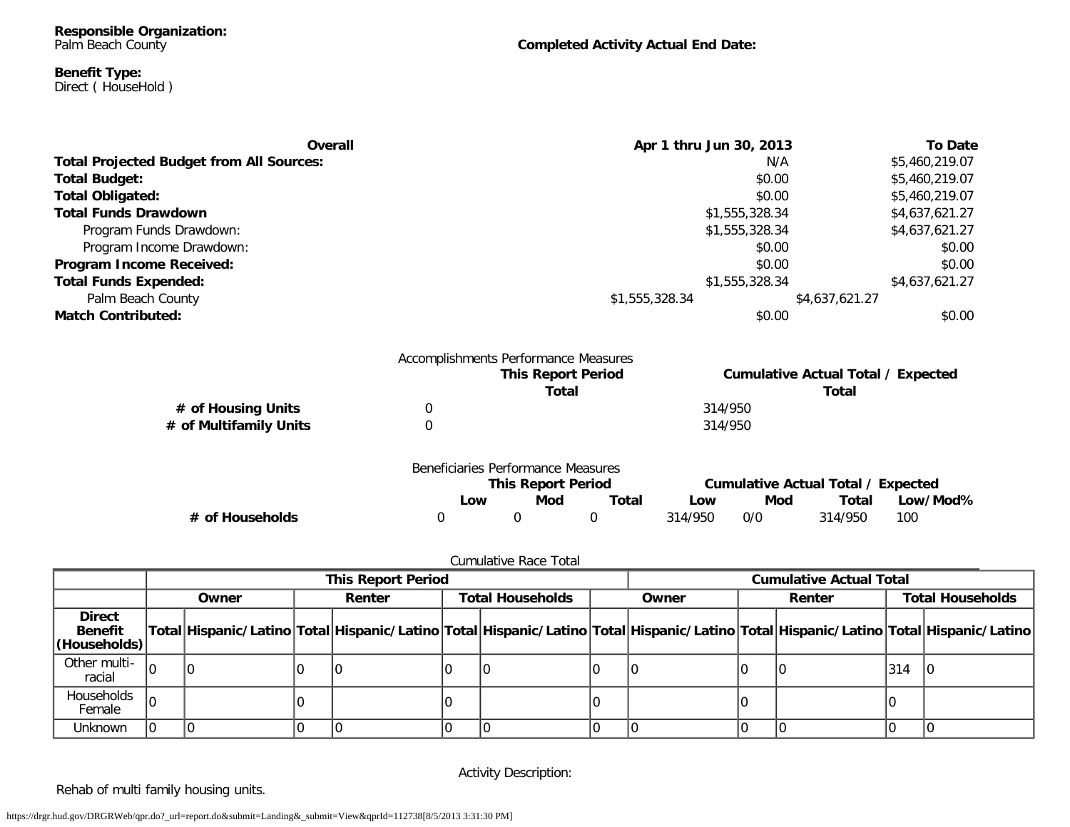**Responsible Organization:**
Palm Beach County

**Completed Activity Actual End Date:**

**Benefit Type:**
Direct ( HouseHold )

| Overall | Apr 1 thru Jun 30, 2013 | To Date |
|---|---|---|
| **Total Projected Budget from All Sources:** | N/A | $5,460,219.07 |
| **Total Budget:** | $0.00 | $5,460,219.07 |
| **Total Obligated:** | $0.00 | $5,460,219.07 |
| **Total Funds Drawdown** | $1,555,328.34 | $4,637,621.27 |
| Program Funds Drawdown: | $1,555,328.34 | $4,637,621.27 |
| Program Income Drawdown: | $0.00 | $0.00 |
| **Program Income Received:** | $0.00 | $0.00 |
| **Total Funds Expended:** | $1,555,328.34 | $4,637,621.27 |
| Palm Beach County | $1,555,328.34 | $4,637,621.27 |
| **Match Contributed:** | $0.00 | $0.00 |

Accomplishments Performance Measures

| | This Report Period Total | Cumulative Actual Total / Expected Total |
|---|---|---|
| **# of Housing Units** | 0 | 314/950 |
| **# of Multifamily Units** | 0 | 314/950 |

Beneficiaries Performance Measures

| | This Report Period | | | Cumulative Actual Total / Expected | | | |
|---|---|---|---|---|---|---|---|
| | Low | Mod | Total | Low | Mod | Total | Low/Mod% |
| **# of Households** | 0 | 0 | 0 | 314/950 | 0/0 | 314/950 | 100 |

Cumulative Race Total

| | This Report Period | | | | | | Cumulative Actual Total | | | | | |
|---|---|---|---|---|---|---|---|---|---|---|---|---|
| | Owner | | Renter | | Total Households | | Owner | | Renter | | Total Households | |
| **Direct Benefit (Households)** | Total | Hispanic/Latino | Total | Hispanic/Latino | Total | Hispanic/Latino | Total | Hispanic/Latino | Total | Hispanic/Latino | Total | Hispanic/Latino |
| Other multi-racial | 0 | 0 | 0 | 0 | 0 | 0 | 0 | 0 | 0 | 0 | 314 | 0 |
| Households Female | 0 | | 0 | | 0 | | 0 | | 0 | | 0 | |
| Unknown | 0 | 0 | 0 | 0 | 0 | 0 | 0 | 0 | 0 | 0 | 0 | 0 |

Activity Description:

Rehab of multi family housing units.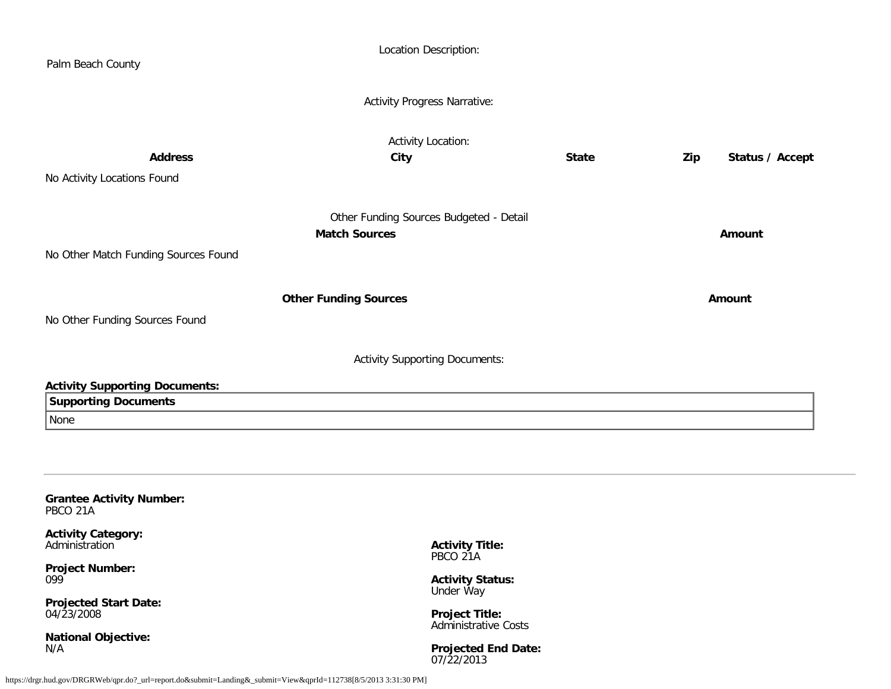Location Description:

Palm Beach County

Activity Progress Narrative:

Activity Location:

| Address | City | State | Zip | Status / Accept |
|---|---|---|---|---|
| No Activity Locations Found | | | | |

Other Funding Sources Budgeted - Detail

| Match Sources | Amount |
|---|---|
| No Other Match Funding Sources Found | |

| Other Funding Sources | Amount |
|---|---|
| No Other Funding Sources Found | |

Activity Supporting Documents:

**Activity Supporting Documents:**

| Supporting Documents |
|---|
| None |

---

**Grantee Activity Number:**
PBCO 21A

**Activity Category:**
Administration

**Project Number:**
099

**Projected Start Date:**
04/23/2008

**National Objective:**
N/A

**Activity Title:**
PBCO 21A

**Activity Status:**
Under Way

**Project Title:**
Administrative Costs

**Projected End Date:**
07/22/2013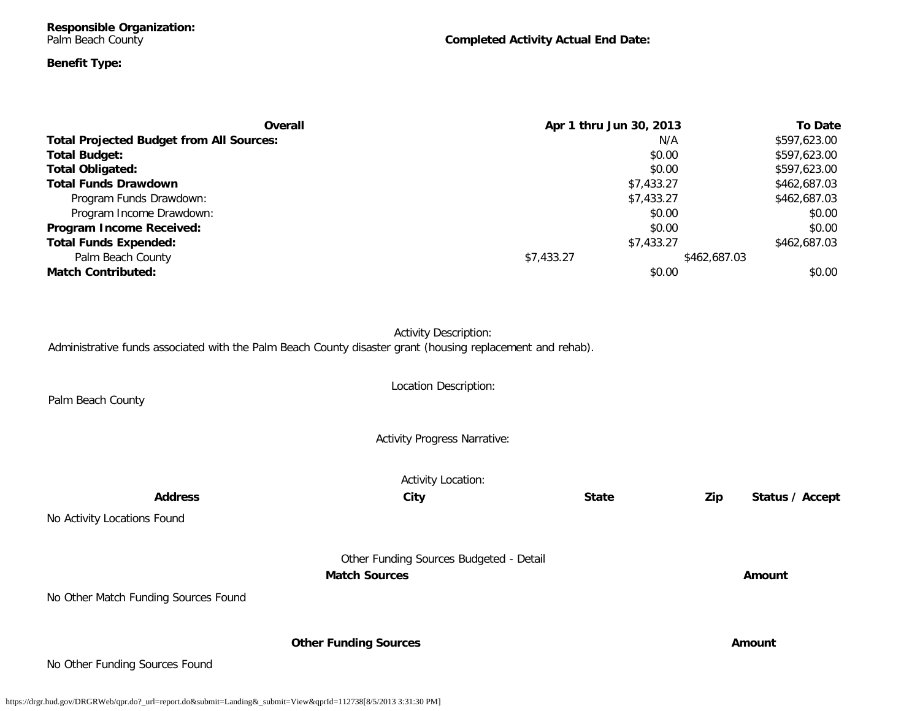**Responsible Organization:**
Palm Beach County

**Completed Activity Actual End Date:**

**Benefit Type:**

| Overall | Apr 1 thru Jun 30, 2013 | To Date |
|---|---|---|
| **Total Projected Budget from All Sources:** | N/A | $597,623.00 |
| **Total Budget:** | $0.00 | $597,623.00 |
| **Total Obligated:** | $0.00 | $597,623.00 |
| **Total Funds Drawdown** | $7,433.27 | $462,687.03 |
| Program Funds Drawdown: | $7,433.27 | $462,687.03 |
| Program Income Drawdown: | $0.00 | $0.00 |
| **Program Income Received:** | $0.00 | $0.00 |
| **Total Funds Expended:** | $7,433.27 | $462,687.03 |
| Palm Beach County | $7,433.27 | $462,687.03 |
| **Match Contributed:** | $0.00 | $0.00 |

Activity Description:

Administrative funds associated with the Palm Beach County disaster grant (housing replacement and rehab).

Location Description:

Palm Beach County

Activity Progress Narrative:

Activity Location:

| Address | City | State | Zip | Status / Accept |
|---|---|---|---|---|

No Activity Locations Found

Other Funding Sources Budgeted - Detail

| Match Sources | Amount |
|---|---|

No Other Match Funding Sources Found

| Other Funding Sources | Amount |
|---|---|

No Other Funding Sources Found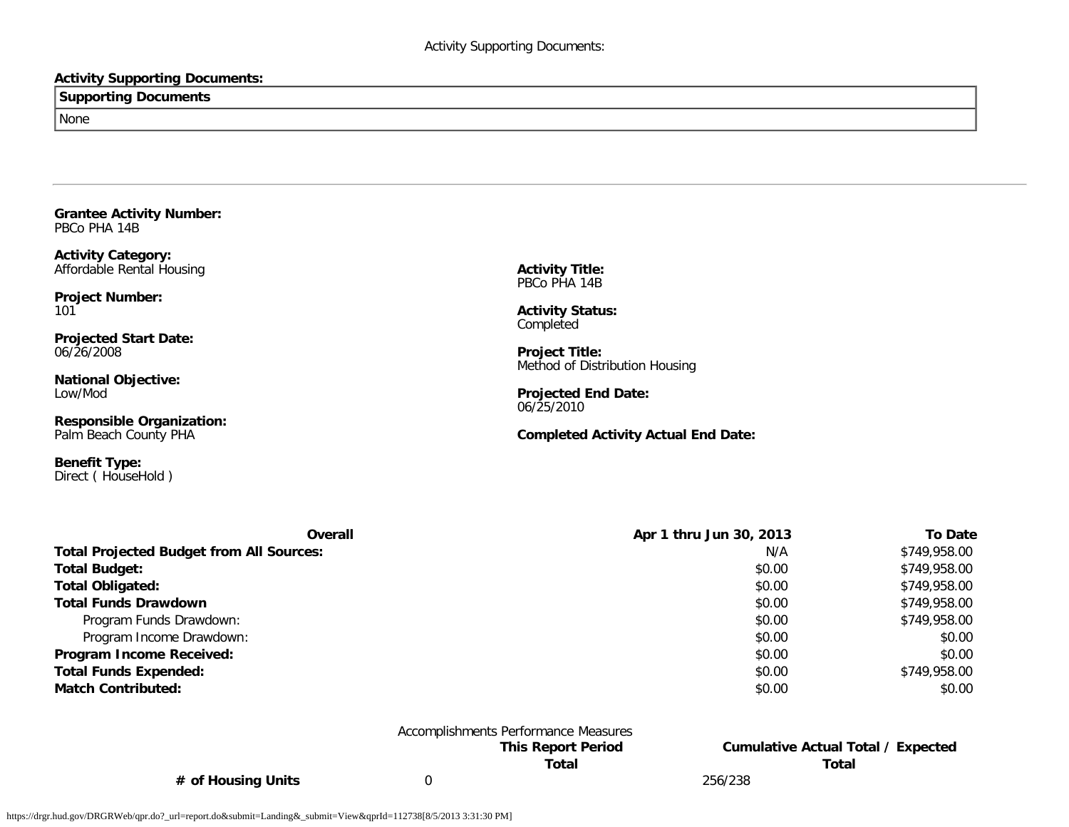Activity Supporting Documents:

**Activity Supporting Documents:**

| **Supporting Documents** |
| --- |
| None |

---

**Grantee Activity Number:**
PBCo PHA 14B

**Activity Category:**
Affordable Rental Housing

**Activity Title:**
PBCo PHA 14B

**Project Number:**
101

**Activity Status:**
Completed

**Projected Start Date:**
06/26/2008

**Project Title:**
Method of Distribution Housing

**National Objective:**
Low/Mod

**Projected End Date:**
06/25/2010

**Responsible Organization:**
Palm Beach County PHA

**Completed Activity Actual End Date:**

**Benefit Type:**
Direct ( HouseHold )

| **Overall** | **Apr 1 thru Jun 30, 2013** | **To Date** |
| --- | --- | --- |
| **Total Projected Budget from All Sources:** | N/A | $749,958.00 |
| **Total Budget:** | $0.00 | $749,958.00 |
| **Total Obligated:** | $0.00 | $749,958.00 |
| **Total Funds Drawdown** | $0.00 | $749,958.00 |
| Program Funds Drawdown: | $0.00 | $749,958.00 |
| Program Income Drawdown: | $0.00 | $0.00 |
| **Program Income Received:** | $0.00 | $0.00 |
| **Total Funds Expended:** | $0.00 | $749,958.00 |
| **Match Contributed:** | $0.00 | $0.00 |

Accomplishments Performance Measures

| | **This Report Period Total** | **Cumulative Actual Total / Expected Total** |
| --- | --- | --- |
| **# of Housing Units** | 0 | 256/238 |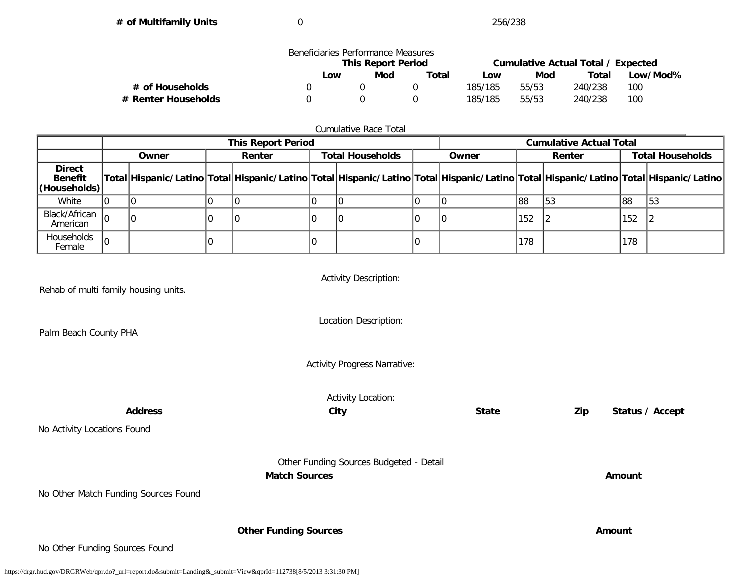| | | |
|---|---|---|
| **# of Multifamily Units** | 0 | 256/238 |

Beneficiaries Performance Measures

| | This Report Period | | | Cumulative Actual Total / Expected | | | |
|---|---|---|---|---|---|---|---|
| | **Low** | **Mod** | **Total** | **Low** | **Mod** | **Total** | **Low/Mod%** |
| **# of Households** | 0 | 0 | 0 | 185/185 | 55/53 | 240/238 | 100 |
| **# Renter Households** | 0 | 0 | 0 | 185/185 | 55/53 | 240/238 | 100 |

Cumulative Race Total

| | **This Report Period** | | | | | | **Cumulative Actual Total** | | | | | |
|---|---|---|---|---|---|---|---|---|---|---|---|---|
| | **Owner** | | **Renter** | | **Total Households** | | **Owner** | | **Renter** | | **Total Households** | |
| **Direct Benefit (Households)** | **Total** | **Hispanic/Latino** | **Total** | **Hispanic/Latino** | **Total** | **Hispanic/Latino** | **Total** | **Hispanic/Latino** | **Total** | **Hispanic/Latino** | **Total** | **Hispanic/Latino** |
| White | 0 | 0 | 0 | 0 | 0 | 0 | 0 | 0 | 88 | 53 | 88 | 53 |
| Black/African American | 0 | 0 | 0 | 0 | 0 | 0 | 0 | 0 | 152 | 2 | 152 | 2 |
| Households Female | 0 | | 0 | | 0 | | 0 | | 178 | | 178 | |

Activity Description:

Rehab of multi family housing units.

Location Description:

Palm Beach County PHA

Activity Progress Narrative:

Activity Location:

| **Address** | **City** | **State** | **Zip** | **Status / Accept** |
|---|---|---|---|---|

No Activity Locations Found

Other Funding Sources Budgeted - Detail

| **Match Sources** | **Amount** |
|---|---|

No Other Match Funding Sources Found

| **Other Funding Sources** | **Amount** |
|---|---|

No Other Funding Sources Found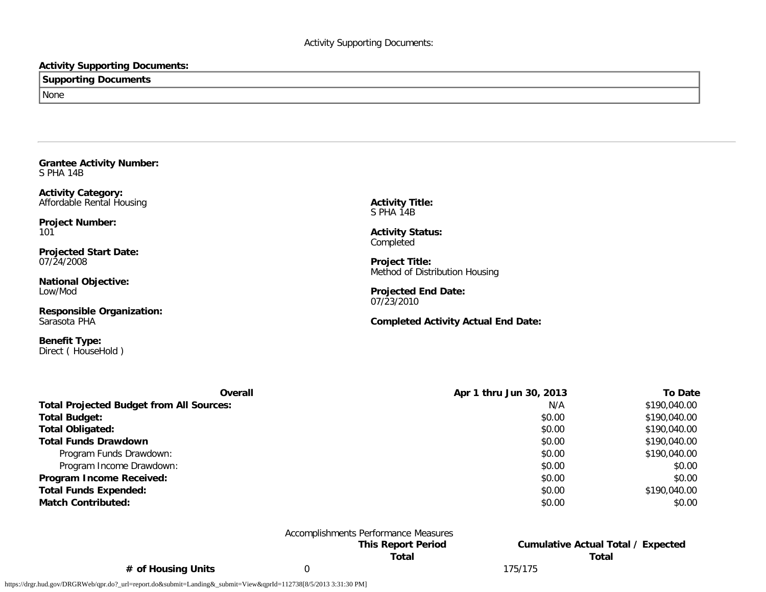Activity Supporting Documents:

**Activity Supporting Documents:**

| Supporting Documents |
|---|
| None |

---

**Grantee Activity Number:**
S PHA 14B

**Activity Category:**
Affordable Rental Housing

**Project Number:**
101

**Projected Start Date:**
07/24/2008

**National Objective:**
Low/Mod

**Responsible Organization:**
Sarasota PHA

**Benefit Type:**
Direct ( HouseHold )

**Activity Title:**
S PHA 14B

**Activity Status:**
Completed

**Project Title:**
Method of Distribution Housing

**Projected End Date:**
07/23/2010

**Completed Activity Actual End Date:**

| Overall | Apr 1 thru Jun 30, 2013 | To Date |
|---|---|---|
| **Total Projected Budget from All Sources:** | N/A | $190,040.00 |
| **Total Budget:** | $0.00 | $190,040.00 |
| **Total Obligated:** | $0.00 | $190,040.00 |
| **Total Funds Drawdown** | $0.00 | $190,040.00 |
| Program Funds Drawdown: | $0.00 | $190,040.00 |
| Program Income Drawdown: | $0.00 | $0.00 |
| **Program Income Received:** | $0.00 | $0.00 |
| **Total Funds Expended:** | $0.00 | $190,040.00 |
| **Match Contributed:** | $0.00 | $0.00 |

Accomplishments Performance Measures

| | This Report Period Total | Cumulative Actual Total / Expected Total |
|---|---|---|
| **# of Housing Units** | 0 | 175/175 |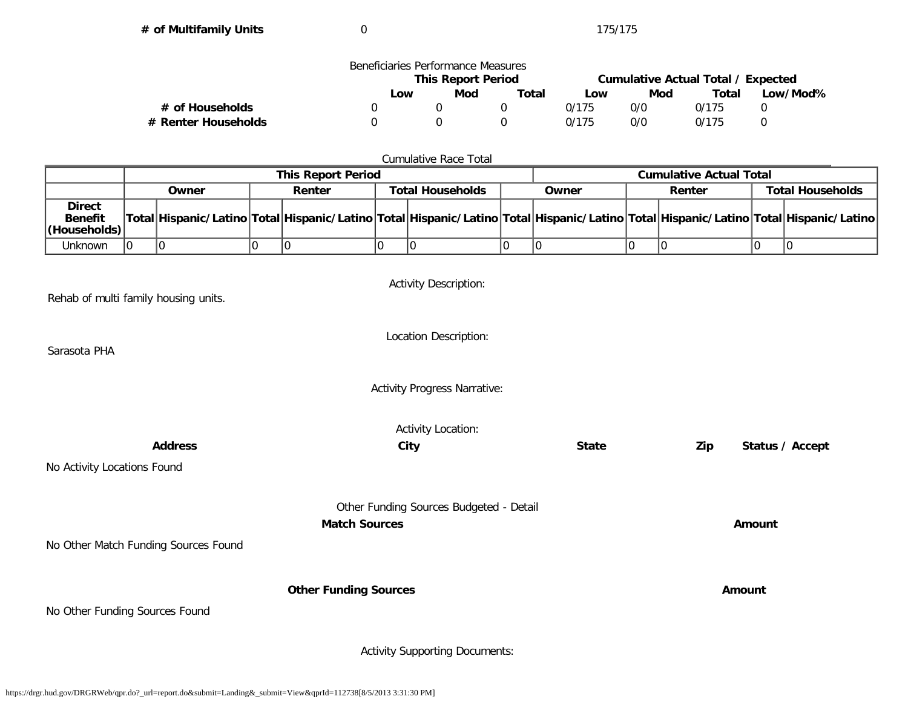| | | |
|---|---|---|
| **# of Multifamily Units** | 0 | 175/175 |

Beneficiaries Performance Measures

| | This Report Period | | | Cumulative Actual Total / Expected | | | |
|---|---|---|---|---|---|---|---|
| | **Low** | **Mod** | **Total** | **Low** | **Mod** | **Total** | **Low/Mod%** |
| **# of Households** | 0 | 0 | 0 | 0/175 | 0/0 | 0/175 | 0 |
| **# Renter Households** | 0 | 0 | 0 | 0/175 | 0/0 | 0/175 | 0 |

Cumulative Race Total

| | This Report Period | | | | | | Cumulative Actual Total | | | | | |
|---|---|---|---|---|---|---|---|---|---|---|---|---|
| | Owner | | Renter | | Total Households | | Owner | | Renter | | Total Households | |
| **Direct Benefit (Households)** | **Total** | **Hispanic/Latino** | **Total** | **Hispanic/Latino** | **Total** | **Hispanic/Latino** | **Total** | **Hispanic/Latino** | **Total** | **Hispanic/Latino** | **Total** | **Hispanic/Latino** |
| Unknown | 0 | 0 | 0 | 0 | 0 | 0 | 0 | 0 | 0 | 0 | 0 | 0 |

Activity Description:

Rehab of multi family housing units.

Location Description:

Sarasota PHA

Activity Progress Narrative:

Activity Location:

| Address | City | State | Zip | Status / Accept |
|---|---|---|---|---|

No Activity Locations Found

Other Funding Sources Budgeted - Detail

| Match Sources | Amount |
|---|---|

No Other Match Funding Sources Found

| Other Funding Sources | Amount |
|---|---|

No Other Funding Sources Found

Activity Supporting Documents: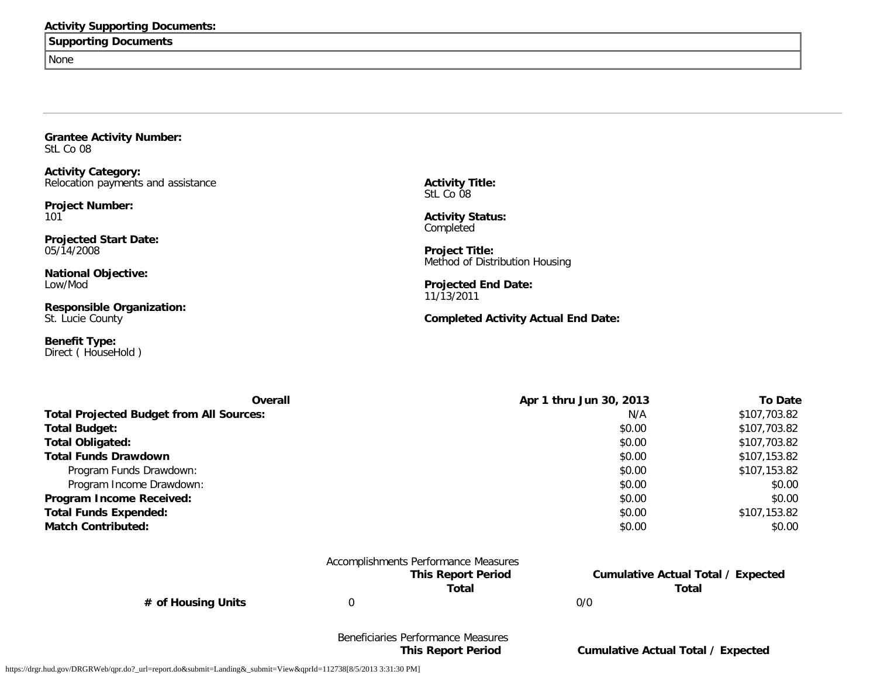**Activity Supporting Documents:**

| Supporting Documents |
|---|
| None |

---

**Grantee Activity Number:**
StL Co 08

**Activity Category:**
Relocation payments and assistance

**Project Number:**
101

**Projected Start Date:**
05/14/2008

**National Objective:**
Low/Mod

**Responsible Organization:**
St. Lucie County

**Benefit Type:**
Direct ( HouseHold )

**Activity Title:**
StL Co 08

**Activity Status:**
Completed

**Project Title:**
Method of Distribution Housing

**Projected End Date:**
11/13/2011

**Completed Activity Actual End Date:**

| Overall | Apr 1 thru Jun 30, 2013 | To Date |
|---|---|---|
| **Total Projected Budget from All Sources:** | N/A | $107,703.82 |
| **Total Budget:** | $0.00 | $107,703.82 |
| **Total Obligated:** | $0.00 | $107,703.82 |
| **Total Funds Drawdown** | $0.00 | $107,153.82 |
| Program Funds Drawdown: | $0.00 | $107,153.82 |
| Program Income Drawdown: | $0.00 | $0.00 |
| **Program Income Received:** | $0.00 | $0.00 |
| **Total Funds Expended:** | $0.00 | $107,153.82 |
| **Match Contributed:** | $0.00 | $0.00 |

Accomplishments Performance Measures

| | This Report Period Total | Cumulative Actual Total / Expected Total |
|---|---|---|
| **# of Housing Units** | 0 | 0/0 |

Beneficiaries Performance Measures

| | This Report Period | Cumulative Actual Total / Expected |
|---|---|---|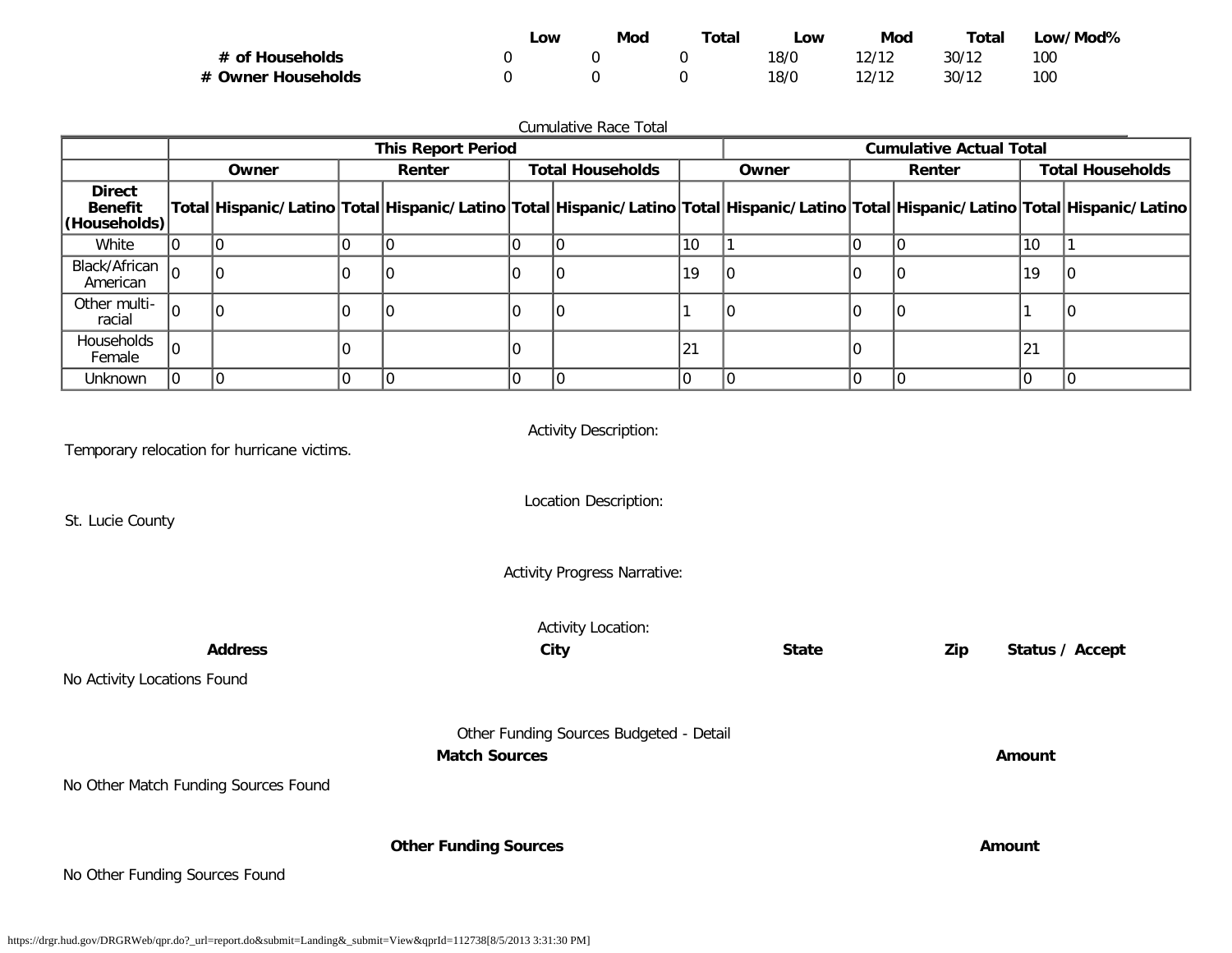| | Low | Mod | Total | Low | Mod | Total | Low/Mod% |
|---|---|---|---|---|---|---|---|
| **# of Households** | 0 | 0 | 0 | 18/0 | 12/12 | 30/12 | 100 |
| **# Owner Households** | 0 | 0 | 0 | 18/0 | 12/12 | 30/12 | 100 |

Cumulative Race Total

| | This Report Period | | | | | | Cumulative Actual Total | | | | | |
|---|---|---|---|---|---|---|---|---|---|---|---|---|
| | Owner | | Renter | | Total Households | | Owner | | Renter | | Total Households | |
| **Direct Benefit (Households)** | Total | Hispanic/Latino | Total | Hispanic/Latino | Total | Hispanic/Latino | Total | Hispanic/Latino | Total | Hispanic/Latino | Total | Hispanic/Latino |
| White | 0 | 0 | 0 | 0 | 0 | 0 | 10 | 1 | 0 | 0 | 10 | 1 |
| Black/African American | 0 | 0 | 0 | 0 | 0 | 0 | 19 | 0 | 0 | 0 | 19 | 0 |
| Other multi-racial | 0 | 0 | 0 | 0 | 0 | 0 | 1 | 0 | 0 | 0 | 1 | 0 |
| Households Female | 0 | | 0 | | 0 | | 21 | | 0 | | 21 | |
| Unknown | 0 | 0 | 0 | 0 | 0 | 0 | 0 | 0 | 0 | 0 | 0 | 0 |

Activity Description:

Temporary relocation for hurricane victims.

Location Description:

St. Lucie County

Activity Progress Narrative:

Activity Location:

| Address | City | State | Zip | Status / Accept |
|---|---|---|---|---|

No Activity Locations Found

Other Funding Sources Budgeted - Detail

| Match Sources | Amount |
|---|---|

No Other Match Funding Sources Found

| Other Funding Sources | Amount |
|---|---|

No Other Funding Sources Found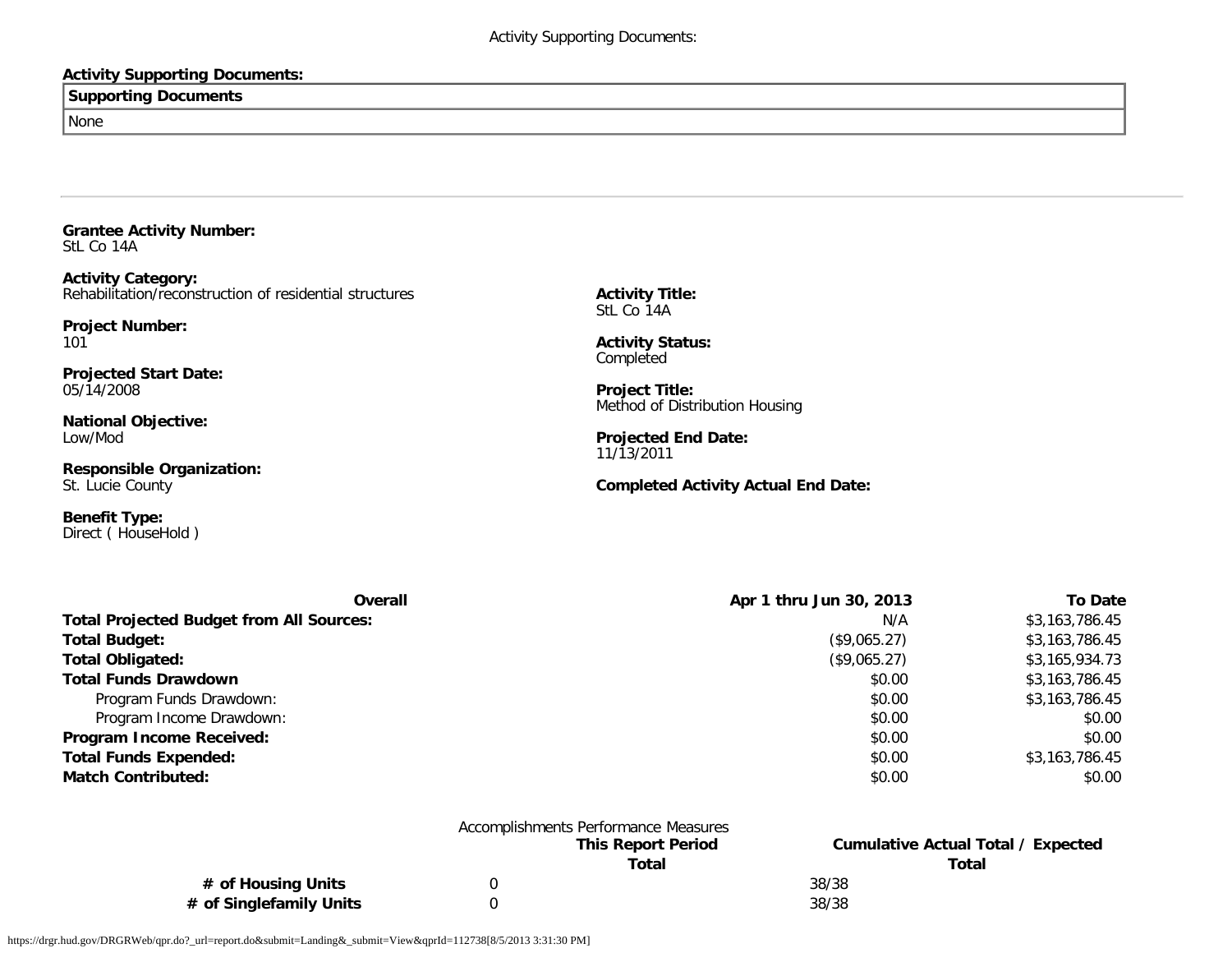**Activity Supporting Documents:**

| Supporting Documents |
|---|
| None |

---

**Grantee Activity Number:**
StL Co 14A

**Activity Category:**
Rehabilitation/reconstruction of residential structures

**Project Number:**
101

**Projected Start Date:**
05/14/2008

**National Objective:**
Low/Mod

**Responsible Organization:**
St. Lucie County

**Benefit Type:**
Direct ( HouseHold )

**Activity Title:**
StL Co 14A

**Activity Status:**
Completed

**Project Title:**
Method of Distribution Housing

**Projected End Date:**
11/13/2011

**Completed Activity Actual End Date:**

| Overall | Apr 1 thru Jun 30, 2013 | To Date |
|---|---|---|
| **Total Projected Budget from All Sources:** | N/A | $3,163,786.45 |
| **Total Budget:** | ($9,065.27) | $3,163,786.45 |
| **Total Obligated:** | ($9,065.27) | $3,165,934.73 |
| **Total Funds Drawdown** | $0.00 | $3,163,786.45 |
| Program Funds Drawdown: | $0.00 | $3,163,786.45 |
| Program Income Drawdown: | $0.00 | $0.00 |
| **Program Income Received:** | $0.00 | $0.00 |
| **Total Funds Expended:** | $0.00 | $3,163,786.45 |
| **Match Contributed:** | $0.00 | $0.00 |

Accomplishments Performance Measures

| | This Report Period Total | Cumulative Actual Total / Expected Total |
|---|---|---|
| **# of Housing Units** | 0 | 38/38 |
| **# of Singlefamily Units** | 0 | 38/38 |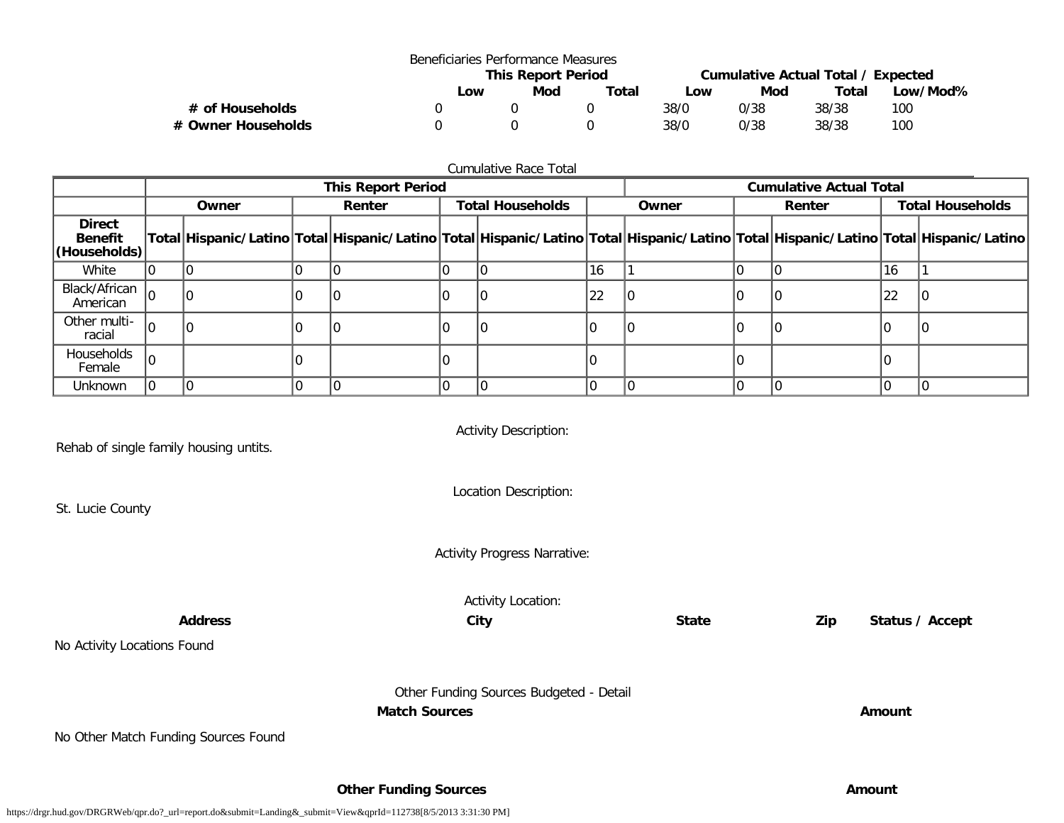Beneficiaries Performance Measures

| | This Report Period | | | Cumulative Actual Total / Expected | | | |
|---|---|---|---|---|---|---|---|
| | **Low** | **Mod** | **Total** | **Low** | **Mod** | **Total** | **Low/Mod%** |
| **# of Households** | 0 | 0 | 0 | 38/0 | 0/38 | 38/38 | 100 |
| **# Owner Households** | 0 | 0 | 0 | 38/0 | 0/38 | 38/38 | 100 |

Cumulative Race Total

| | **This Report Period** | | | | | | **Cumulative Actual Total** | | | | | |
|---|---|---|---|---|---|---|---|---|---|---|---|---|
| | **Owner** | | **Renter** | | **Total Households** | | **Owner** | | **Renter** | | **Total Households** | |
| **Direct Benefit (Households)** | **Total** | **Hispanic/Latino** | **Total** | **Hispanic/Latino** | **Total** | **Hispanic/Latino** | **Total** | **Hispanic/Latino** | **Total** | **Hispanic/Latino** | **Total** | **Hispanic/Latino** |
| White | 0 | 0 | 0 | 0 | 0 | 0 | 16 | 1 | 0 | 0 | 16 | 1 |
| Black/African American | 0 | 0 | 0 | 0 | 0 | 0 | 22 | 0 | 0 | 0 | 22 | 0 |
| Other multi-racial | 0 | 0 | 0 | 0 | 0 | 0 | 0 | 0 | 0 | 0 | 0 | 0 |
| Households Female | 0 | | 0 | | 0 | | 0 | | 0 | | 0 | |
| Unknown | 0 | 0 | 0 | 0 | 0 | 0 | 0 | 0 | 0 | 0 | 0 | 0 |

Activity Description:

Rehab of single family housing untits.

Location Description:

St. Lucie County

Activity Progress Narrative:

Activity Location:

| **Address** | **City** | **State** | **Zip** | **Status / Accept** |
|---|---|---|---|---|

No Activity Locations Found

Other Funding Sources Budgeted - Detail

| **Match Sources** | **Amount** |
|---|---|

No Other Match Funding Sources Found

| **Other Funding Sources** | **Amount** |
|---|---|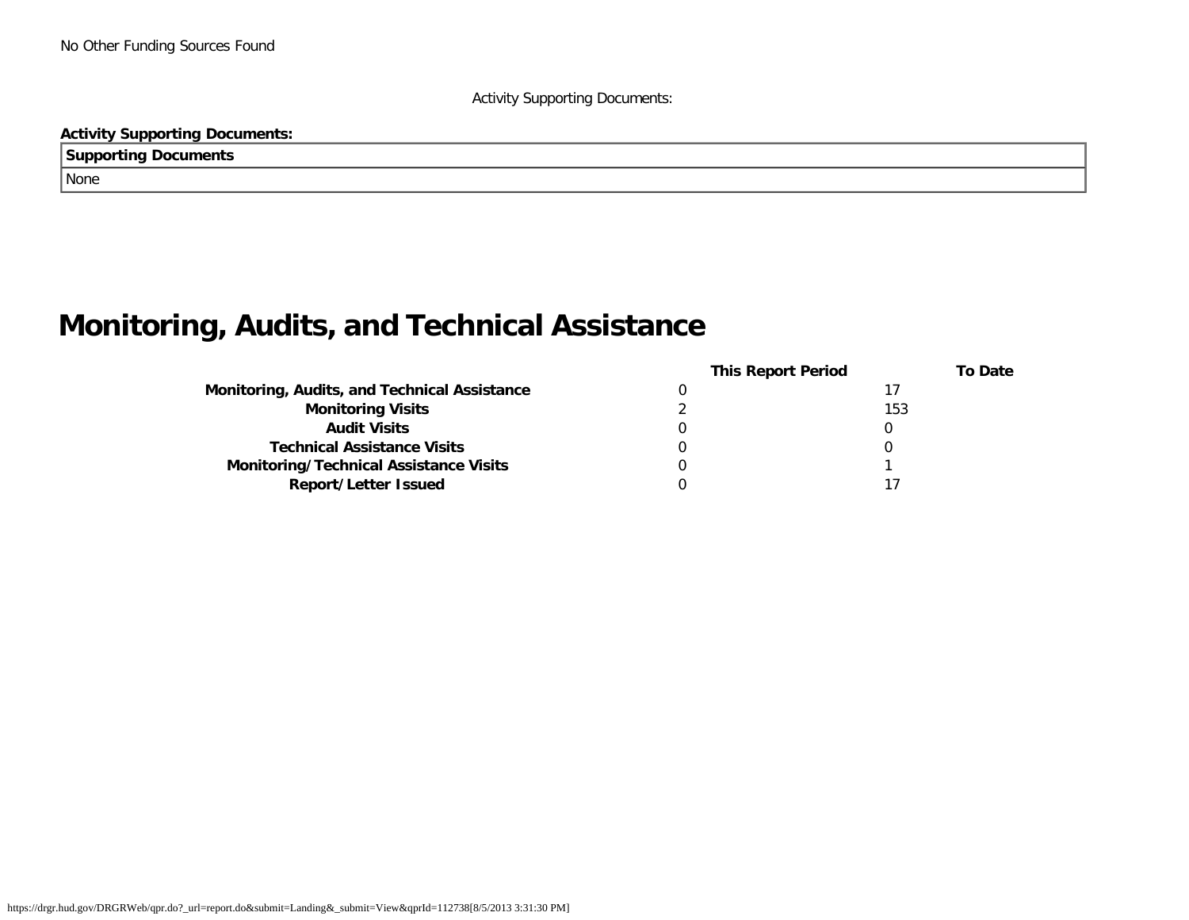No Other Funding Sources Found

Activity Supporting Documents:

**Activity Supporting Documents:**

| **Supporting Documents** |
|---|
| None |

# Monitoring, Audits, and Technical Assistance

| | This Report Period | To Date |
|---|---|---|
| **Monitoring, Audits, and Technical Assistance** | 0 | 17 |
| **Monitoring Visits** | 2 | 153 |
| **Audit Visits** | 0 | 0 |
| **Technical Assistance Visits** | 0 | 0 |
| **Monitoring/Technical Assistance Visits** | 0 | 1 |
| **Report/Letter Issued** | 0 | 17 |